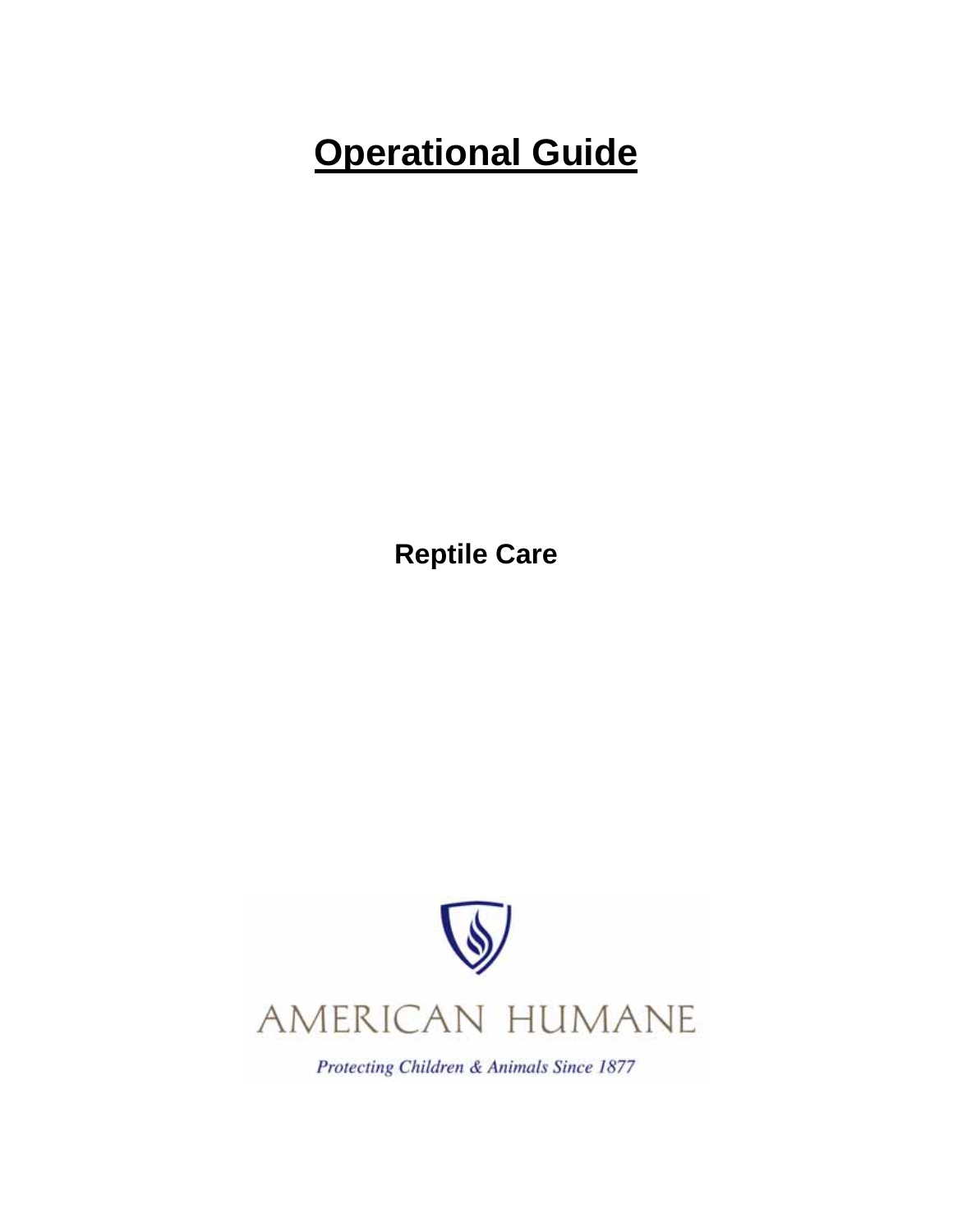# Operational Guide

**Reptile Care**

AMERICAN HUMANE

*Protecting Children & Animals Since 1877*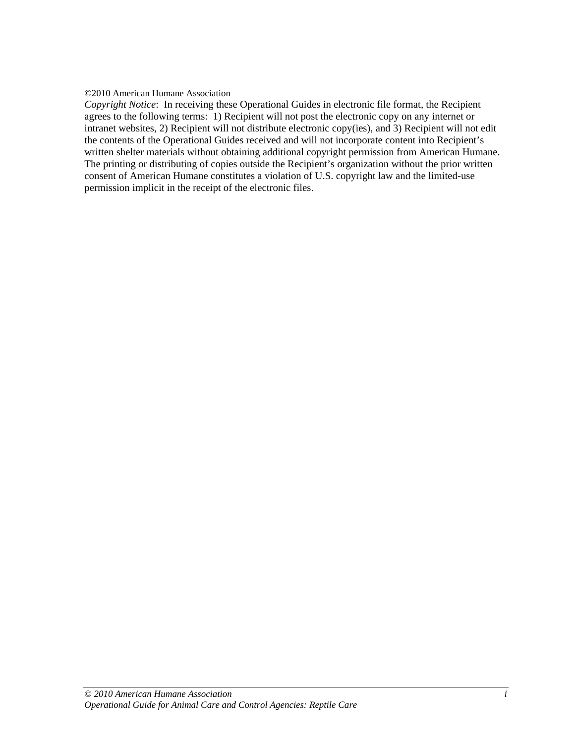©2010 American Humane Association

*Copyright Notice*: In receiving these Operational Guides in electronic file format, the Recipient agrees to the following terms: 1) Recipient will not post the electronic copy on any internet or intranet websites, 2) Recipient will not distribute electronic copy(ies), and 3) Recipient will not edit the contents of the Operational Guides received and will not incorporate content into Recipient's written shelter materials without obtaining additional copyright permission from American Humane. The printing or distributing of copies outside the Recipient's organization without the prior written consent of American Humane constitutes a violation of U.S. copyright law and the limited-use permission implicit in the receipt of the electronic files.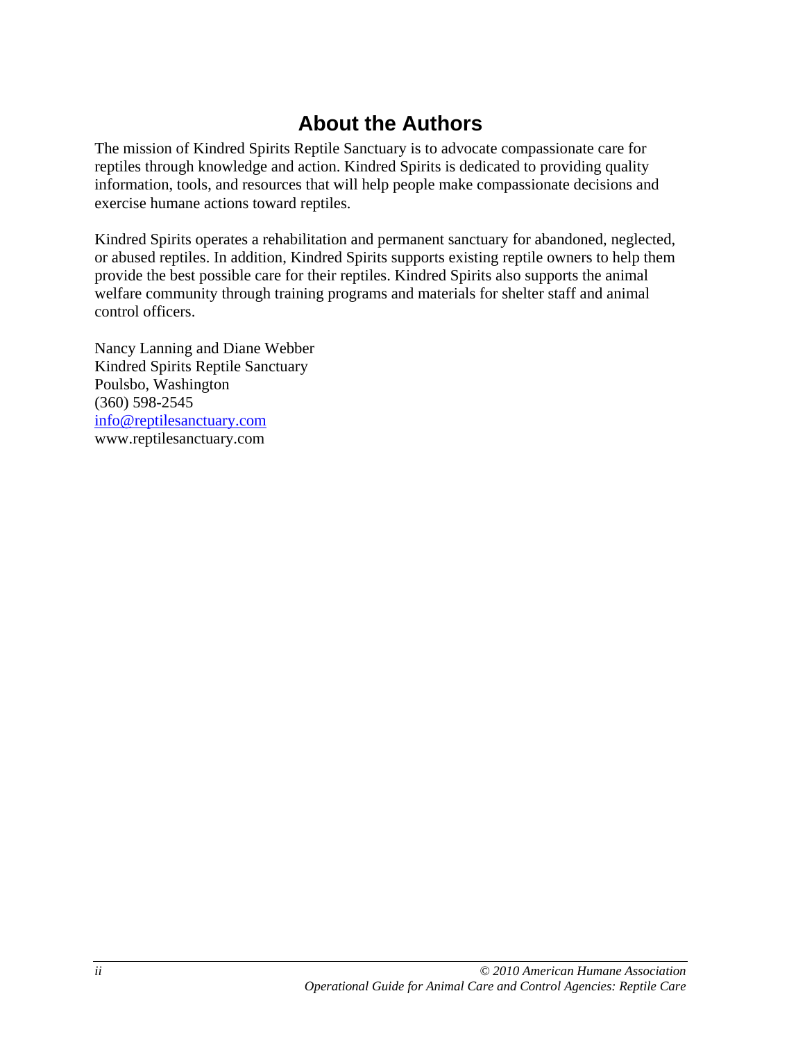## About the Authors

The mission of Kindred Spirits Reptile Sanctuary is to advocate compassionate care for reptiles through knowledge and action. Kindred Spirits is dedicated to providing quality information, tools, and resources that will help people make compassionate decisions and exercise humane actions toward reptiles.

Kindred Spirits operates a rehabilitation and permanent sanctuary for abandoned, neglected, or abused reptiles. In addition, Kindred Spirits supports existing reptile owners to help them provide the best possible care for their reptiles. Kindred Spirits also supports the animal welfare community through training programs and materials for shelter staff and animal control officers.

Nancy Lanning and Diane Webber
Kindred Spirits Reptile Sanctuary
Poulsbo, Washington
(360) 598-2545
info@reptilesanctuary.com
www.reptilesanctuary.com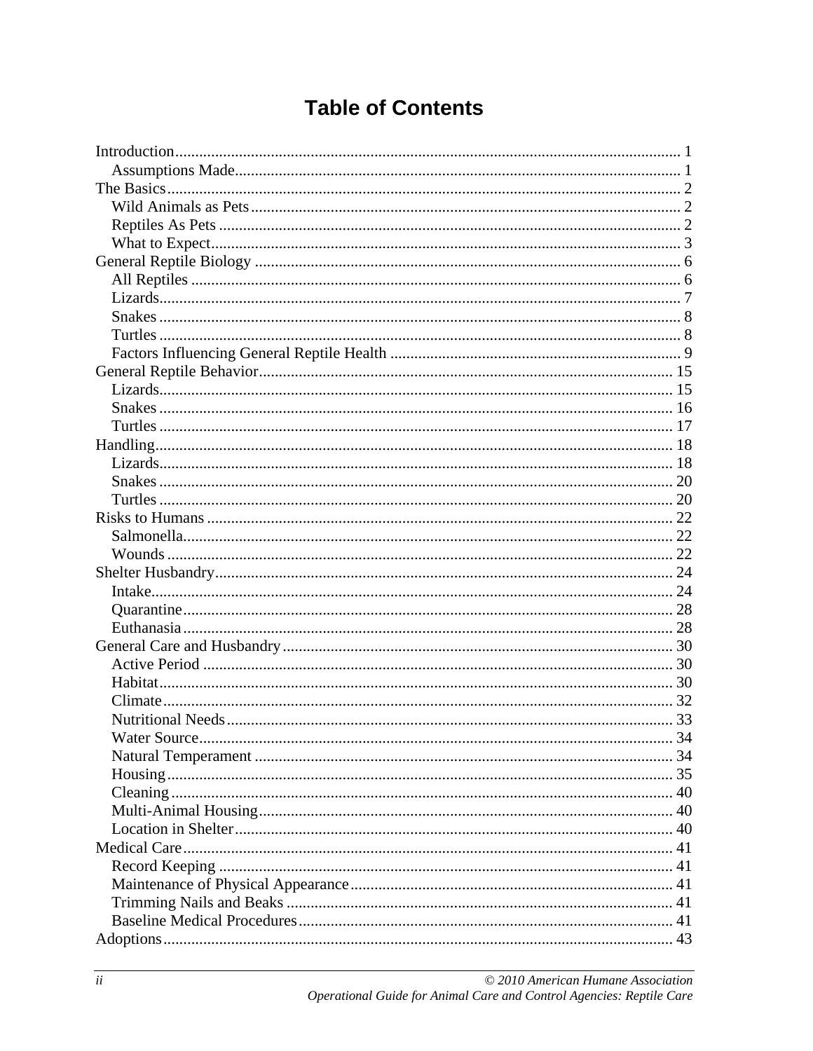# Table of Contents

Introduction ........................................................................................................................ 1
- Assumptions Made ........................................................................................................ 1

The Basics ........................................................................................................................... 2
- Wild Animals as Pets ...................................................................................................... 2
- Reptiles As Pets ............................................................................................................. 2
- What to Expect ............................................................................................................... 3

General Reptile Biology ..................................................................................................... 6
- All Reptiles ..................................................................................................................... 6
- Lizards ............................................................................................................................ 7
- Snakes ............................................................................................................................ 8
- Turtles ............................................................................................................................ 8
- Factors Influencing General Reptile Health .................................................................. 9

General Reptile Behavior .................................................................................................. 15
- Lizards .......................................................................................................................... 15
- Snakes .......................................................................................................................... 16
- Turtles .......................................................................................................................... 17

Handling ........................................................................................................................... 18
- Lizards .......................................................................................................................... 18
- Snakes .......................................................................................................................... 20
- Turtles .......................................................................................................................... 20

Risks to Humans .............................................................................................................. 22
- Salmonella .................................................................................................................... 22
- Wounds ........................................................................................................................ 22

Shelter Husbandry ............................................................................................................ 24
- Intake ............................................................................................................................ 24
- Quarantine .................................................................................................................... 28
- Euthanasia .................................................................................................................... 28

General Care and Husbandry ........................................................................................... 30
- Active Period ................................................................................................................ 30
- Habitat .......................................................................................................................... 30
- Climate ......................................................................................................................... 32
- Nutritional Needs ......................................................................................................... 33
- Water Source ................................................................................................................ 34
- Natural Temperament .................................................................................................. 34
- Housing ........................................................................................................................ 35
- Cleaning ....................................................................................................................... 40
- Multi-Animal Housing .................................................................................................. 40
- Location in Shelter ....................................................................................................... 40

Medical Care .................................................................................................................... 41
- Record Keeping ............................................................................................................ 41
- Maintenance of Physical Appearance .......................................................................... 41
- Trimming Nails and Beaks ........................................................................................... 41
- Baseline Medical Procedures ....................................................................................... 41

Adoptions ......................................................................................................................... 43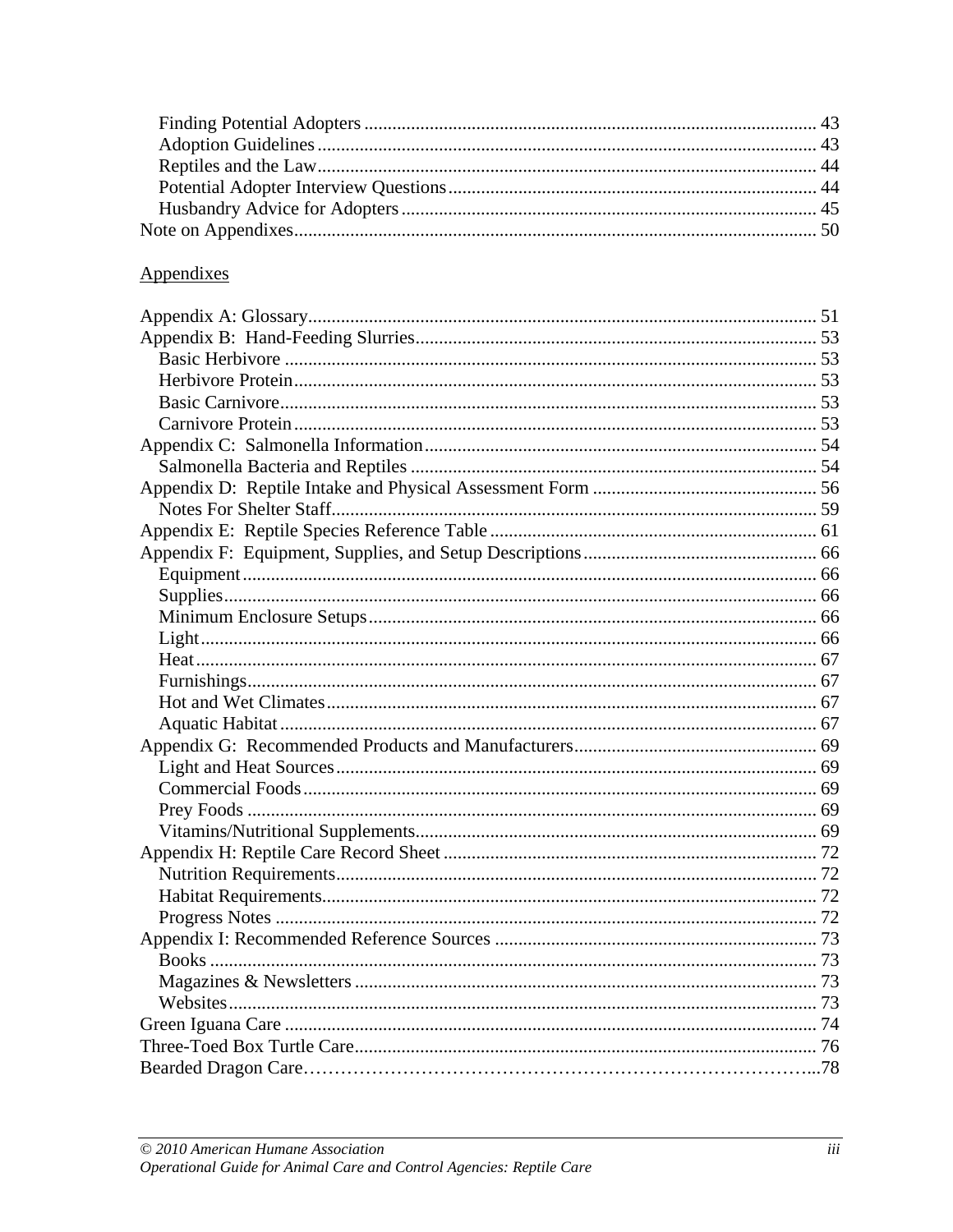Finding Potential Adopters ........................................................................................ 43
Adoption Guidelines ................................................................................................ 43
Reptiles and the Law ................................................................................................ 44
Potential Adopter Interview Questions ...................................................................... 44
Husbandry Advice for Adopters ................................................................................ 45
Note on Appendixes ....................................................................................................... 50

Appendixes

Appendix A: Glossary ..................................................................................................... 51
Appendix B: Hand-Feeding Slurries ................................................................................ 53
Basic Herbivore .......................................................................................................... 53
Herbivore Protein ........................................................................................................ 53
Basic Carnivore ........................................................................................................... 53
Carnivore Protein ........................................................................................................ 53
Appendix C: Salmonella Information .............................................................................. 54
Salmonella Bacteria and Reptiles ................................................................................ 54
Appendix D: Reptile Intake and Physical Assessment Form .......................................... 56
Notes For Shelter Staff ................................................................................................. 59
Appendix E: Reptile Species Reference Table ................................................................ 61
Appendix F: Equipment, Supplies, and Setup Descriptions ............................................ 66
Equipment ................................................................................................................... 66
Supplies ....................................................................................................................... 66
Minimum Enclosure Setups ......................................................................................... 66
Light ............................................................................................................................ 66
Heat ............................................................................................................................. 67
Furnishings .................................................................................................................. 67
Hot and Wet Climates .................................................................................................. 67
Aquatic Habitat ............................................................................................................ 67
Appendix G: Recommended Products and Manufacturers .............................................. 69
Light and Heat Sources ................................................................................................ 69
Commercial Foods ....................................................................................................... 69
Prey Foods ................................................................................................................... 69
Vitamins/Nutritional Supplements ............................................................................... 69
Appendix H: Reptile Care Record Sheet ......................................................................... 72
Nutrition Requirements ................................................................................................ 72
Habitat Requirements .................................................................................................. 72
Progress Notes ............................................................................................................. 72
Appendix I: Recommended Reference Sources .............................................................. 73
Books ........................................................................................................................... 73
Magazines & Newsletters ............................................................................................ 73
Websites ....................................................................................................................... 73
Green Iguana Care .......................................................................................................... 74
Three-Toed Box Turtle Care ........................................................................................... 76
Bearded Dragon Care ...................................................................................................... 78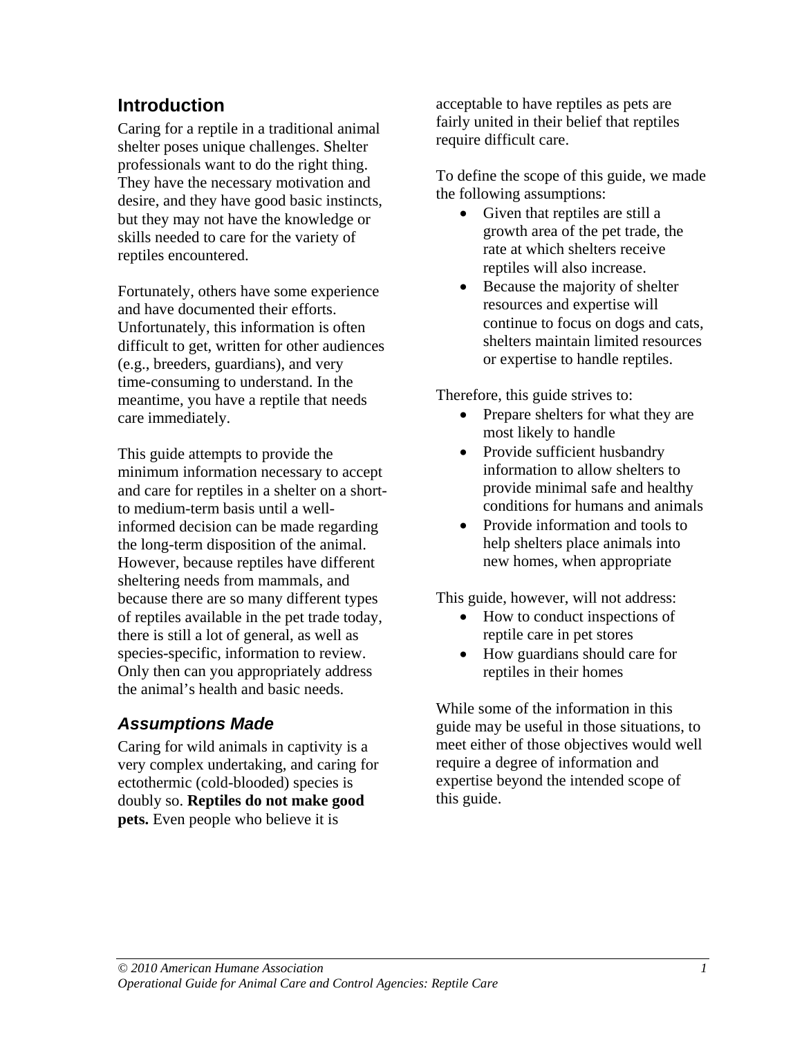## Introduction

Caring for a reptile in a traditional animal shelter poses unique challenges. Shelter professionals want to do the right thing. They have the necessary motivation and desire, and they have good basic instincts, but they may not have the knowledge or skills needed to care for the variety of reptiles encountered.

Fortunately, others have some experience and have documented their efforts. Unfortunately, this information is often difficult to get, written for other audiences (e.g., breeders, guardians), and very time-consuming to understand. In the meantime, you have a reptile that needs care immediately.

This guide attempts to provide the minimum information necessary to accept and care for reptiles in a shelter on a short- to medium-term basis until a well-informed decision can be made regarding the long-term disposition of the animal. However, because reptiles have different sheltering needs from mammals, and because there are so many different types of reptiles available in the pet trade today, there is still a lot of general, as well as species-specific, information to review. Only then can you appropriately address the animal's health and basic needs.

### *Assumptions Made*

Caring for wild animals in captivity is a very complex undertaking, and caring for ectothermic (cold-blooded) species is doubly so. **Reptiles do not make good pets.** Even people who believe it is acceptable to have reptiles as pets are fairly united in their belief that reptiles require difficult care.

To define the scope of this guide, we made the following assumptions:

- Given that reptiles are still a growth area of the pet trade, the rate at which shelters receive reptiles will also increase.
- Because the majority of shelter resources and expertise will continue to focus on dogs and cats, shelters maintain limited resources or expertise to handle reptiles.

Therefore, this guide strives to:

- Prepare shelters for what they are most likely to handle
- Provide sufficient husbandry information to allow shelters to provide minimal safe and healthy conditions for humans and animals
- Provide information and tools to help shelters place animals into new homes, when appropriate

This guide, however, will not address:

- How to conduct inspections of reptile care in pet stores
- How guardians should care for reptiles in their homes

While some of the information in this guide may be useful in those situations, to meet either of those objectives would well require a degree of information and expertise beyond the intended scope of this guide.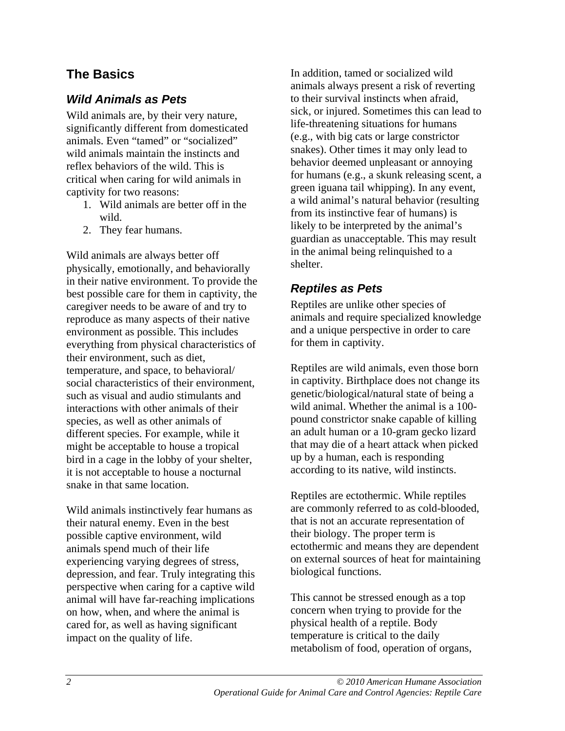## The Basics

### *Wild Animals as Pets*

Wild animals are, by their very nature, significantly different from domesticated animals. Even "tamed" or "socialized" wild animals maintain the instincts and reflex behaviors of the wild. This is critical when caring for wild animals in captivity for two reasons:

1. Wild animals are better off in the wild.
2. They fear humans.

Wild animals are always better off physically, emotionally, and behaviorally in their native environment. To provide the best possible care for them in captivity, the caregiver needs to be aware of and try to reproduce as many aspects of their native environment as possible. This includes everything from physical characteristics of their environment, such as diet, temperature, and space, to behavioral/ social characteristics of their environment, such as visual and audio stimulants and interactions with other animals of their species, as well as other animals of different species. For example, while it might be acceptable to house a tropical bird in a cage in the lobby of your shelter, it is not acceptable to house a nocturnal snake in that same location.

Wild animals instinctively fear humans as their natural enemy. Even in the best possible captive environment, wild animals spend much of their life experiencing varying degrees of stress, depression, and fear. Truly integrating this perspective when caring for a captive wild animal will have far-reaching implications on how, when, and where the animal is cared for, as well as having significant impact on the quality of life.

In addition, tamed or socialized wild animals always present a risk of reverting to their survival instincts when afraid, sick, or injured. Sometimes this can lead to life-threatening situations for humans (e.g., with big cats or large constrictor snakes). Other times it may only lead to behavior deemed unpleasant or annoying for humans (e.g., a skunk releasing scent, a green iguana tail whipping). In any event, a wild animal's natural behavior (resulting from its instinctive fear of humans) is likely to be interpreted by the animal's guardian as unacceptable. This may result in the animal being relinquished to a shelter.

### *Reptiles as Pets*

Reptiles are unlike other species of animals and require specialized knowledge and a unique perspective in order to care for them in captivity.

Reptiles are wild animals, even those born in captivity. Birthplace does not change its genetic/biological/natural state of being a wild animal. Whether the animal is a 100-pound constrictor snake capable of killing an adult human or a 10-gram gecko lizard that may die of a heart attack when picked up by a human, each is responding according to its native, wild instincts.

Reptiles are ectothermic. While reptiles are commonly referred to as cold-blooded, that is not an accurate representation of their biology. The proper term is ectothermic and means they are dependent on external sources of heat for maintaining biological functions.

This cannot be stressed enough as a top concern when trying to provide for the physical health of a reptile. Body temperature is critical to the daily metabolism of food, operation of organs,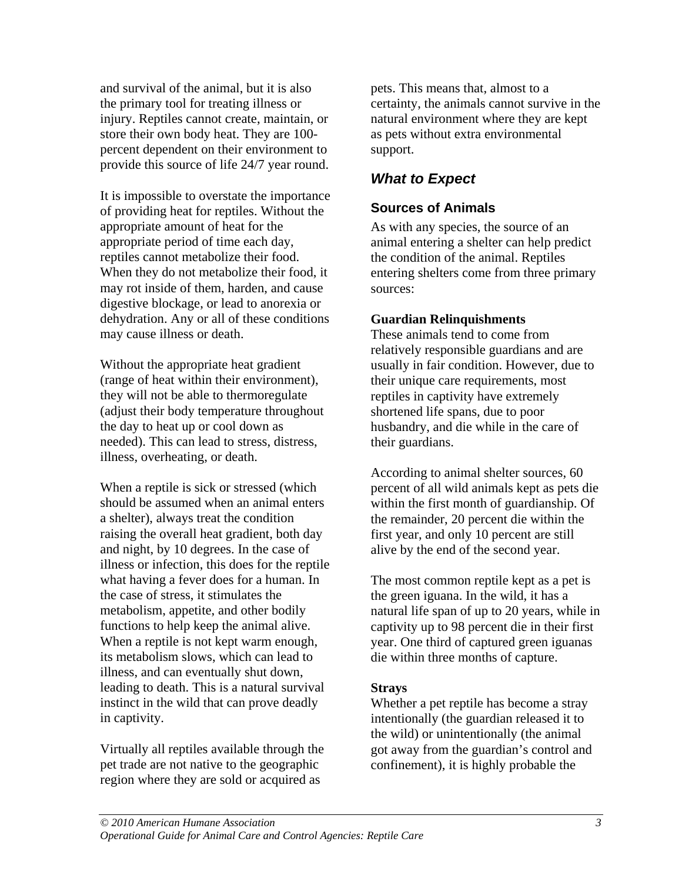and survival of the animal, but it is also the primary tool for treating illness or injury. Reptiles cannot create, maintain, or store their own body heat. They are 100-percent dependent on their environment to provide this source of life 24/7 year round.

It is impossible to overstate the importance of providing heat for reptiles. Without the appropriate amount of heat for the appropriate period of time each day, reptiles cannot metabolize their food. When they do not metabolize their food, it may rot inside of them, harden, and cause digestive blockage, or lead to anorexia or dehydration. Any or all of these conditions may cause illness or death.

Without the appropriate heat gradient (range of heat within their environment), they will not be able to thermoregulate (adjust their body temperature throughout the day to heat up or cool down as needed). This can lead to stress, distress, illness, overheating, or death.

When a reptile is sick or stressed (which should be assumed when an animal enters a shelter), always treat the condition raising the overall heat gradient, both day and night, by 10 degrees. In the case of illness or infection, this does for the reptile what having a fever does for a human. In the case of stress, it stimulates the metabolism, appetite, and other bodily functions to help keep the animal alive. When a reptile is not kept warm enough, its metabolism slows, which can lead to illness, and can eventually shut down, leading to death. This is a natural survival instinct in the wild that can prove deadly in captivity.

Virtually all reptiles available through the pet trade are not native to the geographic region where they are sold or acquired as pets. This means that, almost to a certainty, the animals cannot survive in the natural environment where they are kept as pets without extra environmental support.

## *What to Expect*

### Sources of Animals

As with any species, the source of an animal entering a shelter can help predict the condition of the animal. Reptiles entering shelters come from three primary sources:

**Guardian Relinquishments**

These animals tend to come from relatively responsible guardians and are usually in fair condition. However, due to their unique care requirements, most reptiles in captivity have extremely shortened life spans, due to poor husbandry, and die while in the care of their guardians.

According to animal shelter sources, 60 percent of all wild animals kept as pets die within the first month of guardianship. Of the remainder, 20 percent die within the first year, and only 10 percent are still alive by the end of the second year.

The most common reptile kept as a pet is the green iguana. In the wild, it has a natural life span of up to 20 years, while in captivity up to 98 percent die in their first year. One third of captured green iguanas die within three months of capture.

**Strays**

Whether a pet reptile has become a stray intentionally (the guardian released it to the wild) or unintentionally (the animal got away from the guardian's control and confinement), it is highly probable the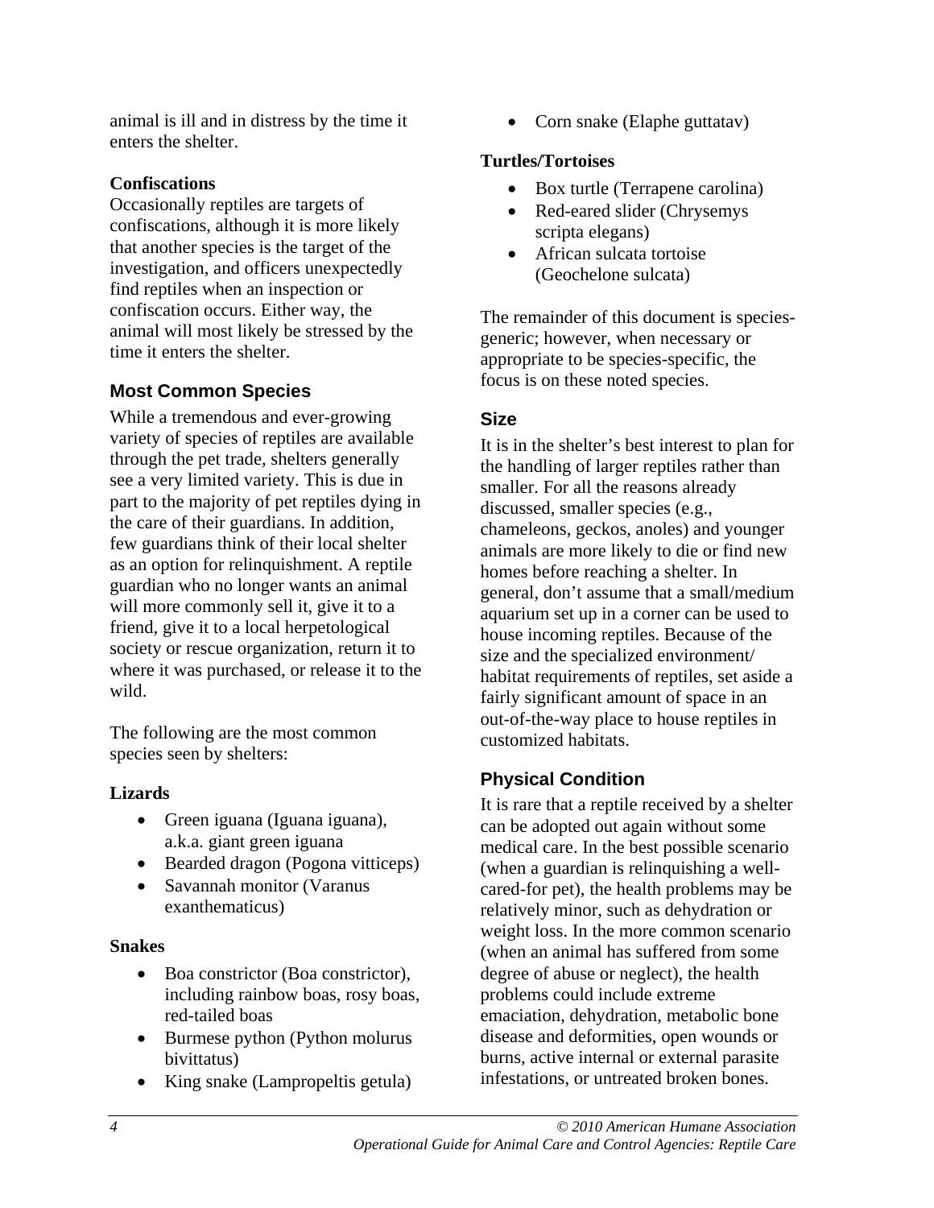animal is ill and in distress by the time it enters the shelter.

**Confiscations**
Occasionally reptiles are targets of confiscations, although it is more likely that another species is the target of the investigation, and officers unexpectedly find reptiles when an inspection or confiscation occurs. Either way, the animal will most likely be stressed by the time it enters the shelter.

## Most Common Species

While a tremendous and ever-growing variety of species of reptiles are available through the pet trade, shelters generally see a very limited variety. This is due in part to the majority of pet reptiles dying in the care of their guardians. In addition, few guardians think of their local shelter as an option for relinquishment. A reptile guardian who no longer wants an animal will more commonly sell it, give it to a friend, give it to a local herpetological society or rescue organization, return it to where it was purchased, or release it to the wild.

The following are the most common species seen by shelters:

**Lizards**

- Green iguana (Iguana iguana), a.k.a. giant green iguana
- Bearded dragon (Pogona vitticeps)
- Savannah monitor (Varanus exanthematicus)

**Snakes**

- Boa constrictor (Boa constrictor), including rainbow boas, rosy boas, red-tailed boas
- Burmese python (Python molurus bivittatus)
- King snake (Lampropeltis getula)
- Corn snake (Elaphe guttatav)

**Turtles/Tortoises**

- Box turtle (Terrapene carolina)
- Red-eared slider (Chrysemys scripta elegans)
- African sulcata tortoise (Geochelone sulcata)

The remainder of this document is species-generic; however, when necessary or appropriate to be species-specific, the focus is on these noted species.

## Size

It is in the shelter's best interest to plan for the handling of larger reptiles rather than smaller. For all the reasons already discussed, smaller species (e.g., chameleons, geckos, anoles) and younger animals are more likely to die or find new homes before reaching a shelter. In general, don't assume that a small/medium aquarium set up in a corner can be used to house incoming reptiles. Because of the size and the specialized environment/ habitat requirements of reptiles, set aside a fairly significant amount of space in an out-of-the-way place to house reptiles in customized habitats.

## Physical Condition

It is rare that a reptile received by a shelter can be adopted out again without some medical care. In the best possible scenario (when a guardian is relinquishing a well-cared-for pet), the health problems may be relatively minor, such as dehydration or weight loss. In the more common scenario (when an animal has suffered from some degree of abuse or neglect), the health problems could include extreme emaciation, dehydration, metabolic bone disease and deformities, open wounds or burns, active internal or external parasite infestations, or untreated broken bones.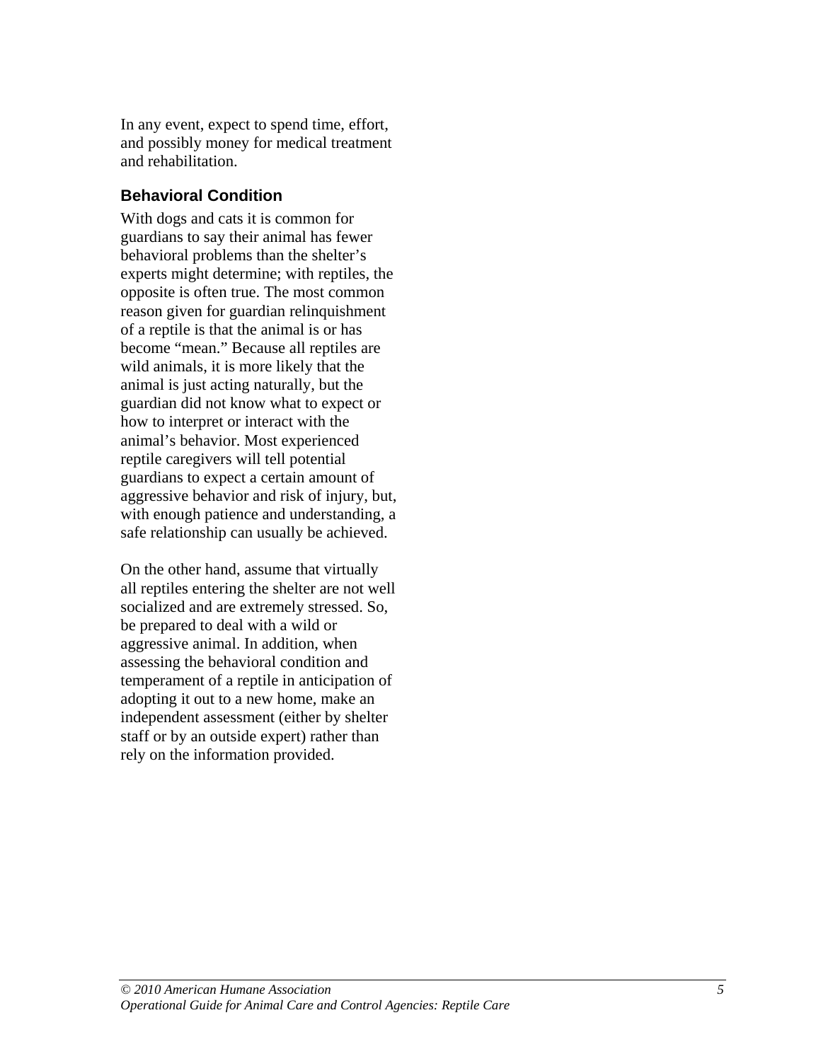In any event, expect to spend time, effort, and possibly money for medical treatment and rehabilitation.

### Behavioral Condition

With dogs and cats it is common for guardians to say their animal has fewer behavioral problems than the shelter's experts might determine; with reptiles, the opposite is often true. The most common reason given for guardian relinquishment of a reptile is that the animal is or has become "mean." Because all reptiles are wild animals, it is more likely that the animal is just acting naturally, but the guardian did not know what to expect or how to interpret or interact with the animal's behavior. Most experienced reptile caregivers will tell potential guardians to expect a certain amount of aggressive behavior and risk of injury, but, with enough patience and understanding, a safe relationship can usually be achieved.

On the other hand, assume that virtually all reptiles entering the shelter are not well socialized and are extremely stressed. So, be prepared to deal with a wild or aggressive animal. In addition, when assessing the behavioral condition and temperament of a reptile in anticipation of adopting it out to a new home, make an independent assessment (either by shelter staff or by an outside expert) rather than rely on the information provided.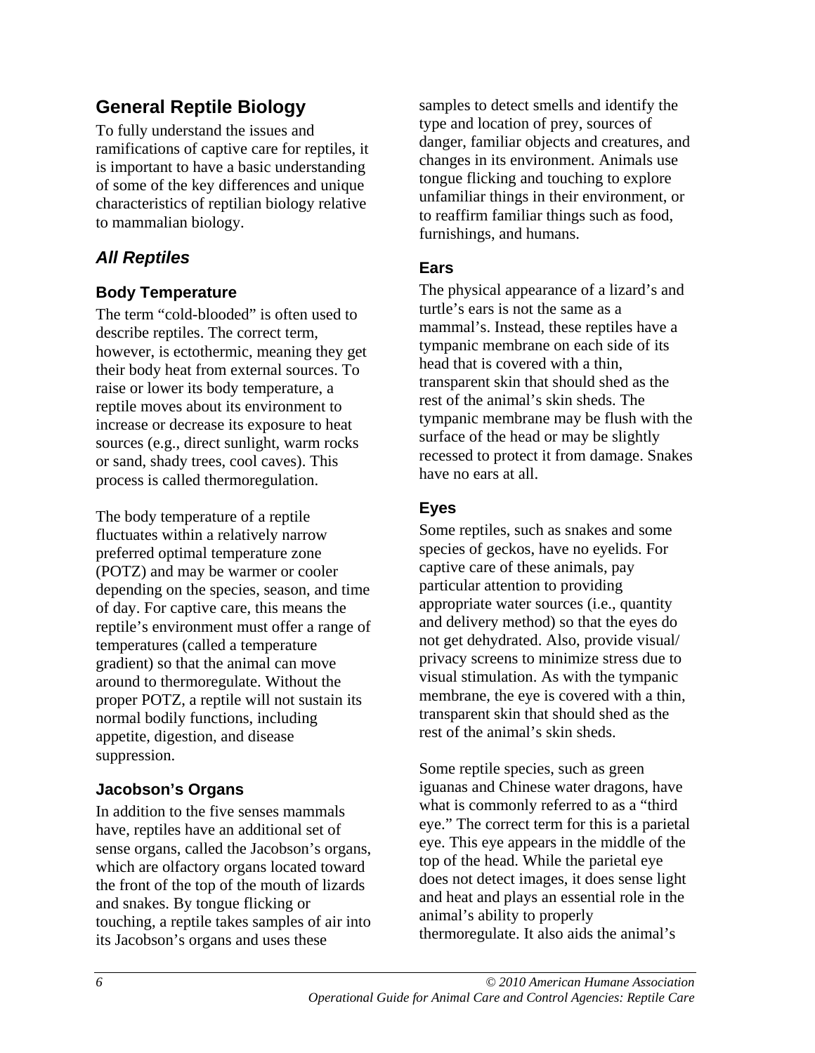## General Reptile Biology

To fully understand the issues and ramifications of captive care for reptiles, it is important to have a basic understanding of some of the key differences and unique characteristics of reptilian biology relative to mammalian biology.

## *All Reptiles*

### Body Temperature

The term "cold-blooded" is often used to describe reptiles. The correct term, however, is ectothermic, meaning they get their body heat from external sources. To raise or lower its body temperature, a reptile moves about its environment to increase or decrease its exposure to heat sources (e.g., direct sunlight, warm rocks or sand, shady trees, cool caves). This process is called thermoregulation.

The body temperature of a reptile fluctuates within a relatively narrow preferred optimal temperature zone (POTZ) and may be warmer or cooler depending on the species, season, and time of day. For captive care, this means the reptile's environment must offer a range of temperatures (called a temperature gradient) so that the animal can move around to thermoregulate. Without the proper POTZ, a reptile will not sustain its normal bodily functions, including appetite, digestion, and disease suppression.

### Jacobson's Organs

In addition to the five senses mammals have, reptiles have an additional set of sense organs, called the Jacobson's organs, which are olfactory organs located toward the front of the top of the mouth of lizards and snakes. By tongue flicking or touching, a reptile takes samples of air into its Jacobson's organs and uses these samples to detect smells and identify the type and location of prey, sources of danger, familiar objects and creatures, and changes in its environment. Animals use tongue flicking and touching to explore unfamiliar things in their environment, or to reaffirm familiar things such as food, furnishings, and humans.

### Ears

The physical appearance of a lizard's and turtle's ears is not the same as a mammal's. Instead, these reptiles have a tympanic membrane on each side of its head that is covered with a thin, transparent skin that should shed as the rest of the animal's skin sheds. The tympanic membrane may be flush with the surface of the head or may be slightly recessed to protect it from damage. Snakes have no ears at all.

### Eyes

Some reptiles, such as snakes and some species of geckos, have no eyelids. For captive care of these animals, pay particular attention to providing appropriate water sources (i.e., quantity and delivery method) so that the eyes do not get dehydrated. Also, provide visual/ privacy screens to minimize stress due to visual stimulation. As with the tympanic membrane, the eye is covered with a thin, transparent skin that should shed as the rest of the animal's skin sheds.

Some reptile species, such as green iguanas and Chinese water dragons, have what is commonly referred to as a "third eye." The correct term for this is a parietal eye. This eye appears in the middle of the top of the head. While the parietal eye does not detect images, it does sense light and heat and plays an essential role in the animal's ability to properly thermoregulate. It also aids the animal's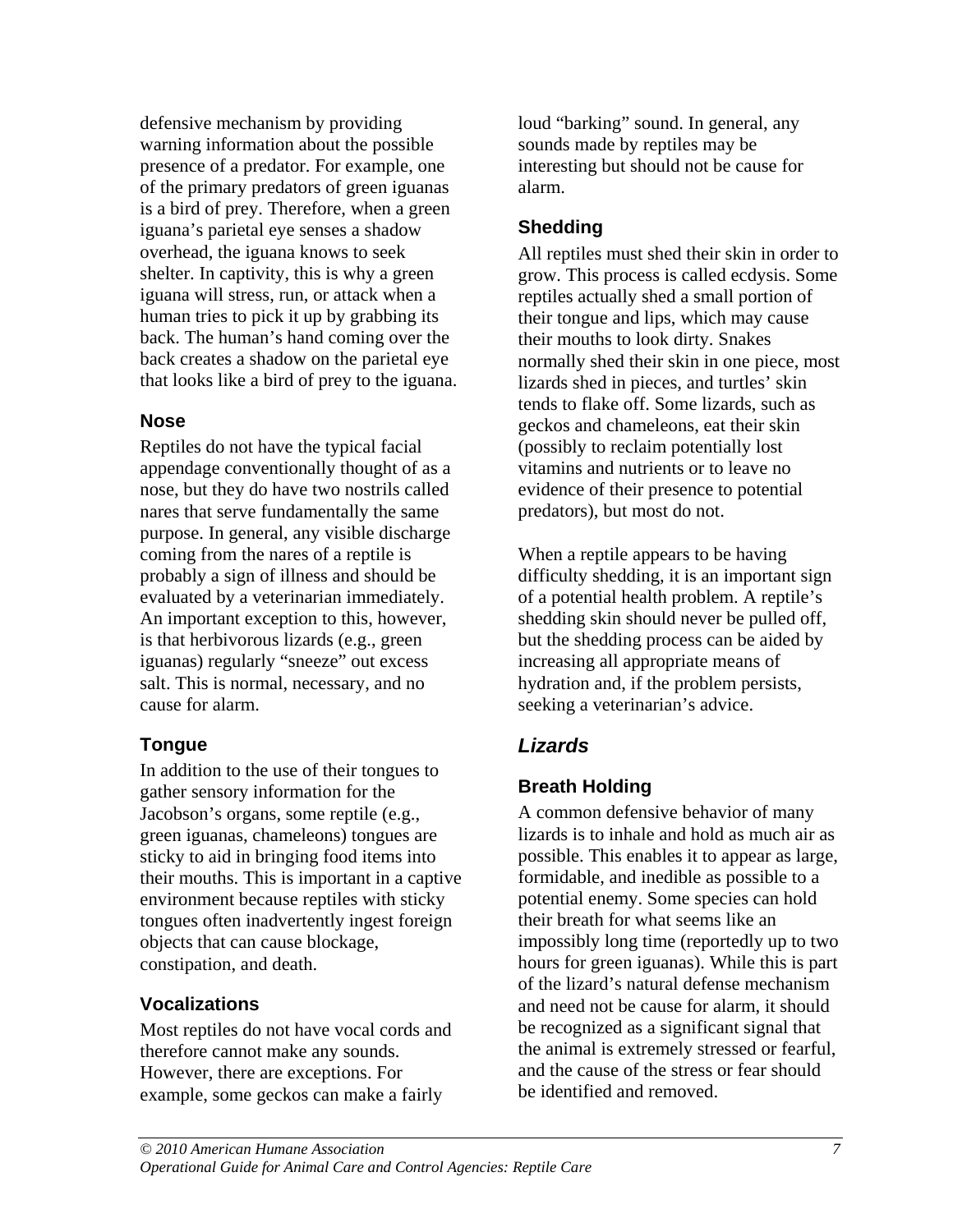defensive mechanism by providing warning information about the possible presence of a predator. For example, one of the primary predators of green iguanas is a bird of prey. Therefore, when a green iguana's parietal eye senses a shadow overhead, the iguana knows to seek shelter. In captivity, this is why a green iguana will stress, run, or attack when a human tries to pick it up by grabbing its back. The human's hand coming over the back creates a shadow on the parietal eye that looks like a bird of prey to the iguana.

### Nose

Reptiles do not have the typical facial appendage conventionally thought of as a nose, but they do have two nostrils called nares that serve fundamentally the same purpose. In general, any visible discharge coming from the nares of a reptile is probably a sign of illness and should be evaluated by a veterinarian immediately. An important exception to this, however, is that herbivorous lizards (e.g., green iguanas) regularly "sneeze" out excess salt. This is normal, necessary, and no cause for alarm.

### Tongue

In addition to the use of their tongues to gather sensory information for the Jacobson's organs, some reptile (e.g., green iguanas, chameleons) tongues are sticky to aid in bringing food items into their mouths. This is important in a captive environment because reptiles with sticky tongues often inadvertently ingest foreign objects that can cause blockage, constipation, and death.

### Vocalizations

Most reptiles do not have vocal cords and therefore cannot make any sounds. However, there are exceptions. For example, some geckos can make a fairly loud "barking" sound. In general, any sounds made by reptiles may be interesting but should not be cause for alarm.

### Shedding

All reptiles must shed their skin in order to grow. This process is called ecdysis. Some reptiles actually shed a small portion of their tongue and lips, which may cause their mouths to look dirty. Snakes normally shed their skin in one piece, most lizards shed in pieces, and turtles' skin tends to flake off. Some lizards, such as geckos and chameleons, eat their skin (possibly to reclaim potentially lost vitamins and nutrients or to leave no evidence of their presence to potential predators), but most do not.

When a reptile appears to be having difficulty shedding, it is an important sign of a potential health problem. A reptile's shedding skin should never be pulled off, but the shedding process can be aided by increasing all appropriate means of hydration and, if the problem persists, seeking a veterinarian's advice.

## *Lizards*

### Breath Holding

A common defensive behavior of many lizards is to inhale and hold as much air as possible. This enables it to appear as large, formidable, and inedible as possible to a potential enemy. Some species can hold their breath for what seems like an impossibly long time (reportedly up to two hours for green iguanas). While this is part of the lizard's natural defense mechanism and need not be cause for alarm, it should be recognized as a significant signal that the animal is extremely stressed or fearful, and the cause of the stress or fear should be identified and removed.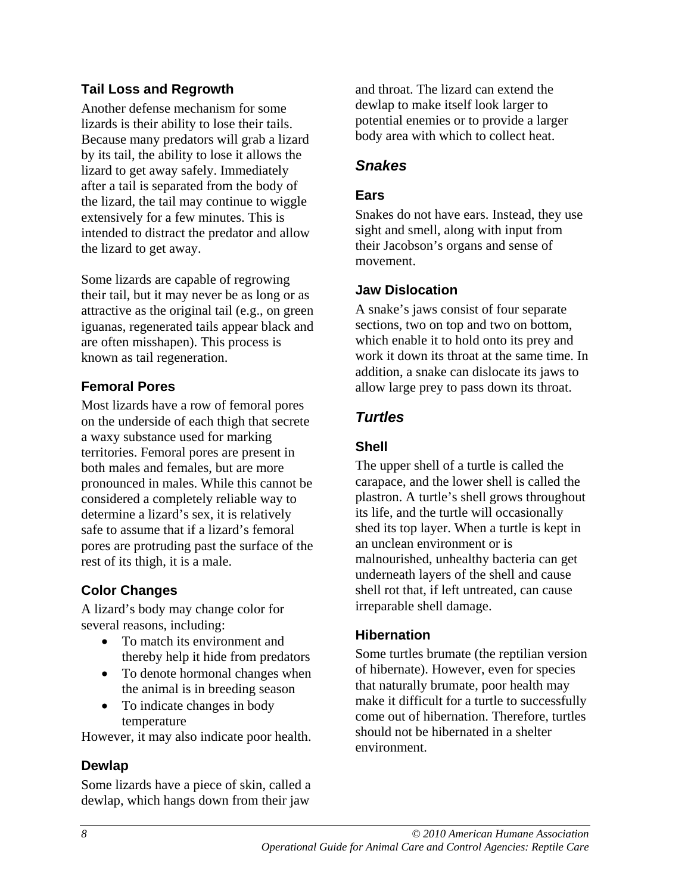### Tail Loss and Regrowth

Another defense mechanism for some lizards is their ability to lose their tails. Because many predators will grab a lizard by its tail, the ability to lose it allows the lizard to get away safely. Immediately after a tail is separated from the body of the lizard, the tail may continue to wiggle extensively for a few minutes. This is intended to distract the predator and allow the lizard to get away.

Some lizards are capable of regrowing their tail, but it may never be as long or as attractive as the original tail (e.g., on green iguanas, regenerated tails appear black and are often misshapen). This process is known as tail regeneration.

### Femoral Pores

Most lizards have a row of femoral pores on the underside of each thigh that secrete a waxy substance used for marking territories. Femoral pores are present in both males and females, but are more pronounced in males. While this cannot be considered a completely reliable way to determine a lizard's sex, it is relatively safe to assume that if a lizard's femoral pores are protruding past the surface of the rest of its thigh, it is a male.

### Color Changes

A lizard's body may change color for several reasons, including:

- To match its environment and thereby help it hide from predators
- To denote hormonal changes when the animal is in breeding season
- To indicate changes in body temperature

However, it may also indicate poor health.

### Dewlap

Some lizards have a piece of skin, called a dewlap, which hangs down from their jaw and throat. The lizard can extend the dewlap to make itself look larger to potential enemies or to provide a larger body area with which to collect heat.

## *Snakes*

### Ears

Snakes do not have ears. Instead, they use sight and smell, along with input from their Jacobson's organs and sense of movement.

### Jaw Dislocation

A snake's jaws consist of four separate sections, two on top and two on bottom, which enable it to hold onto its prey and work it down its throat at the same time. In addition, a snake can dislocate its jaws to allow large prey to pass down its throat.

## *Turtles*

### Shell

The upper shell of a turtle is called the carapace, and the lower shell is called the plastron. A turtle's shell grows throughout its life, and the turtle will occasionally shed its top layer. When a turtle is kept in an unclean environment or is malnourished, unhealthy bacteria can get underneath layers of the shell and cause shell rot that, if left untreated, can cause irreparable shell damage.

### Hibernation

Some turtles brumate (the reptilian version of hibernate). However, even for species that naturally brumate, poor health may make it difficult for a turtle to successfully come out of hibernation. Therefore, turtles should not be hibernated in a shelter environment.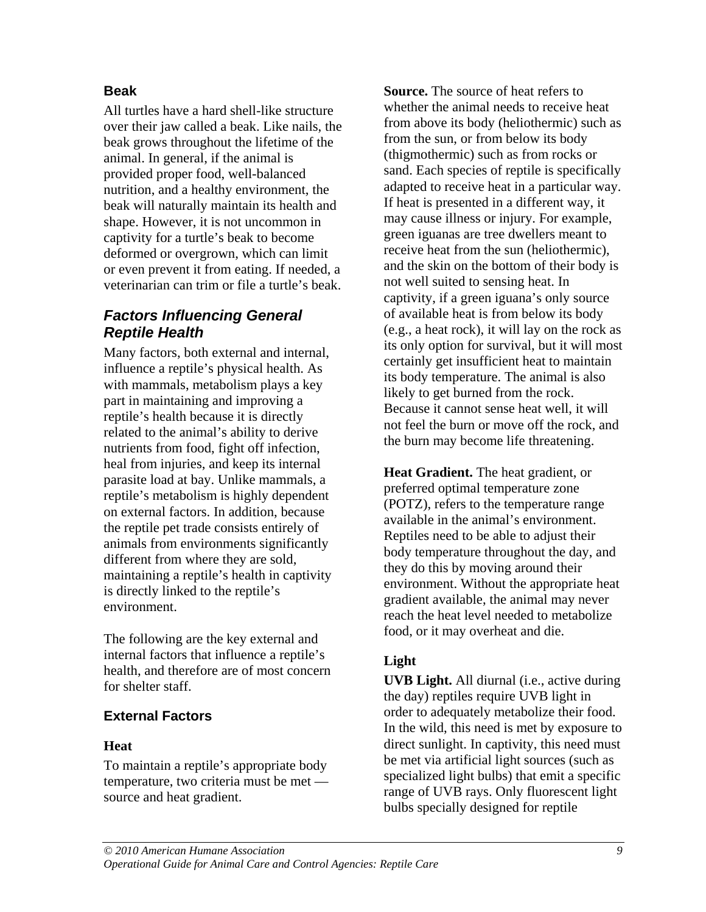### Beak

All turtles have a hard shell-like structure over their jaw called a beak. Like nails, the beak grows throughout the lifetime of the animal. In general, if the animal is provided proper food, well-balanced nutrition, and a healthy environment, the beak will naturally maintain its health and shape. However, it is not uncommon in captivity for a turtle's beak to become deformed or overgrown, which can limit or even prevent it from eating. If needed, a veterinarian can trim or file a turtle's beak.

## *Factors Influencing General Reptile Health*

Many factors, both external and internal, influence a reptile's physical health. As with mammals, metabolism plays a key part in maintaining and improving a reptile's health because it is directly related to the animal's ability to derive nutrients from food, fight off infection, heal from injuries, and keep its internal parasite load at bay. Unlike mammals, a reptile's metabolism is highly dependent on external factors. In addition, because the reptile pet trade consists entirely of animals from environments significantly different from where they are sold, maintaining a reptile's health in captivity is directly linked to the reptile's environment.

The following are the key external and internal factors that influence a reptile's health, and therefore are of most concern for shelter staff.

### External Factors

#### Heat

To maintain a reptile's appropriate body temperature, two criteria must be met — source and heat gradient.

**Source.** The source of heat refers to whether the animal needs to receive heat from above its body (heliothermic) such as from the sun, or from below its body (thigmothermic) such as from rocks or sand. Each species of reptile is specifically adapted to receive heat in a particular way. If heat is presented in a different way, it may cause illness or injury. For example, green iguanas are tree dwellers meant to receive heat from the sun (heliothermic), and the skin on the bottom of their body is not well suited to sensing heat. In captivity, if a green iguana's only source of available heat is from below its body (e.g., a heat rock), it will lay on the rock as its only option for survival, but it will most certainly get insufficient heat to maintain its body temperature. The animal is also likely to get burned from the rock. Because it cannot sense heat well, it will not feel the burn or move off the rock, and the burn may become life threatening.

**Heat Gradient.** The heat gradient, or preferred optimal temperature zone (POTZ), refers to the temperature range available in the animal's environment. Reptiles need to be able to adjust their body temperature throughout the day, and they do this by moving around their environment. Without the appropriate heat gradient available, the animal may never reach the heat level needed to metabolize food, or it may overheat and die.

#### Light

**UVB Light.** All diurnal (i.e., active during the day) reptiles require UVB light in order to adequately metabolize their food. In the wild, this need is met by exposure to direct sunlight. In captivity, this need must be met via artificial light sources (such as specialized light bulbs) that emit a specific range of UVB rays. Only fluorescent light bulbs specially designed for reptile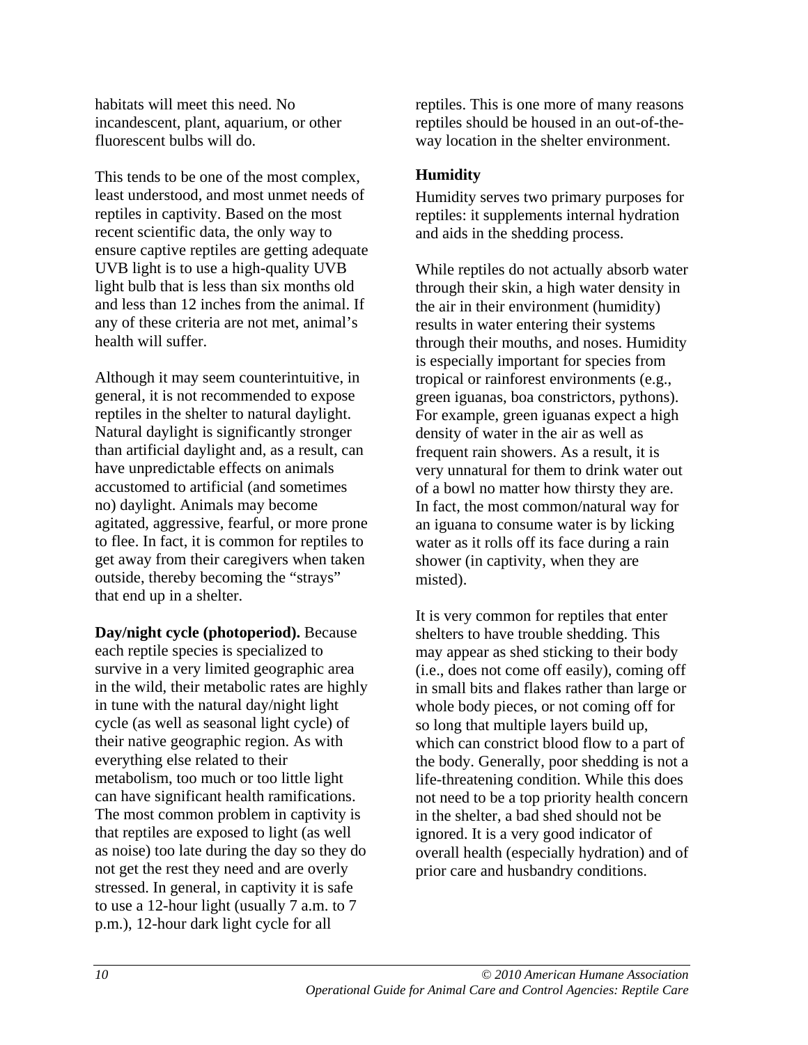habitats will meet this need. No incandescent, plant, aquarium, or other fluorescent bulbs will do.

This tends to be one of the most complex, least understood, and most unmet needs of reptiles in captivity. Based on the most recent scientific data, the only way to ensure captive reptiles are getting adequate UVB light is to use a high-quality UVB light bulb that is less than six months old and less than 12 inches from the animal. If any of these criteria are not met, animal's health will suffer.

Although it may seem counterintuitive, in general, it is not recommended to expose reptiles in the shelter to natural daylight. Natural daylight is significantly stronger than artificial daylight and, as a result, can have unpredictable effects on animals accustomed to artificial (and sometimes no) daylight. Animals may become agitated, aggressive, fearful, or more prone to flee. In fact, it is common for reptiles to get away from their caregivers when taken outside, thereby becoming the "strays" that end up in a shelter.

**Day/night cycle (photoperiod).** Because each reptile species is specialized to survive in a very limited geographic area in the wild, their metabolic rates are highly in tune with the natural day/night light cycle (as well as seasonal light cycle) of their native geographic region. As with everything else related to their metabolism, too much or too little light can have significant health ramifications. The most common problem in captivity is that reptiles are exposed to light (as well as noise) too late during the day so they do not get the rest they need and are overly stressed. In general, in captivity it is safe to use a 12-hour light (usually 7 a.m. to 7 p.m.), 12-hour dark light cycle for all reptiles. This is one more of many reasons reptiles should be housed in an out-of-the-way location in the shelter environment.

### Humidity

Humidity serves two primary purposes for reptiles: it supplements internal hydration and aids in the shedding process.

While reptiles do not actually absorb water through their skin, a high water density in the air in their environment (humidity) results in water entering their systems through their mouths, and noses. Humidity is especially important for species from tropical or rainforest environments (e.g., green iguanas, boa constrictors, pythons). For example, green iguanas expect a high density of water in the air as well as frequent rain showers. As a result, it is very unnatural for them to drink water out of a bowl no matter how thirsty they are. In fact, the most common/natural way for an iguana to consume water is by licking water as it rolls off its face during a rain shower (in captivity, when they are misted).

It is very common for reptiles that enter shelters to have trouble shedding. This may appear as shed sticking to their body (i.e., does not come off easily), coming off in small bits and flakes rather than large or whole body pieces, or not coming off for so long that multiple layers build up, which can constrict blood flow to a part of the body. Generally, poor shedding is not a life-threatening condition. While this does not need to be a top priority health concern in the shelter, a bad shed should not be ignored. It is a very good indicator of overall health (especially hydration) and of prior care and husbandry conditions.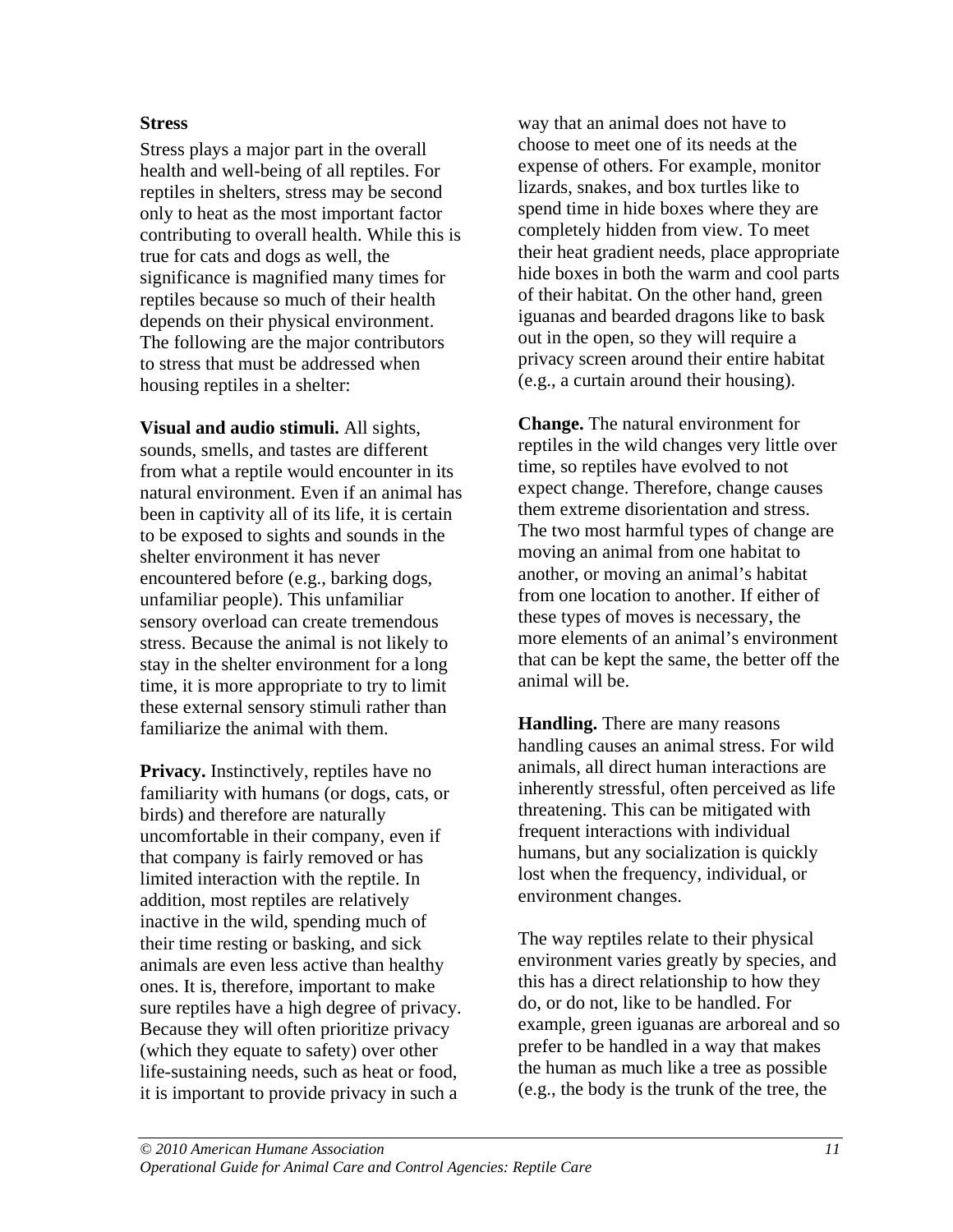### Stress

Stress plays a major part in the overall health and well-being of all reptiles. For reptiles in shelters, stress may be second only to heat as the most important factor contributing to overall health. While this is true for cats and dogs as well, the significance is magnified many times for reptiles because so much of their health depends on their physical environment. The following are the major contributors to stress that must be addressed when housing reptiles in a shelter:

**Visual and audio stimuli.** All sights, sounds, smells, and tastes are different from what a reptile would encounter in its natural environment. Even if an animal has been in captivity all of its life, it is certain to be exposed to sights and sounds in the shelter environment it has never encountered before (e.g., barking dogs, unfamiliar people). This unfamiliar sensory overload can create tremendous stress. Because the animal is not likely to stay in the shelter environment for a long time, it is more appropriate to try to limit these external sensory stimuli rather than familiarize the animal with them.

**Privacy.** Instinctively, reptiles have no familiarity with humans (or dogs, cats, or birds) and therefore are naturally uncomfortable in their company, even if that company is fairly removed or has limited interaction with the reptile. In addition, most reptiles are relatively inactive in the wild, spending much of their time resting or basking, and sick animals are even less active than healthy ones. It is, therefore, important to make sure reptiles have a high degree of privacy. Because they will often prioritize privacy (which they equate to safety) over other life-sustaining needs, such as heat or food, it is important to provide privacy in such a way that an animal does not have to choose to meet one of its needs at the expense of others. For example, monitor lizards, snakes, and box turtles like to spend time in hide boxes where they are completely hidden from view. To meet their heat gradient needs, place appropriate hide boxes in both the warm and cool parts of their habitat. On the other hand, green iguanas and bearded dragons like to bask out in the open, so they will require a privacy screen around their entire habitat (e.g., a curtain around their housing).

**Change.** The natural environment for reptiles in the wild changes very little over time, so reptiles have evolved to not expect change. Therefore, change causes them extreme disorientation and stress. The two most harmful types of change are moving an animal from one habitat to another, or moving an animal's habitat from one location to another. If either of these types of moves is necessary, the more elements of an animal's environment that can be kept the same, the better off the animal will be.

**Handling.** There are many reasons handling causes an animal stress. For wild animals, all direct human interactions are inherently stressful, often perceived as life threatening. This can be mitigated with frequent interactions with individual humans, but any socialization is quickly lost when the frequency, individual, or environment changes.

The way reptiles relate to their physical environment varies greatly by species, and this has a direct relationship to how they do, or do not, like to be handled. For example, green iguanas are arboreal and so prefer to be handled in a way that makes the human as much like a tree as possible (e.g., the body is the trunk of the tree, the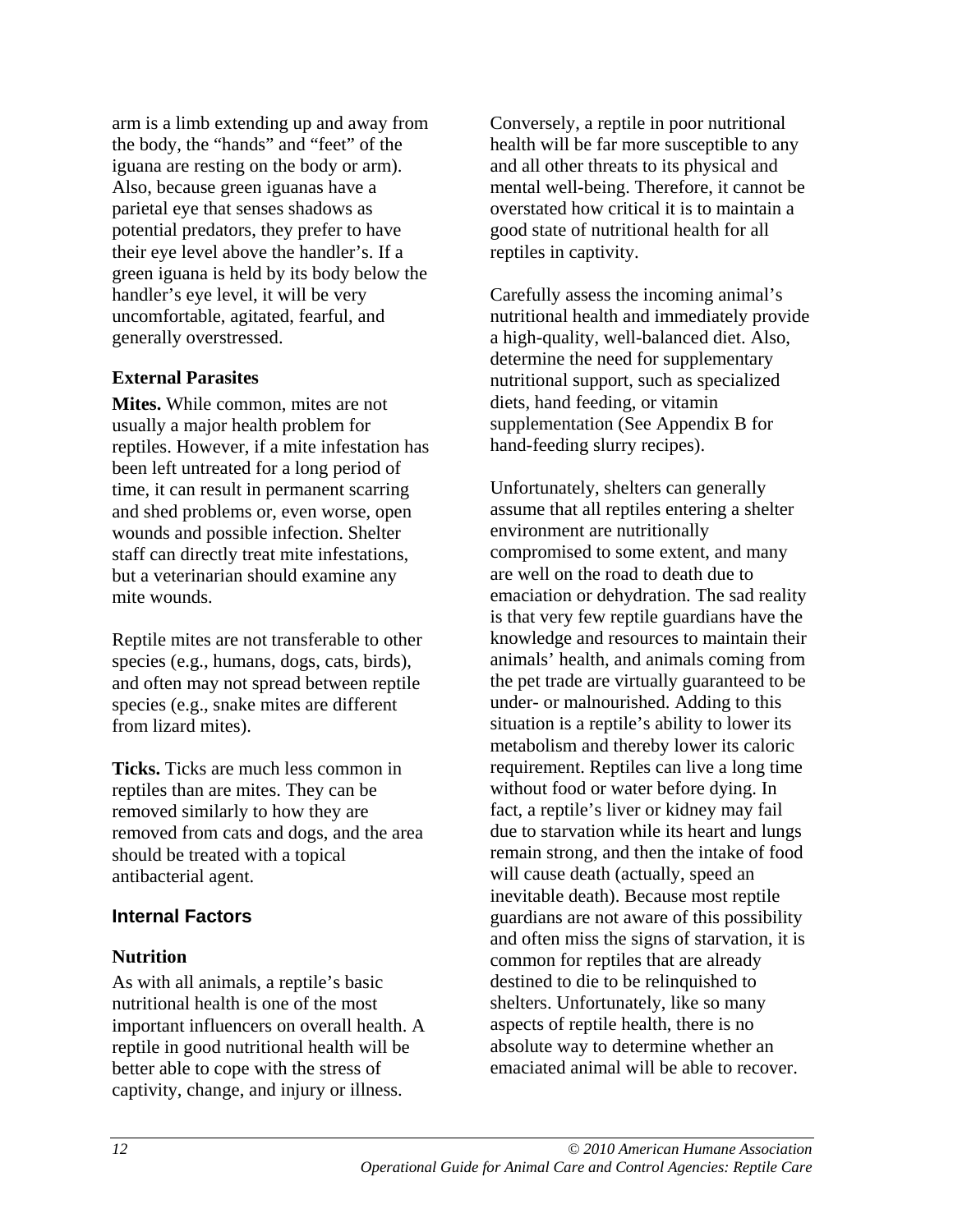arm is a limb extending up and away from the body, the "hands" and "feet" of the iguana are resting on the body or arm). Also, because green iguanas have a parietal eye that senses shadows as potential predators, they prefer to have their eye level above the handler's. If a green iguana is held by its body below the handler's eye level, it will be very uncomfortable, agitated, fearful, and generally overstressed.

### External Parasites

**Mites.** While common, mites are not usually a major health problem for reptiles. However, if a mite infestation has been left untreated for a long period of time, it can result in permanent scarring and shed problems or, even worse, open wounds and possible infection. Shelter staff can directly treat mite infestations, but a veterinarian should examine any mite wounds.

Reptile mites are not transferable to other species (e.g., humans, dogs, cats, birds), and often may not spread between reptile species (e.g., snake mites are different from lizard mites).

**Ticks.** Ticks are much less common in reptiles than are mites. They can be removed similarly to how they are removed from cats and dogs, and the area should be treated with a topical antibacterial agent.

## Internal Factors

### Nutrition

As with all animals, a reptile's basic nutritional health is one of the most important influencers on overall health. A reptile in good nutritional health will be better able to cope with the stress of captivity, change, and injury or illness. Conversely, a reptile in poor nutritional health will be far more susceptible to any and all other threats to its physical and mental well-being. Therefore, it cannot be overstated how critical it is to maintain a good state of nutritional health for all reptiles in captivity.

Carefully assess the incoming animal's nutritional health and immediately provide a high-quality, well-balanced diet. Also, determine the need for supplementary nutritional support, such as specialized diets, hand feeding, or vitamin supplementation (See Appendix B for hand-feeding slurry recipes).

Unfortunately, shelters can generally assume that all reptiles entering a shelter environment are nutritionally compromised to some extent, and many are well on the road to death due to emaciation or dehydration. The sad reality is that very few reptile guardians have the knowledge and resources to maintain their animals' health, and animals coming from the pet trade are virtually guaranteed to be under- or malnourished. Adding to this situation is a reptile's ability to lower its metabolism and thereby lower its caloric requirement. Reptiles can live a long time without food or water before dying. In fact, a reptile's liver or kidney may fail due to starvation while its heart and lungs remain strong, and then the intake of food will cause death (actually, speed an inevitable death). Because most reptile guardians are not aware of this possibility and often miss the signs of starvation, it is common for reptiles that are already destined to die to be relinquished to shelters. Unfortunately, like so many aspects of reptile health, there is no absolute way to determine whether an emaciated animal will be able to recover.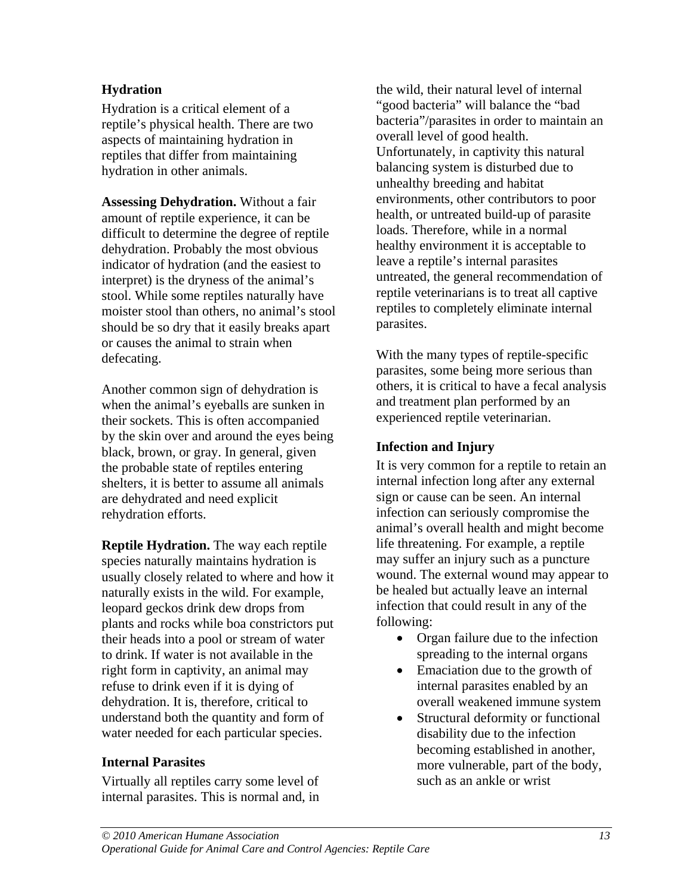## Hydration

Hydration is a critical element of a reptile's physical health. There are two aspects of maintaining hydration in reptiles that differ from maintaining hydration in other animals.

**Assessing Dehydration.** Without a fair amount of reptile experience, it can be difficult to determine the degree of reptile dehydration. Probably the most obvious indicator of hydration (and the easiest to interpret) is the dryness of the animal's stool. While some reptiles naturally have moister stool than others, no animal's stool should be so dry that it easily breaks apart or causes the animal to strain when defecating.

Another common sign of dehydration is when the animal's eyeballs are sunken in their sockets. This is often accompanied by the skin over and around the eyes being black, brown, or gray. In general, given the probable state of reptiles entering shelters, it is better to assume all animals are dehydrated and need explicit rehydration efforts.

**Reptile Hydration.** The way each reptile species naturally maintains hydration is usually closely related to where and how it naturally exists in the wild. For example, leopard geckos drink dew drops from plants and rocks while boa constrictors put their heads into a pool or stream of water to drink. If water is not available in the right form in captivity, an animal may refuse to drink even if it is dying of dehydration. It is, therefore, critical to understand both the quantity and form of water needed for each particular species.

## Internal Parasites

Virtually all reptiles carry some level of internal parasites. This is normal and, in the wild, their natural level of internal "good bacteria" will balance the "bad bacteria"/parasites in order to maintain an overall level of good health. Unfortunately, in captivity this natural balancing system is disturbed due to unhealthy breeding and habitat environments, other contributors to poor health, or untreated build-up of parasite loads. Therefore, while in a normal healthy environment it is acceptable to leave a reptile's internal parasites untreated, the general recommendation of reptile veterinarians is to treat all captive reptiles to completely eliminate internal parasites.

With the many types of reptile-specific parasites, some being more serious than others, it is critical to have a fecal analysis and treatment plan performed by an experienced reptile veterinarian.

## Infection and Injury

It is very common for a reptile to retain an internal infection long after any external sign or cause can be seen. An internal infection can seriously compromise the animal's overall health and might become life threatening. For example, a reptile may suffer an injury such as a puncture wound. The external wound may appear to be healed but actually leave an internal infection that could result in any of the following:

- Organ failure due to the infection spreading to the internal organs
- Emaciation due to the growth of internal parasites enabled by an overall weakened immune system
- Structural deformity or functional disability due to the infection becoming established in another, more vulnerable, part of the body, such as an ankle or wrist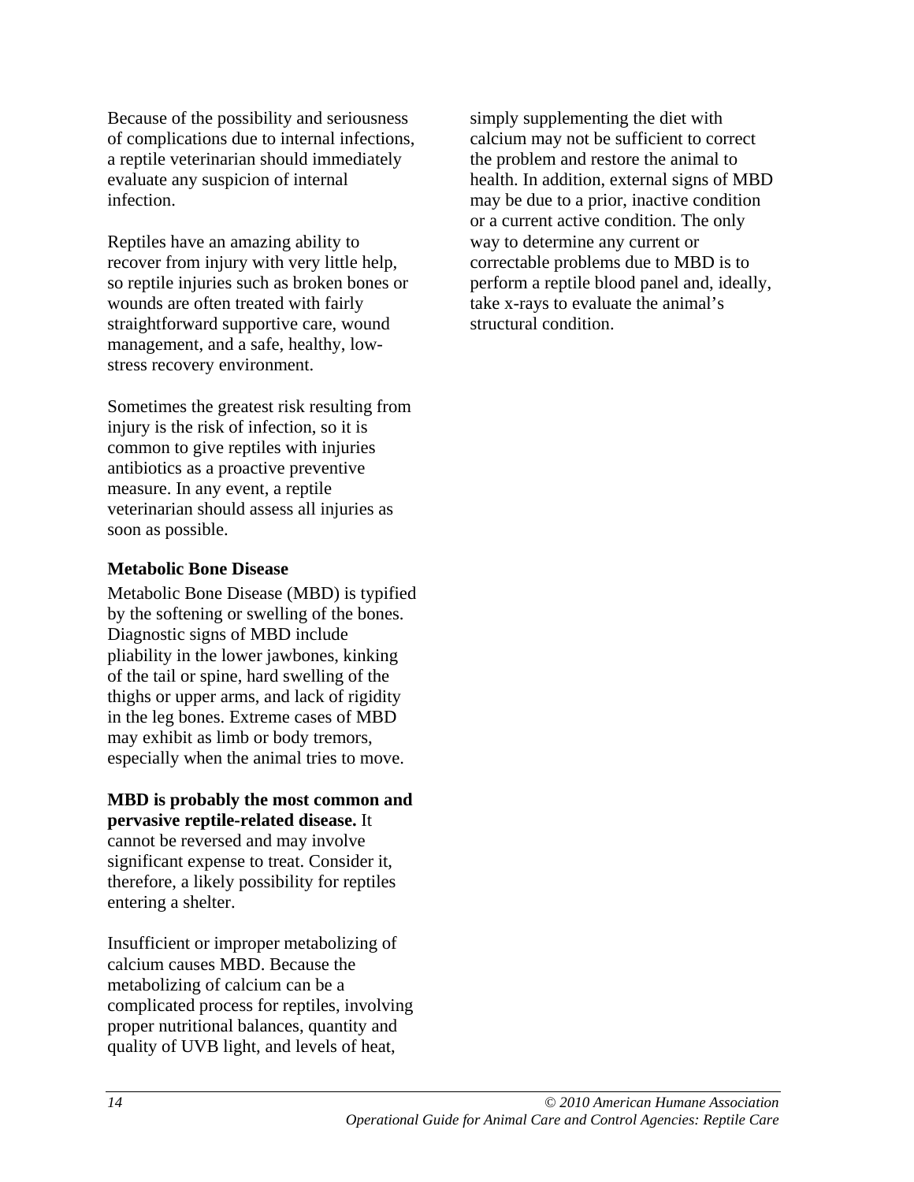Because of the possibility and seriousness of complications due to internal infections, a reptile veterinarian should immediately evaluate any suspicion of internal infection.

Reptiles have an amazing ability to recover from injury with very little help, so reptile injuries such as broken bones or wounds are often treated with fairly straightforward supportive care, wound management, and a safe, healthy, low-stress recovery environment.

Sometimes the greatest risk resulting from injury is the risk of infection, so it is common to give reptiles with injuries antibiotics as a proactive preventive measure. In any event, a reptile veterinarian should assess all injuries as soon as possible.

**Metabolic Bone Disease**

Metabolic Bone Disease (MBD) is typified by the softening or swelling of the bones. Diagnostic signs of MBD include pliability in the lower jawbones, kinking of the tail or spine, hard swelling of the thighs or upper arms, and lack of rigidity in the leg bones. Extreme cases of MBD may exhibit as limb or body tremors, especially when the animal tries to move.

**MBD is probably the most common and pervasive reptile-related disease.** It cannot be reversed and may involve significant expense to treat. Consider it, therefore, a likely possibility for reptiles entering a shelter.

Insufficient or improper metabolizing of calcium causes MBD. Because the metabolizing of calcium can be a complicated process for reptiles, involving proper nutritional balances, quantity and quality of UVB light, and levels of heat, simply supplementing the diet with calcium may not be sufficient to correct the problem and restore the animal to health. In addition, external signs of MBD may be due to a prior, inactive condition or a current active condition. The only way to determine any current or correctable problems due to MBD is to perform a reptile blood panel and, ideally, take x-rays to evaluate the animal's structural condition.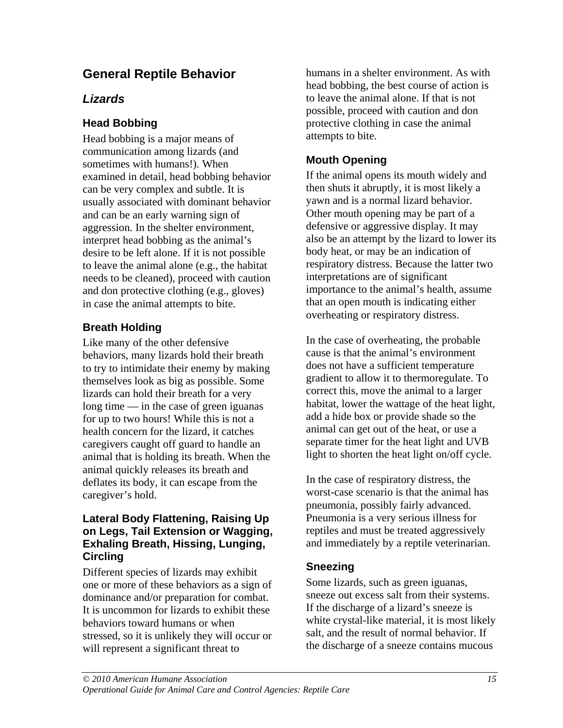# General Reptile Behavior

## *Lizards*

### Head Bobbing

Head bobbing is a major means of communication among lizards (and sometimes with humans!). When examined in detail, head bobbing behavior can be very complex and subtle. It is usually associated with dominant behavior and can be an early warning sign of aggression. In the shelter environment, interpret head bobbing as the animal's desire to be left alone. If it is not possible to leave the animal alone (e.g., the habitat needs to be cleaned), proceed with caution and don protective clothing (e.g., gloves) in case the animal attempts to bite.

### Breath Holding

Like many of the other defensive behaviors, many lizards hold their breath to try to intimidate their enemy by making themselves look as big as possible. Some lizards can hold their breath for a very long time — in the case of green iguanas for up to two hours! While this is not a health concern for the lizard, it catches caregivers caught off guard to handle an animal that is holding its breath. When the animal quickly releases its breath and deflates its body, it can escape from the caregiver's hold.

### Lateral Body Flattening, Raising Up on Legs, Tail Extension or Wagging, Exhaling Breath, Hissing, Lunging, Circling

Different species of lizards may exhibit one or more of these behaviors as a sign of dominance and/or preparation for combat. It is uncommon for lizards to exhibit these behaviors toward humans or when stressed, so it is unlikely they will occur or will represent a significant threat to humans in a shelter environment. As with head bobbing, the best course of action is to leave the animal alone. If that is not possible, proceed with caution and don protective clothing in case the animal attempts to bite.

### Mouth Opening

If the animal opens its mouth widely and then shuts it abruptly, it is most likely a yawn and is a normal lizard behavior. Other mouth opening may be part of a defensive or aggressive display. It may also be an attempt by the lizard to lower its body heat, or may be an indication of respiratory distress. Because the latter two interpretations are of significant importance to the animal's health, assume that an open mouth is indicating either overheating or respiratory distress.

In the case of overheating, the probable cause is that the animal's environment does not have a sufficient temperature gradient to allow it to thermoregulate. To correct this, move the animal to a larger habitat, lower the wattage of the heat light, add a hide box or provide shade so the animal can get out of the heat, or use a separate timer for the heat light and UVB light to shorten the heat light on/off cycle.

In the case of respiratory distress, the worst-case scenario is that the animal has pneumonia, possibly fairly advanced. Pneumonia is a very serious illness for reptiles and must be treated aggressively and immediately by a reptile veterinarian.

### Sneezing

Some lizards, such as green iguanas, sneeze out excess salt from their systems. If the discharge of a lizard's sneeze is white crystal-like material, it is most likely salt, and the result of normal behavior. If the discharge of a sneeze contains mucous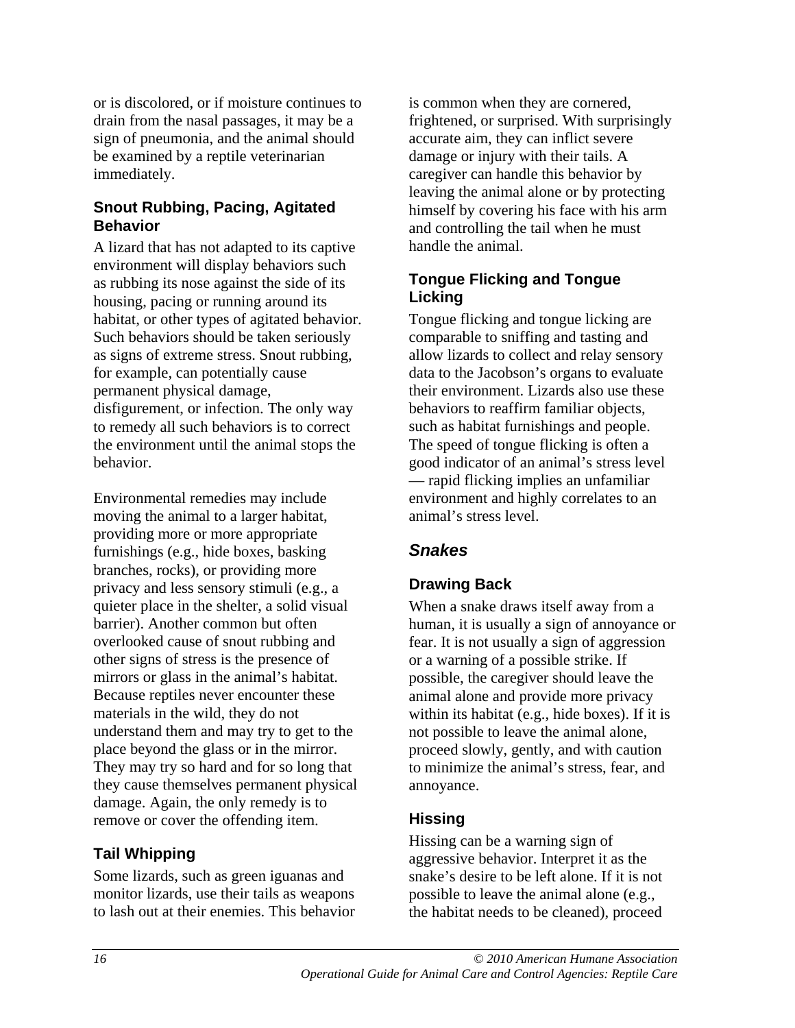or is discolored, or if moisture continues to drain from the nasal passages, it may be a sign of pneumonia, and the animal should be examined by a reptile veterinarian immediately.

### Snout Rubbing, Pacing, Agitated Behavior

A lizard that has not adapted to its captive environment will display behaviors such as rubbing its nose against the side of its housing, pacing or running around its habitat, or other types of agitated behavior. Such behaviors should be taken seriously as signs of extreme stress. Snout rubbing, for example, can potentially cause permanent physical damage, disfigurement, or infection. The only way to remedy all such behaviors is to correct the environment until the animal stops the behavior.

Environmental remedies may include moving the animal to a larger habitat, providing more or more appropriate furnishings (e.g., hide boxes, basking branches, rocks), or providing more privacy and less sensory stimuli (e.g., a quieter place in the shelter, a solid visual barrier). Another common but often overlooked cause of snout rubbing and other signs of stress is the presence of mirrors or glass in the animal's habitat. Because reptiles never encounter these materials in the wild, they do not understand them and may try to get to the place beyond the glass or in the mirror. They may try so hard and for so long that they cause themselves permanent physical damage. Again, the only remedy is to remove or cover the offending item.

### Tail Whipping

Some lizards, such as green iguanas and monitor lizards, use their tails as weapons to lash out at their enemies. This behavior is common when they are cornered, frightened, or surprised. With surprisingly accurate aim, they can inflict severe damage or injury with their tails. A caregiver can handle this behavior by leaving the animal alone or by protecting himself by covering his face with his arm and controlling the tail when he must handle the animal.

### Tongue Flicking and Tongue Licking

Tongue flicking and tongue licking are comparable to sniffing and tasting and allow lizards to collect and relay sensory data to the Jacobson's organs to evaluate their environment. Lizards also use these behaviors to reaffirm familiar objects, such as habitat furnishings and people. The speed of tongue flicking is often a good indicator of an animal's stress level — rapid flicking implies an unfamiliar environment and highly correlates to an animal's stress level.

## *Snakes*

### Drawing Back

When a snake draws itself away from a human, it is usually a sign of annoyance or fear. It is not usually a sign of aggression or a warning of a possible strike. If possible, the caregiver should leave the animal alone and provide more privacy within its habitat (e.g., hide boxes). If it is not possible to leave the animal alone, proceed slowly, gently, and with caution to minimize the animal's stress, fear, and annoyance.

### Hissing

Hissing can be a warning sign of aggressive behavior. Interpret it as the snake's desire to be left alone. If it is not possible to leave the animal alone (e.g., the habitat needs to be cleaned), proceed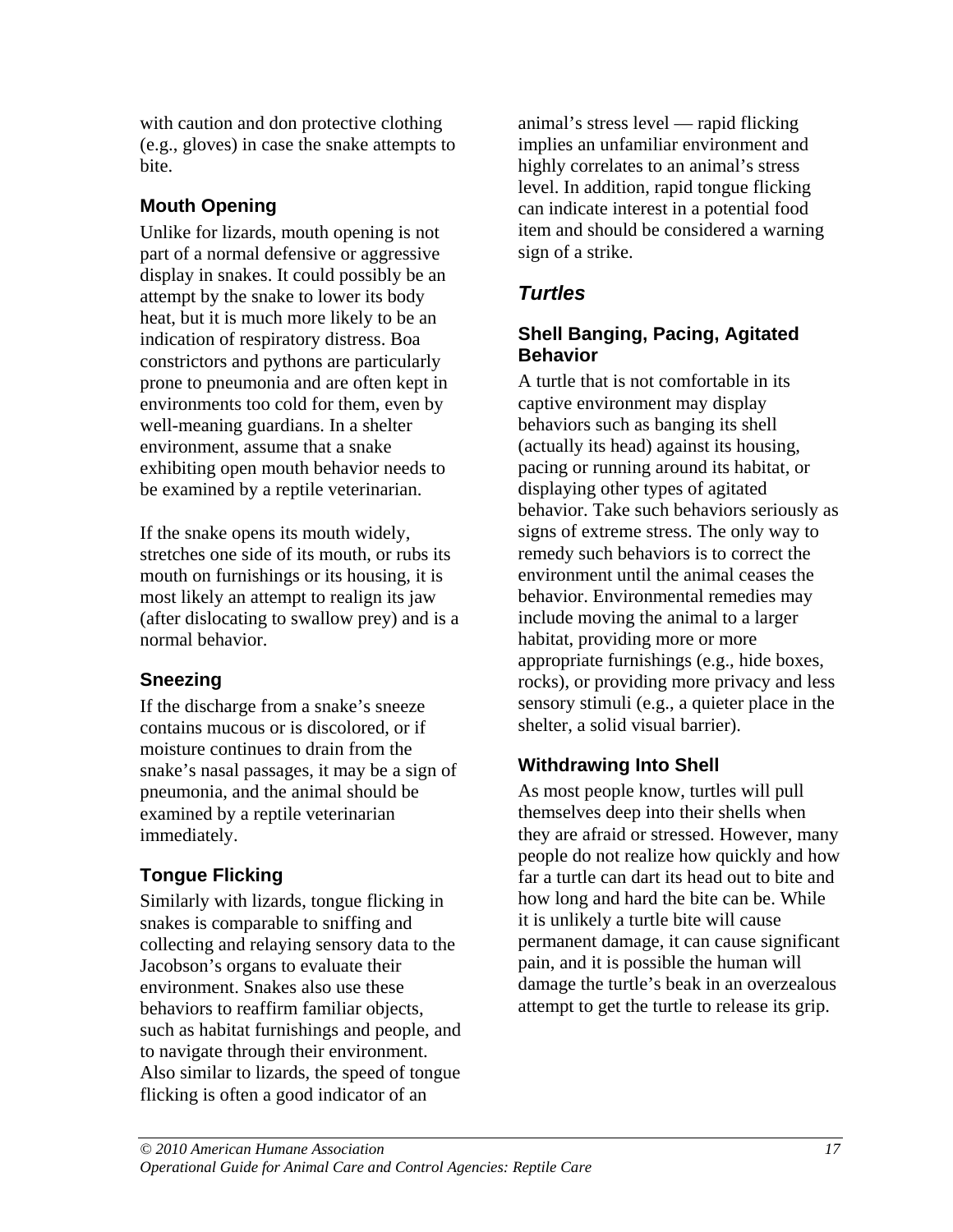with caution and don protective clothing (e.g., gloves) in case the snake attempts to bite.

### Mouth Opening

Unlike for lizards, mouth opening is not part of a normal defensive or aggressive display in snakes. It could possibly be an attempt by the snake to lower its body heat, but it is much more likely to be an indication of respiratory distress. Boa constrictors and pythons are particularly prone to pneumonia and are often kept in environments too cold for them, even by well-meaning guardians. In a shelter environment, assume that a snake exhibiting open mouth behavior needs to be examined by a reptile veterinarian.

If the snake opens its mouth widely, stretches one side of its mouth, or rubs its mouth on furnishings or its housing, it is most likely an attempt to realign its jaw (after dislocating to swallow prey) and is a normal behavior.

### Sneezing

If the discharge from a snake's sneeze contains mucous or is discolored, or if moisture continues to drain from the snake's nasal passages, it may be a sign of pneumonia, and the animal should be examined by a reptile veterinarian immediately.

### Tongue Flicking

Similarly with lizards, tongue flicking in snakes is comparable to sniffing and collecting and relaying sensory data to the Jacobson's organs to evaluate their environment. Snakes also use these behaviors to reaffirm familiar objects, such as habitat furnishings and people, and to navigate through their environment. Also similar to lizards, the speed of tongue flicking is often a good indicator of an animal's stress level — rapid flicking implies an unfamiliar environment and highly correlates to an animal's stress level. In addition, rapid tongue flicking can indicate interest in a potential food item and should be considered a warning sign of a strike.

## *Turtles*

### Shell Banging, Pacing, Agitated Behavior

A turtle that is not comfortable in its captive environment may display behaviors such as banging its shell (actually its head) against its housing, pacing or running around its habitat, or displaying other types of agitated behavior. Take such behaviors seriously as signs of extreme stress. The only way to remedy such behaviors is to correct the environment until the animal ceases the behavior. Environmental remedies may include moving the animal to a larger habitat, providing more or more appropriate furnishings (e.g., hide boxes, rocks), or providing more privacy and less sensory stimuli (e.g., a quieter place in the shelter, a solid visual barrier).

### Withdrawing Into Shell

As most people know, turtles will pull themselves deep into their shells when they are afraid or stressed. However, many people do not realize how quickly and how far a turtle can dart its head out to bite and how long and hard the bite can be. While it is unlikely a turtle bite will cause permanent damage, it can cause significant pain, and it is possible the human will damage the turtle's beak in an overzealous attempt to get the turtle to release its grip.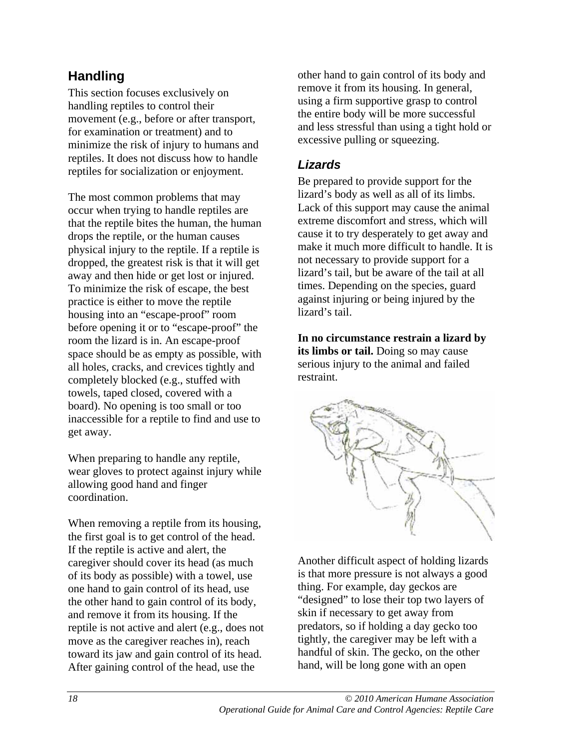## Handling

This section focuses exclusively on handling reptiles to control their movement (e.g., before or after transport, for examination or treatment) and to minimize the risk of injury to humans and reptiles. It does not discuss how to handle reptiles for socialization or enjoyment.

The most common problems that may occur when trying to handle reptiles are that the reptile bites the human, the human drops the reptile, or the human causes physical injury to the reptile. If a reptile is dropped, the greatest risk is that it will get away and then hide or get lost or injured. To minimize the risk of escape, the best practice is either to move the reptile housing into an "escape-proof" room before opening it or to "escape-proof" the room the lizard is in. An escape-proof space should be as empty as possible, with all holes, cracks, and crevices tightly and completely blocked (e.g., stuffed with towels, taped closed, covered with a board). No opening is too small or too inaccessible for a reptile to find and use to get away.

When preparing to handle any reptile, wear gloves to protect against injury while allowing good hand and finger coordination.

When removing a reptile from its housing, the first goal is to get control of the head. If the reptile is active and alert, the caregiver should cover its head (as much of its body as possible) with a towel, use one hand to gain control of its head, use the other hand to gain control of its body, and remove it from its housing. If the reptile is not active and alert (e.g., does not move as the caregiver reaches in), reach toward its jaw and gain control of its head. After gaining control of the head, use the other hand to gain control of its body and remove it from its housing. In general, using a firm supportive grasp to control the entire body will be more successful and less stressful than using a tight hold or excessive pulling or squeezing.

### *Lizards*

Be prepared to provide support for the lizard's body as well as all of its limbs. Lack of this support may cause the animal extreme discomfort and stress, which will cause it to try desperately to get away and make it much more difficult to handle. It is not necessary to provide support for a lizard's tail, but be aware of the tail at all times. Depending on the species, guard against injuring or being injured by the lizard's tail.

**In no circumstance restrain a lizard by its limbs or tail.** Doing so may cause serious injury to the animal and failed restraint.

Another difficult aspect of holding lizards is that more pressure is not always a good thing. For example, day geckos are "designed" to lose their top two layers of skin if necessary to get away from predators, so if holding a day gecko too tightly, the caregiver may be left with a handful of skin. The gecko, on the other hand, will be long gone with an open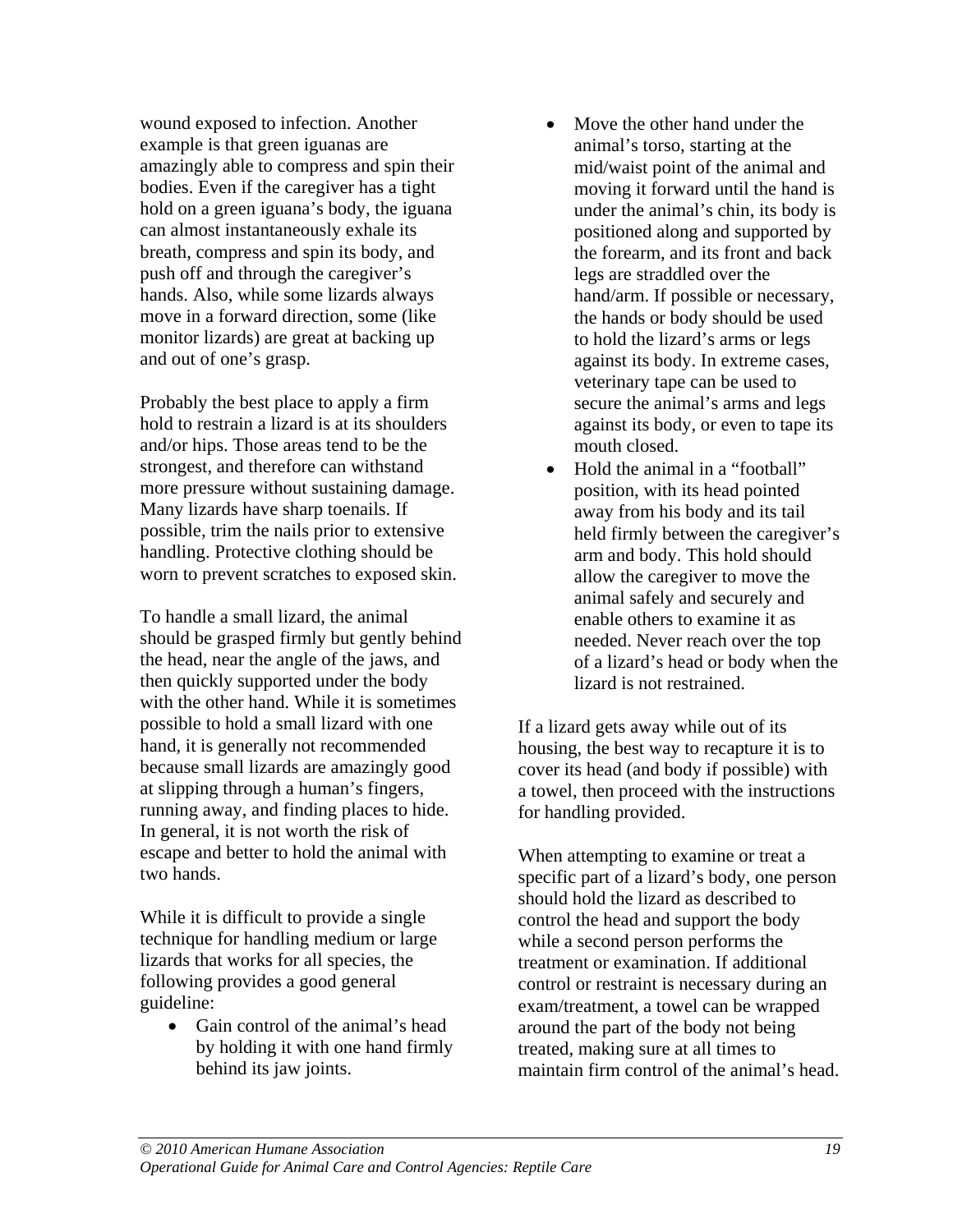wound exposed to infection. Another example is that green iguanas are amazingly able to compress and spin their bodies. Even if the caregiver has a tight hold on a green iguana's body, the iguana can almost instantaneously exhale its breath, compress and spin its body, and push off and through the caregiver's hands. Also, while some lizards always move in a forward direction, some (like monitor lizards) are great at backing up and out of one's grasp.

Probably the best place to apply a firm hold to restrain a lizard is at its shoulders and/or hips. Those areas tend to be the strongest, and therefore can withstand more pressure without sustaining damage. Many lizards have sharp toenails. If possible, trim the nails prior to extensive handling. Protective clothing should be worn to prevent scratches to exposed skin.

To handle a small lizard, the animal should be grasped firmly but gently behind the head, near the angle of the jaws, and then quickly supported under the body with the other hand. While it is sometimes possible to hold a small lizard with one hand, it is generally not recommended because small lizards are amazingly good at slipping through a human's fingers, running away, and finding places to hide. In general, it is not worth the risk of escape and better to hold the animal with two hands.

While it is difficult to provide a single technique for handling medium or large lizards that works for all species, the following provides a good general guideline:

- Gain control of the animal's head by holding it with one hand firmly behind its jaw joints.
- Move the other hand under the animal's torso, starting at the mid/waist point of the animal and moving it forward until the hand is under the animal's chin, its body is positioned along and supported by the forearm, and its front and back legs are straddled over the hand/arm. If possible or necessary, the hands or body should be used to hold the lizard's arms or legs against its body. In extreme cases, veterinary tape can be used to secure the animal's arms and legs against its body, or even to tape its mouth closed.
- Hold the animal in a "football" position, with its head pointed away from his body and its tail held firmly between the caregiver's arm and body. This hold should allow the caregiver to move the animal safely and securely and enable others to examine it as needed. Never reach over the top of a lizard's head or body when the lizard is not restrained.

If a lizard gets away while out of its housing, the best way to recapture it is to cover its head (and body if possible) with a towel, then proceed with the instructions for handling provided.

When attempting to examine or treat a specific part of a lizard's body, one person should hold the lizard as described to control the head and support the body while a second person performs the treatment or examination. If additional control or restraint is necessary during an exam/treatment, a towel can be wrapped around the part of the body not being treated, making sure at all times to maintain firm control of the animal's head.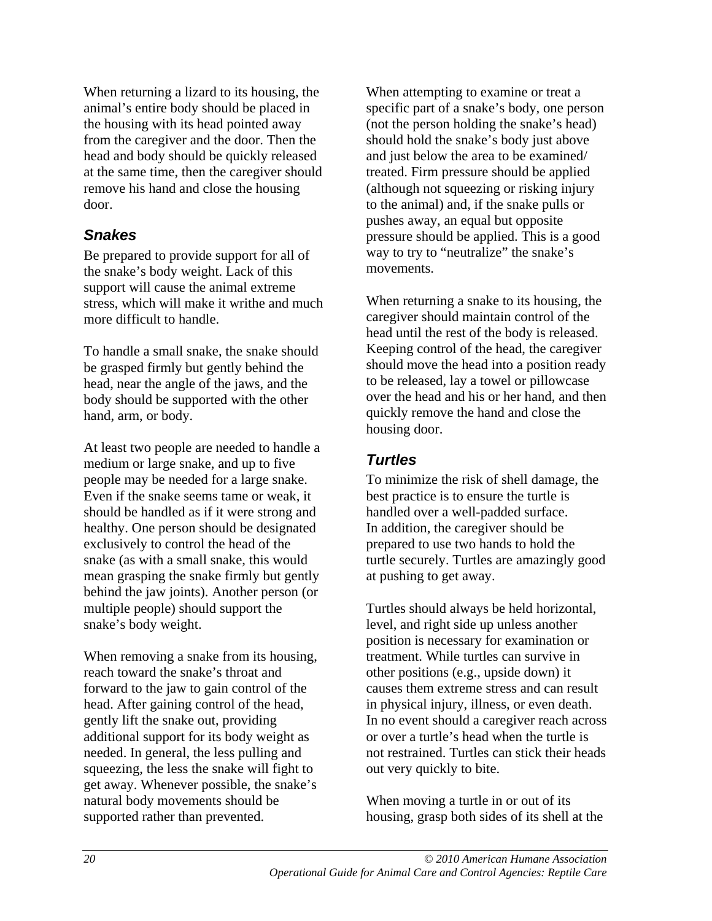When returning a lizard to its housing, the animal's entire body should be placed in the housing with its head pointed away from the caregiver and the door. Then the head and body should be quickly released at the same time, then the caregiver should remove his hand and close the housing door.

### *Snakes*

Be prepared to provide support for all of the snake's body weight. Lack of this support will cause the animal extreme stress, which will make it writhe and much more difficult to handle.

To handle a small snake, the snake should be grasped firmly but gently behind the head, near the angle of the jaws, and the body should be supported with the other hand, arm, or body.

At least two people are needed to handle a medium or large snake, and up to five people may be needed for a large snake. Even if the snake seems tame or weak, it should be handled as if it were strong and healthy. One person should be designated exclusively to control the head of the snake (as with a small snake, this would mean grasping the snake firmly but gently behind the jaw joints). Another person (or multiple people) should support the snake's body weight.

When removing a snake from its housing, reach toward the snake's throat and forward to the jaw to gain control of the head. After gaining control of the head, gently lift the snake out, providing additional support for its body weight as needed. In general, the less pulling and squeezing, the less the snake will fight to get away. Whenever possible, the snake's natural body movements should be supported rather than prevented.

When attempting to examine or treat a specific part of a snake's body, one person (not the person holding the snake's head) should hold the snake's body just above and just below the area to be examined/ treated. Firm pressure should be applied (although not squeezing or risking injury to the animal) and, if the snake pulls or pushes away, an equal but opposite pressure should be applied. This is a good way to try to "neutralize" the snake's movements.

When returning a snake to its housing, the caregiver should maintain control of the head until the rest of the body is released. Keeping control of the head, the caregiver should move the head into a position ready to be released, lay a towel or pillowcase over the head and his or her hand, and then quickly remove the hand and close the housing door.

### *Turtles*

To minimize the risk of shell damage, the best practice is to ensure the turtle is handled over a well-padded surface. In addition, the caregiver should be prepared to use two hands to hold the turtle securely. Turtles are amazingly good at pushing to get away.

Turtles should always be held horizontal, level, and right side up unless another position is necessary for examination or treatment. While turtles can survive in other positions (e.g., upside down) it causes them extreme stress and can result in physical injury, illness, or even death. In no event should a caregiver reach across or over a turtle's head when the turtle is not restrained. Turtles can stick their heads out very quickly to bite.

When moving a turtle in or out of its housing, grasp both sides of its shell at the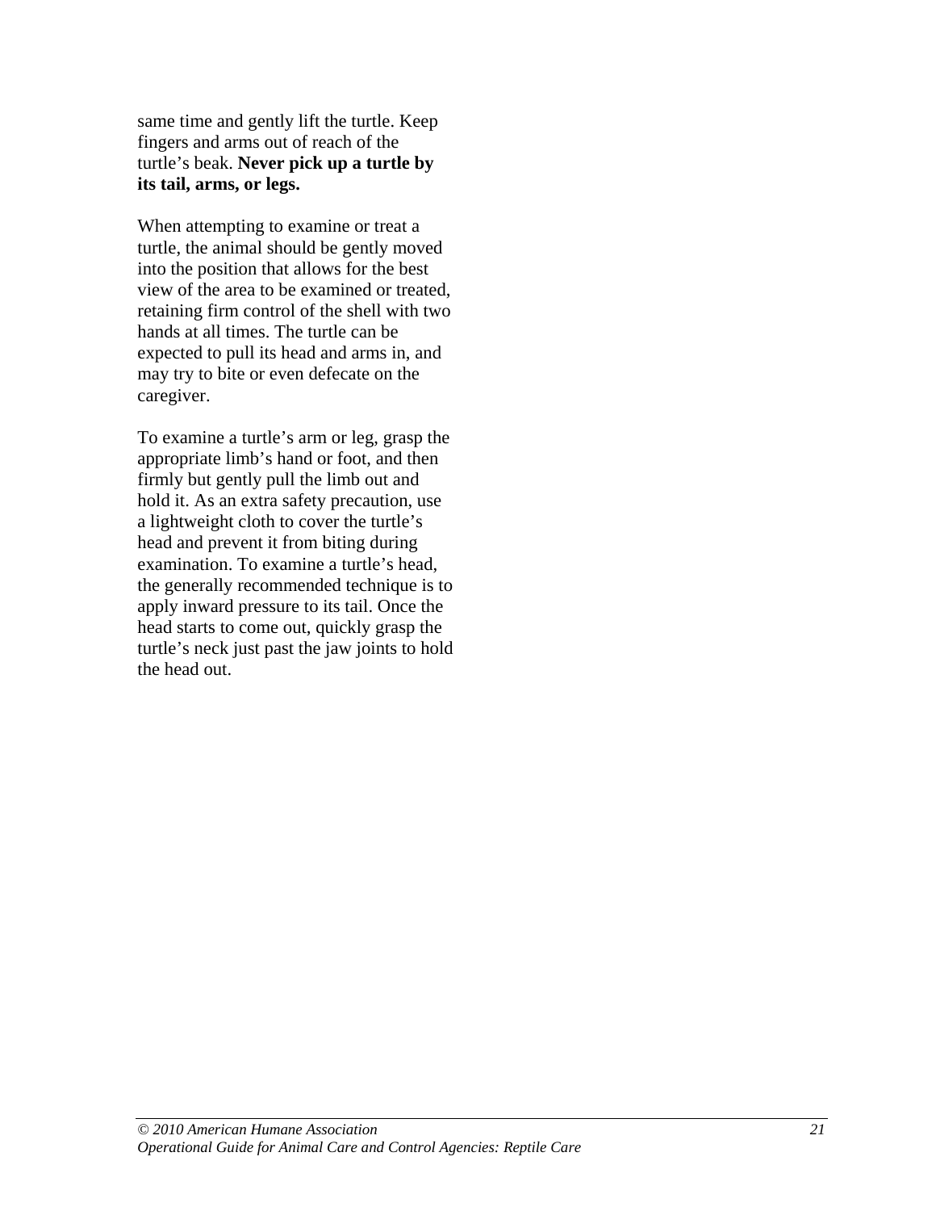same time and gently lift the turtle. Keep fingers and arms out of reach of the turtle's beak. **Never pick up a turtle by its tail, arms, or legs.**

When attempting to examine or treat a turtle, the animal should be gently moved into the position that allows for the best view of the area to be examined or treated, retaining firm control of the shell with two hands at all times. The turtle can be expected to pull its head and arms in, and may try to bite or even defecate on the caregiver.

To examine a turtle's arm or leg, grasp the appropriate limb's hand or foot, and then firmly but gently pull the limb out and hold it. As an extra safety precaution, use a lightweight cloth to cover the turtle's head and prevent it from biting during examination. To examine a turtle's head, the generally recommended technique is to apply inward pressure to its tail. Once the head starts to come out, quickly grasp the turtle's neck just past the jaw joints to hold the head out.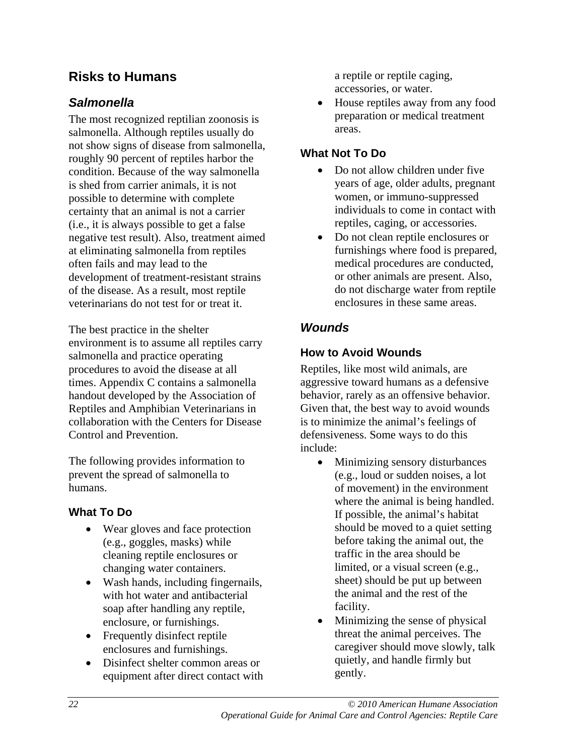## Risks to Humans

### *Salmonella*

The most recognized reptilian zoonosis is salmonella. Although reptiles usually do not show signs of disease from salmonella, roughly 90 percent of reptiles harbor the condition. Because of the way salmonella is shed from carrier animals, it is not possible to determine with complete certainty that an animal is not a carrier (i.e., it is always possible to get a false negative test result). Also, treatment aimed at eliminating salmonella from reptiles often fails and may lead to the development of treatment-resistant strains of the disease. As a result, most reptile veterinarians do not test for or treat it.

The best practice in the shelter environment is to assume all reptiles carry salmonella and practice operating procedures to avoid the disease at all times. Appendix C contains a salmonella handout developed by the Association of Reptiles and Amphibian Veterinarians in collaboration with the Centers for Disease Control and Prevention.

The following provides information to prevent the spread of salmonella to humans.

#### What To Do

- Wear gloves and face protection (e.g., goggles, masks) while cleaning reptile enclosures or changing water containers.
- Wash hands, including fingernails, with hot water and antibacterial soap after handling any reptile, enclosure, or furnishings.
- Frequently disinfect reptile enclosures and furnishings.
- Disinfect shelter common areas or equipment after direct contact with a reptile or reptile caging, accessories, or water.
- House reptiles away from any food preparation or medical treatment areas.

#### What Not To Do

- Do not allow children under five years of age, older adults, pregnant women, or immuno-suppressed individuals to come in contact with reptiles, caging, or accessories.
- Do not clean reptile enclosures or furnishings where food is prepared, medical procedures are conducted, or other animals are present. Also, do not discharge water from reptile enclosures in these same areas.

### *Wounds*

#### How to Avoid Wounds

Reptiles, like most wild animals, are aggressive toward humans as a defensive behavior, rarely as an offensive behavior. Given that, the best way to avoid wounds is to minimize the animal's feelings of defensiveness. Some ways to do this include:

- Minimizing sensory disturbances (e.g., loud or sudden noises, a lot of movement) in the environment where the animal is being handled. If possible, the animal's habitat should be moved to a quiet setting before taking the animal out, the traffic in the area should be limited, or a visual screen (e.g., sheet) should be put up between the animal and the rest of the facility.
- Minimizing the sense of physical threat the animal perceives. The caregiver should move slowly, talk quietly, and handle firmly but gently.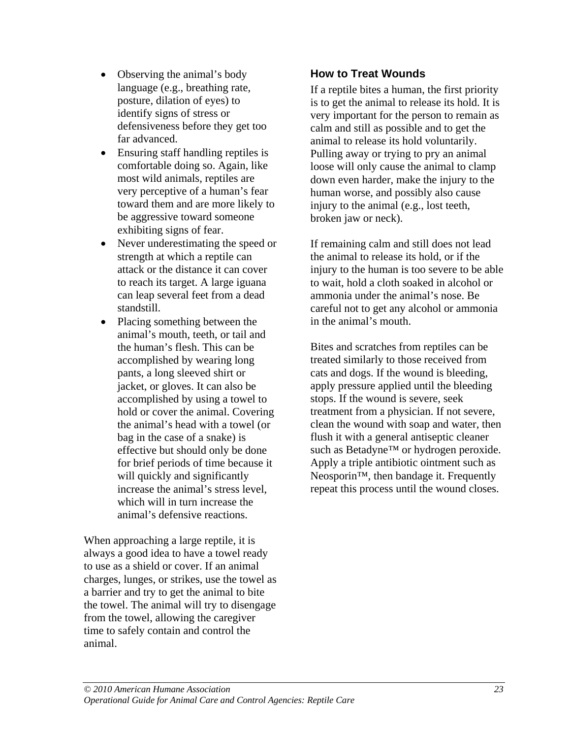- Observing the animal's body language (e.g., breathing rate, posture, dilation of eyes) to identify signs of stress or defensiveness before they get too far advanced.
- Ensuring staff handling reptiles is comfortable doing so. Again, like most wild animals, reptiles are very perceptive of a human's fear toward them and are more likely to be aggressive toward someone exhibiting signs of fear.
- Never underestimating the speed or strength at which a reptile can attack or the distance it can cover to reach its target. A large iguana can leap several feet from a dead standstill.
- Placing something between the animal's mouth, teeth, or tail and the human's flesh. This can be accomplished by wearing long pants, a long sleeved shirt or jacket, or gloves. It can also be accomplished by using a towel to hold or cover the animal. Covering the animal's head with a towel (or bag in the case of a snake) is effective but should only be done for brief periods of time because it will quickly and significantly increase the animal's stress level, which will in turn increase the animal's defensive reactions.

When approaching a large reptile, it is always a good idea to have a towel ready to use as a shield or cover. If an animal charges, lunges, or strikes, use the towel as a barrier and try to get the animal to bite the towel. The animal will try to disengage from the towel, allowing the caregiver time to safely contain and control the animal.

### How to Treat Wounds

If a reptile bites a human, the first priority is to get the animal to release its hold. It is very important for the person to remain as calm and still as possible and to get the animal to release its hold voluntarily. Pulling away or trying to pry an animal loose will only cause the animal to clamp down even harder, make the injury to the human worse, and possibly also cause injury to the animal (e.g., lost teeth, broken jaw or neck).

If remaining calm and still does not lead the animal to release its hold, or if the injury to the human is too severe to be able to wait, hold a cloth soaked in alcohol or ammonia under the animal's nose. Be careful not to get any alcohol or ammonia in the animal's mouth.

Bites and scratches from reptiles can be treated similarly to those received from cats and dogs. If the wound is bleeding, apply pressure applied until the bleeding stops. If the wound is severe, seek treatment from a physician. If not severe, clean the wound with soap and water, then flush it with a general antiseptic cleaner such as Betadyne™ or hydrogen peroxide. Apply a triple antibiotic ointment such as Neosporin™, then bandage it. Frequently repeat this process until the wound closes.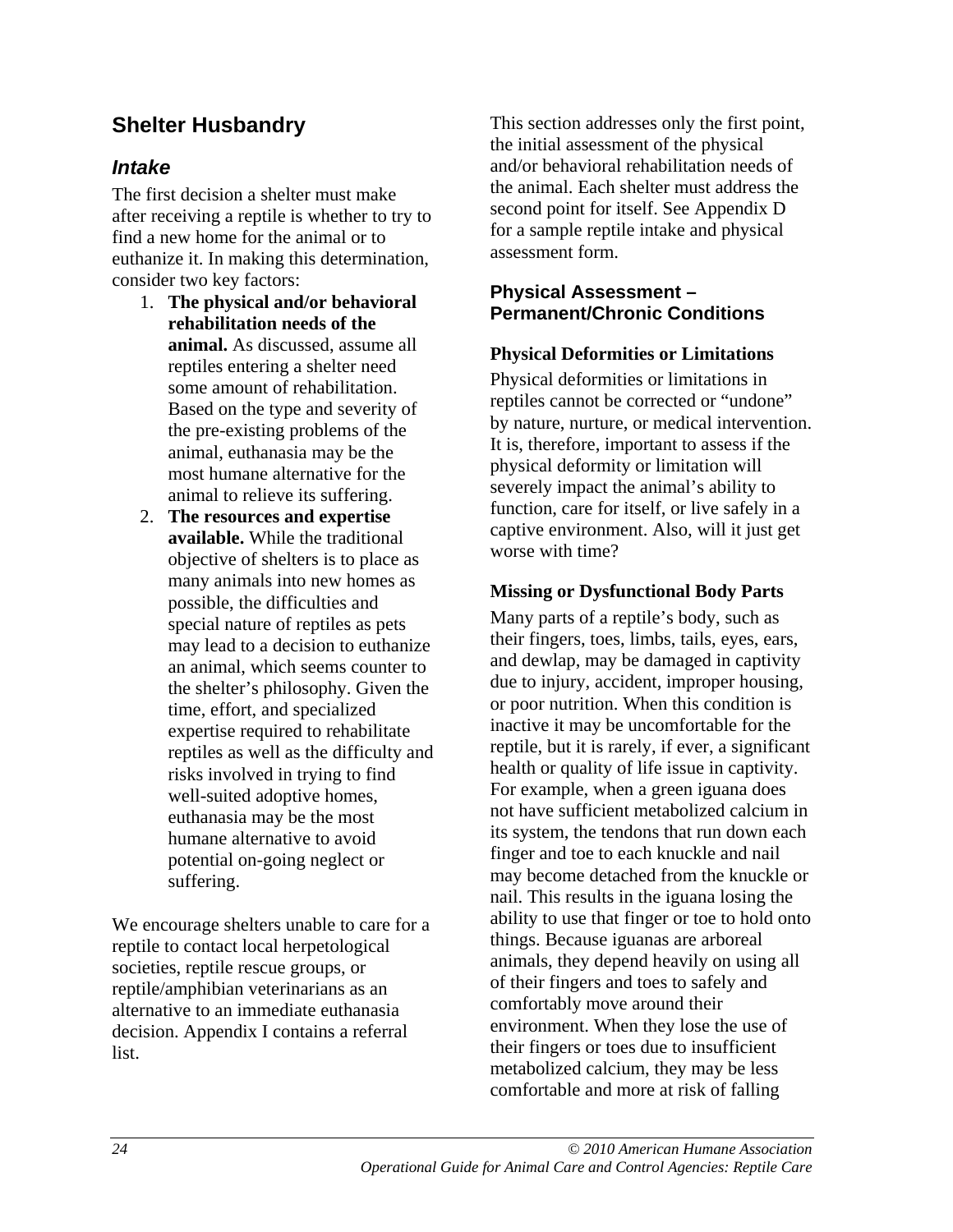## Shelter Husbandry

### *Intake*

The first decision a shelter must make after receiving a reptile is whether to try to find a new home for the animal or to euthanize it. In making this determination, consider two key factors:

1. **The physical and/or behavioral rehabilitation needs of the animal.** As discussed, assume all reptiles entering a shelter need some amount of rehabilitation. Based on the type and severity of the pre-existing problems of the animal, euthanasia may be the most humane alternative for the animal to relieve its suffering.
2. **The resources and expertise available.** While the traditional objective of shelters is to place as many animals into new homes as possible, the difficulties and special nature of reptiles as pets may lead to a decision to euthanize an animal, which seems counter to the shelter's philosophy. Given the time, effort, and specialized expertise required to rehabilitate reptiles as well as the difficulty and risks involved in trying to find well-suited adoptive homes, euthanasia may be the most humane alternative to avoid potential on-going neglect or suffering.

We encourage shelters unable to care for a reptile to contact local herpetological societies, reptile rescue groups, or reptile/amphibian veterinarians as an alternative to an immediate euthanasia decision. Appendix I contains a referral list.

This section addresses only the first point, the initial assessment of the physical and/or behavioral rehabilitation needs of the animal. Each shelter must address the second point for itself. See Appendix D for a sample reptile intake and physical assessment form.

#### Physical Assessment – Permanent/Chronic Conditions

**Physical Deformities or Limitations**

Physical deformities or limitations in reptiles cannot be corrected or "undone" by nature, nurture, or medical intervention. It is, therefore, important to assess if the physical deformity or limitation will severely impact the animal's ability to function, care for itself, or live safely in a captive environment. Also, will it just get worse with time?

**Missing or Dysfunctional Body Parts**

Many parts of a reptile's body, such as their fingers, toes, limbs, tails, eyes, ears, and dewlap, may be damaged in captivity due to injury, accident, improper housing, or poor nutrition. When this condition is inactive it may be uncomfortable for the reptile, but it is rarely, if ever, a significant health or quality of life issue in captivity. For example, when a green iguana does not have sufficient metabolized calcium in its system, the tendons that run down each finger and toe to each knuckle and nail may become detached from the knuckle or nail. This results in the iguana losing the ability to use that finger or toe to hold onto things. Because iguanas are arboreal animals, they depend heavily on using all of their fingers and toes to safely and comfortably move around their environment. When they lose the use of their fingers or toes due to insufficient metabolized calcium, they may be less comfortable and more at risk of falling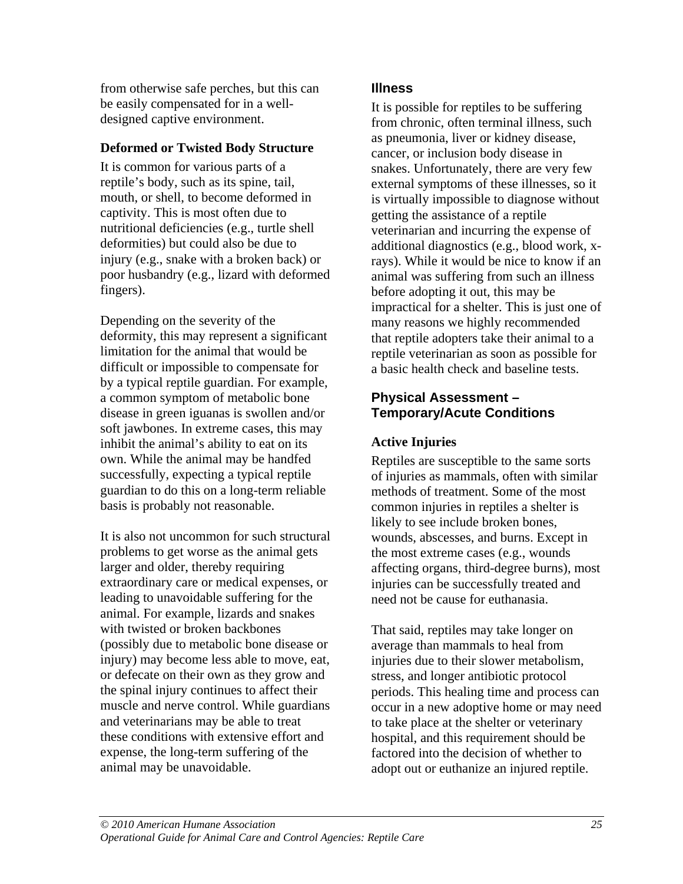from otherwise safe perches, but this can be easily compensated for in a well-designed captive environment.

### Deformed or Twisted Body Structure

It is common for various parts of a reptile's body, such as its spine, tail, mouth, or shell, to become deformed in captivity. This is most often due to nutritional deficiencies (e.g., turtle shell deformities) but could also be due to injury (e.g., snake with a broken back) or poor husbandry (e.g., lizard with deformed fingers).

Depending on the severity of the deformity, this may represent a significant limitation for the animal that would be difficult or impossible to compensate for by a typical reptile guardian. For example, a common symptom of metabolic bone disease in green iguanas is swollen and/or soft jawbones. In extreme cases, this may inhibit the animal's ability to eat on its own. While the animal may be handfed successfully, expecting a typical reptile guardian to do this on a long-term reliable basis is probably not reasonable.

It is also not uncommon for such structural problems to get worse as the animal gets larger and older, thereby requiring extraordinary care or medical expenses, or leading to unavoidable suffering for the animal. For example, lizards and snakes with twisted or broken backbones (possibly due to metabolic bone disease or injury) may become less able to move, eat, or defecate on their own as they grow and the spinal injury continues to affect their muscle and nerve control. While guardians and veterinarians may be able to treat these conditions with extensive effort and expense, the long-term suffering of the animal may be unavoidable.

### Illness

It is possible for reptiles to be suffering from chronic, often terminal illness, such as pneumonia, liver or kidney disease, cancer, or inclusion body disease in snakes. Unfortunately, there are very few external symptoms of these illnesses, so it is virtually impossible to diagnose without getting the assistance of a reptile veterinarian and incurring the expense of additional diagnostics (e.g., blood work, x-rays). While it would be nice to know if an animal was suffering from such an illness before adopting it out, this may be impractical for a shelter. This is just one of many reasons we highly recommended that reptile adopters take their animal to a reptile veterinarian as soon as possible for a basic health check and baseline tests.

## Physical Assessment – Temporary/Acute Conditions

### Active Injuries

Reptiles are susceptible to the same sorts of injuries as mammals, often with similar methods of treatment. Some of the most common injuries in reptiles a shelter is likely to see include broken bones, wounds, abscesses, and burns. Except in the most extreme cases (e.g., wounds affecting organs, third-degree burns), most injuries can be successfully treated and need not be cause for euthanasia.

That said, reptiles may take longer on average than mammals to heal from injuries due to their slower metabolism, stress, and longer antibiotic protocol periods. This healing time and process can occur in a new adoptive home or may need to take place at the shelter or veterinary hospital, and this requirement should be factored into the decision of whether to adopt out or euthanize an injured reptile.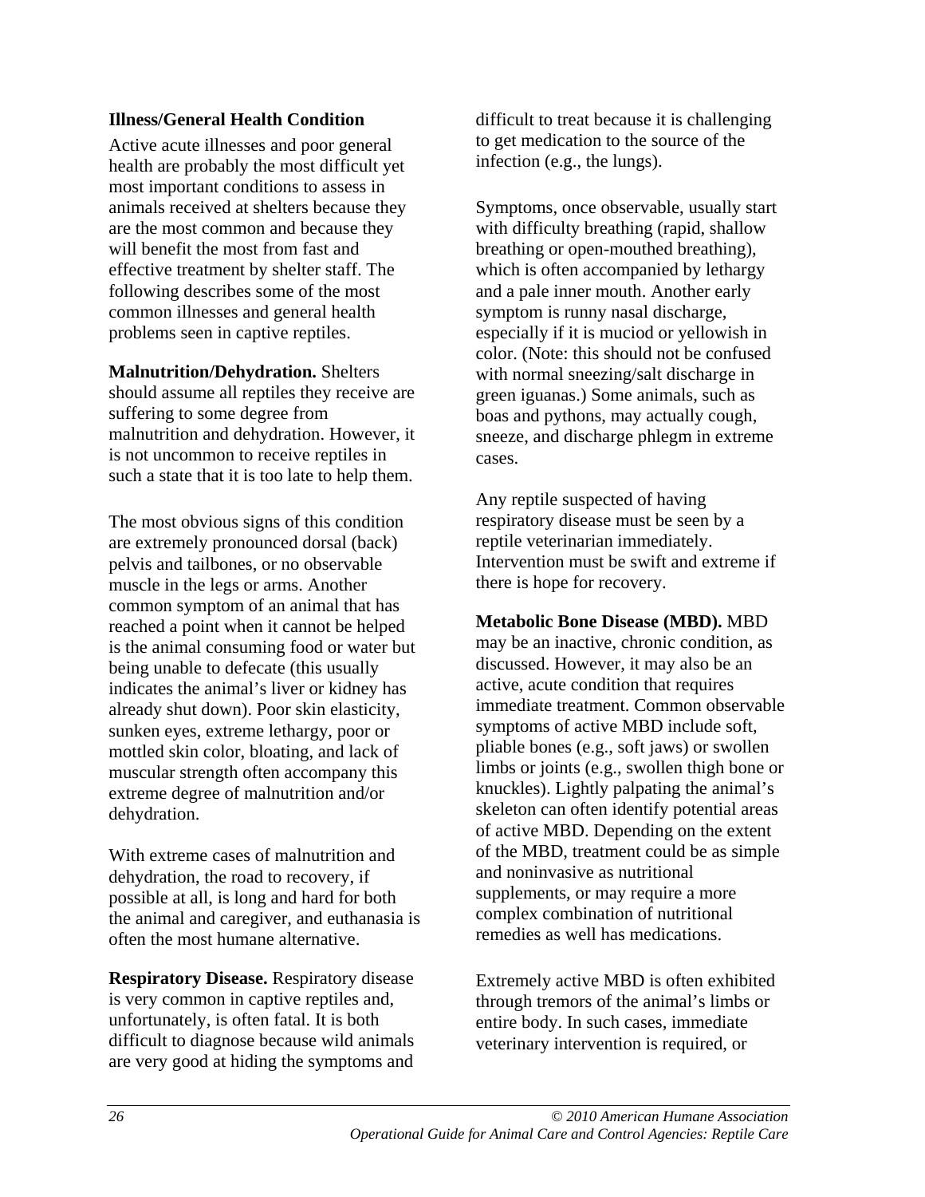**Illness/General Health Condition**

Active acute illnesses and poor general health are probably the most difficult yet most important conditions to assess in animals received at shelters because they are the most common and because they will benefit the most from fast and effective treatment by shelter staff. The following describes some of the most common illnesses and general health problems seen in captive reptiles.

**Malnutrition/Dehydration.** Shelters should assume all reptiles they receive are suffering to some degree from malnutrition and dehydration. However, it is not uncommon to receive reptiles in such a state that it is too late to help them.

The most obvious signs of this condition are extremely pronounced dorsal (back) pelvis and tailbones, or no observable muscle in the legs or arms. Another common symptom of an animal that has reached a point when it cannot be helped is the animal consuming food or water but being unable to defecate (this usually indicates the animal's liver or kidney has already shut down). Poor skin elasticity, sunken eyes, extreme lethargy, poor or mottled skin color, bloating, and lack of muscular strength often accompany this extreme degree of malnutrition and/or dehydration.

With extreme cases of malnutrition and dehydration, the road to recovery, if possible at all, is long and hard for both the animal and caregiver, and euthanasia is often the most humane alternative.

**Respiratory Disease.** Respiratory disease is very common in captive reptiles and, unfortunately, is often fatal. It is both difficult to diagnose because wild animals are very good at hiding the symptoms and difficult to treat because it is challenging to get medication to the source of the infection (e.g., the lungs).

Symptoms, once observable, usually start with difficulty breathing (rapid, shallow breathing or open-mouthed breathing), which is often accompanied by lethargy and a pale inner mouth. Another early symptom is runny nasal discharge, especially if it is muciod or yellowish in color. (Note: this should not be confused with normal sneezing/salt discharge in green iguanas.) Some animals, such as boas and pythons, may actually cough, sneeze, and discharge phlegm in extreme cases.

Any reptile suspected of having respiratory disease must be seen by a reptile veterinarian immediately. Intervention must be swift and extreme if there is hope for recovery.

**Metabolic Bone Disease (MBD).** MBD may be an inactive, chronic condition, as discussed. However, it may also be an active, acute condition that requires immediate treatment. Common observable symptoms of active MBD include soft, pliable bones (e.g., soft jaws) or swollen limbs or joints (e.g., swollen thigh bone or knuckles). Lightly palpating the animal's skeleton can often identify potential areas of active MBD. Depending on the extent of the MBD, treatment could be as simple and noninvasive as nutritional supplements, or may require a more complex combination of nutritional remedies as well has medications.

Extremely active MBD is often exhibited through tremors of the animal's limbs or entire body. In such cases, immediate veterinary intervention is required, or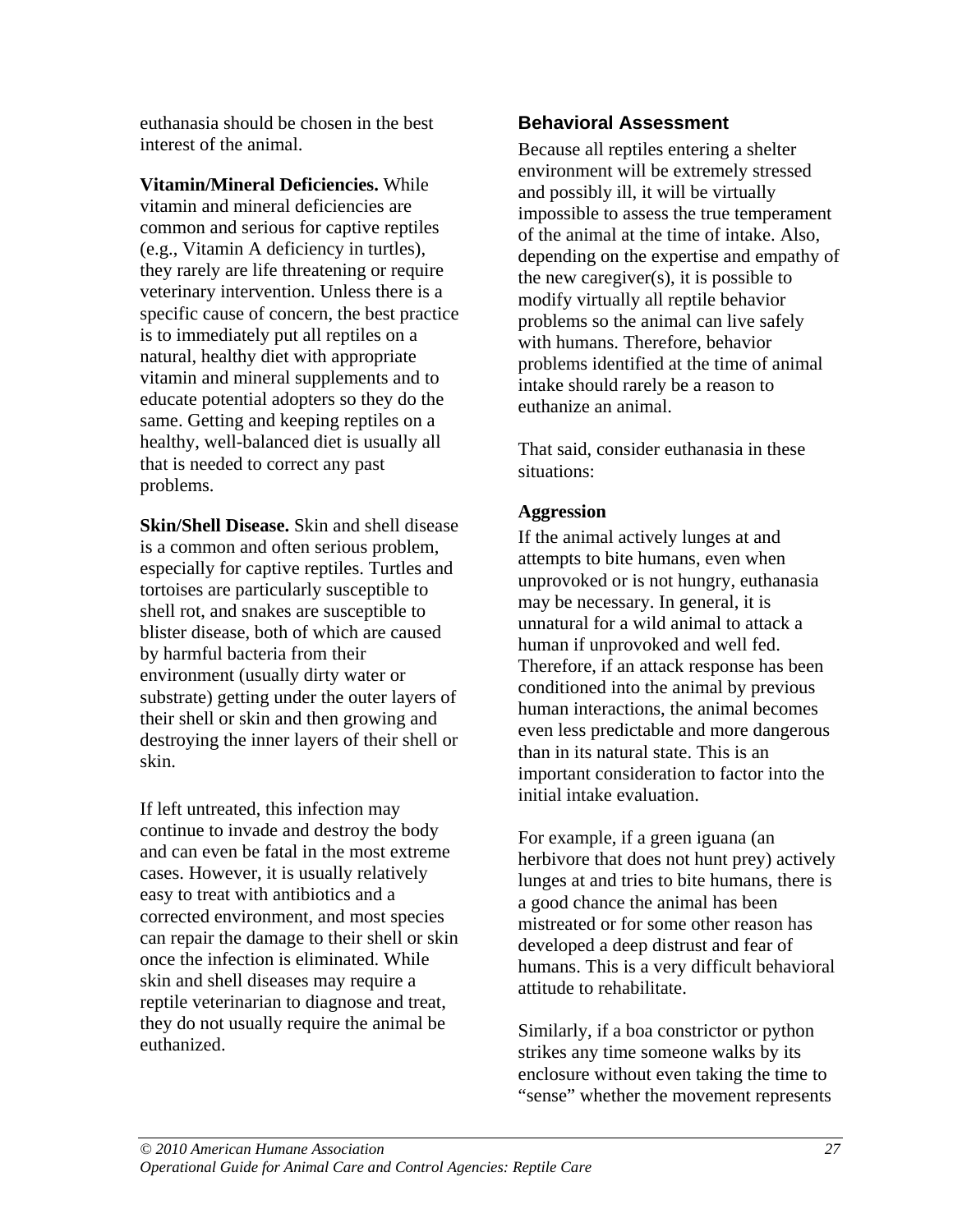euthanasia should be chosen in the best interest of the animal.

**Vitamin/Mineral Deficiencies.** While vitamin and mineral deficiencies are common and serious for captive reptiles (e.g., Vitamin A deficiency in turtles), they rarely are life threatening or require veterinary intervention. Unless there is a specific cause of concern, the best practice is to immediately put all reptiles on a natural, healthy diet with appropriate vitamin and mineral supplements and to educate potential adopters so they do the same. Getting and keeping reptiles on a healthy, well-balanced diet is usually all that is needed to correct any past problems.

**Skin/Shell Disease.** Skin and shell disease is a common and often serious problem, especially for captive reptiles. Turtles and tortoises are particularly susceptible to shell rot, and snakes are susceptible to blister disease, both of which are caused by harmful bacteria from their environment (usually dirty water or substrate) getting under the outer layers of their shell or skin and then growing and destroying the inner layers of their shell or skin.

If left untreated, this infection may continue to invade and destroy the body and can even be fatal in the most extreme cases. However, it is usually relatively easy to treat with antibiotics and a corrected environment, and most species can repair the damage to their shell or skin once the infection is eliminated. While skin and shell diseases may require a reptile veterinarian to diagnose and treat, they do not usually require the animal be euthanized.

## Behavioral Assessment

Because all reptiles entering a shelter environment will be extremely stressed and possibly ill, it will be virtually impossible to assess the true temperament of the animal at the time of intake. Also, depending on the expertise and empathy of the new caregiver(s), it is possible to modify virtually all reptile behavior problems so the animal can live safely with humans. Therefore, behavior problems identified at the time of animal intake should rarely be a reason to euthanize an animal.

That said, consider euthanasia in these situations:

### Aggression

If the animal actively lunges at and attempts to bite humans, even when unprovoked or is not hungry, euthanasia may be necessary. In general, it is unnatural for a wild animal to attack a human if unprovoked and well fed. Therefore, if an attack response has been conditioned into the animal by previous human interactions, the animal becomes even less predictable and more dangerous than in its natural state. This is an important consideration to factor into the initial intake evaluation.

For example, if a green iguana (an herbivore that does not hunt prey) actively lunges at and tries to bite humans, there is a good chance the animal has been mistreated or for some other reason has developed a deep distrust and fear of humans. This is a very difficult behavioral attitude to rehabilitate.

Similarly, if a boa constrictor or python strikes any time someone walks by its enclosure without even taking the time to "sense" whether the movement represents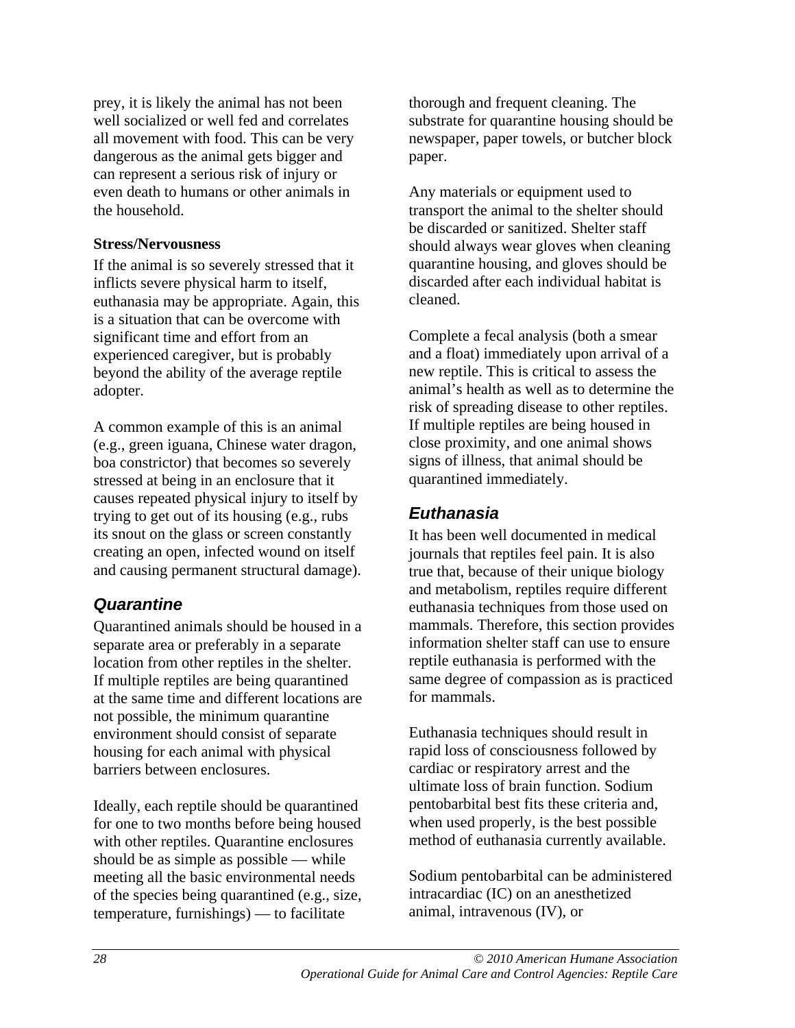prey, it is likely the animal has not been well socialized or well fed and correlates all movement with food. This can be very dangerous as the animal gets bigger and can represent a serious risk of injury or even death to humans or other animals in the household.

**Stress/Nervousness**

If the animal is so severely stressed that it inflicts severe physical harm to itself, euthanasia may be appropriate. Again, this is a situation that can be overcome with significant time and effort from an experienced caregiver, but is probably beyond the ability of the average reptile adopter.

A common example of this is an animal (e.g., green iguana, Chinese water dragon, boa constrictor) that becomes so severely stressed at being in an enclosure that it causes repeated physical injury to itself by trying to get out of its housing (e.g., rubs its snout on the glass or screen constantly creating an open, infected wound on itself and causing permanent structural damage).

## *Quarantine*

Quarantined animals should be housed in a separate area or preferably in a separate location from other reptiles in the shelter. If multiple reptiles are being quarantined at the same time and different locations are not possible, the minimum quarantine environment should consist of separate housing for each animal with physical barriers between enclosures.

Ideally, each reptile should be quarantined for one to two months before being housed with other reptiles. Quarantine enclosures should be as simple as possible — while meeting all the basic environmental needs of the species being quarantined (e.g., size, temperature, furnishings) — to facilitate thorough and frequent cleaning. The substrate for quarantine housing should be newspaper, paper towels, or butcher block paper.

Any materials or equipment used to transport the animal to the shelter should be discarded or sanitized. Shelter staff should always wear gloves when cleaning quarantine housing, and gloves should be discarded after each individual habitat is cleaned.

Complete a fecal analysis (both a smear and a float) immediately upon arrival of a new reptile. This is critical to assess the animal's health as well as to determine the risk of spreading disease to other reptiles. If multiple reptiles are being housed in close proximity, and one animal shows signs of illness, that animal should be quarantined immediately.

## *Euthanasia*

It has been well documented in medical journals that reptiles feel pain. It is also true that, because of their unique biology and metabolism, reptiles require different euthanasia techniques from those used on mammals. Therefore, this section provides information shelter staff can use to ensure reptile euthanasia is performed with the same degree of compassion as is practiced for mammals.

Euthanasia techniques should result in rapid loss of consciousness followed by cardiac or respiratory arrest and the ultimate loss of brain function. Sodium pentobarbital best fits these criteria and, when used properly, is the best possible method of euthanasia currently available.

Sodium pentobarbital can be administered intracardiac (IC) on an anesthetized animal, intravenous (IV), or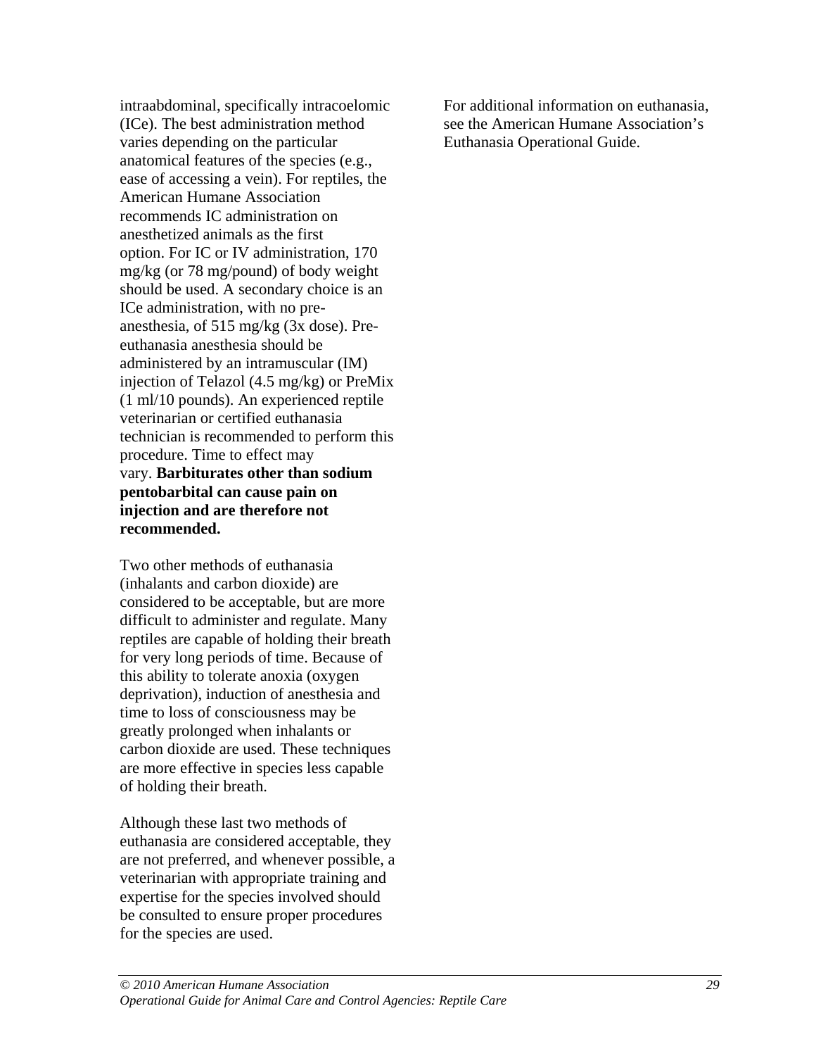intraabdominal, specifically intracoelomic (ICe). The best administration method varies depending on the particular anatomical features of the species (e.g., ease of accessing a vein). For reptiles, the American Humane Association recommends IC administration on anesthetized animals as the first option. For IC or IV administration, 170 mg/kg (or 78 mg/pound) of body weight should be used. A secondary choice is an ICe administration, with no pre-anesthesia, of 515 mg/kg (3x dose). Pre-euthanasia anesthesia should be administered by an intramuscular (IM) injection of Telazol (4.5 mg/kg) or PreMix (1 ml/10 pounds). An experienced reptile veterinarian or certified euthanasia technician is recommended to perform this procedure. Time to effect may vary. **Barbiturates other than sodium pentobarbital can cause pain on injection and are therefore not recommended.**

Two other methods of euthanasia (inhalants and carbon dioxide) are considered to be acceptable, but are more difficult to administer and regulate. Many reptiles are capable of holding their breath for very long periods of time. Because of this ability to tolerate anoxia (oxygen deprivation), induction of anesthesia and time to loss of consciousness may be greatly prolonged when inhalants or carbon dioxide are used. These techniques are more effective in species less capable of holding their breath.

Although these last two methods of euthanasia are considered acceptable, they are not preferred, and whenever possible, a veterinarian with appropriate training and expertise for the species involved should be consulted to ensure proper procedures for the species are used.

For additional information on euthanasia, see the American Humane Association's Euthanasia Operational Guide.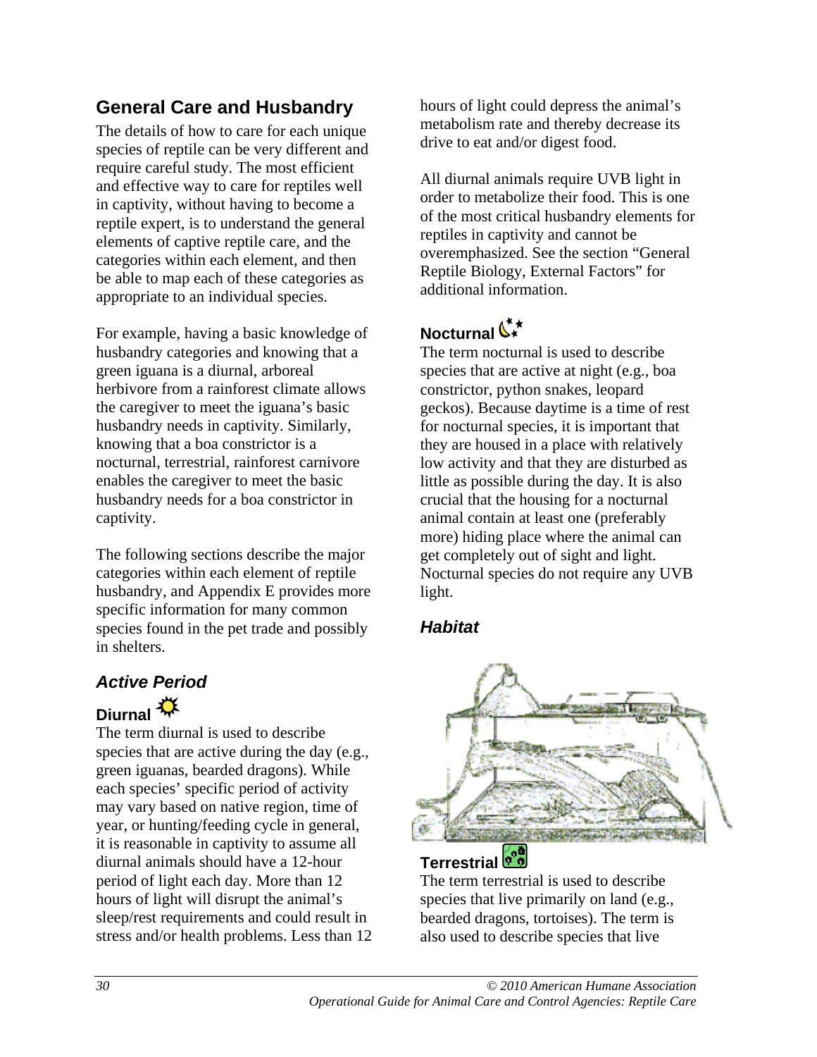## General Care and Husbandry

The details of how to care for each unique species of reptile can be very different and require careful study. The most efficient and effective way to care for reptiles well in captivity, without having to become a reptile expert, is to understand the general elements of captive reptile care, and the categories within each element, and then be able to map each of these categories as appropriate to an individual species.

For example, having a basic knowledge of husbandry categories and knowing that a green iguana is a diurnal, arboreal herbivore from a rainforest climate allows the caregiver to meet the iguana's basic husbandry needs in captivity. Similarly, knowing that a boa constrictor is a nocturnal, terrestrial, rainforest carnivore enables the caregiver to meet the basic husbandry needs for a boa constrictor in captivity.

The following sections describe the major categories within each element of reptile husbandry, and Appendix E provides more specific information for many common species found in the pet trade and possibly in shelters.

### *Active Period*

#### Diurnal

The term diurnal is used to describe species that are active during the day (e.g., green iguanas, bearded dragons). While each species' specific period of activity may vary based on native region, time of year, or hunting/feeding cycle in general, it is reasonable in captivity to assume all diurnal animals should have a 12-hour period of light each day. More than 12 hours of light will disrupt the animal's sleep/rest requirements and could result in stress and/or health problems. Less than 12 hours of light could depress the animal's metabolism rate and thereby decrease its drive to eat and/or digest food.

All diurnal animals require UVB light in order to metabolize their food. This is one of the most critical husbandry elements for reptiles in captivity and cannot be overemphasized. See the section "General Reptile Biology, External Factors" for additional information.

#### Nocturnal

The term nocturnal is used to describe species that are active at night (e.g., boa constrictor, python snakes, leopard geckos). Because daytime is a time of rest for nocturnal species, it is important that they are housed in a place with relatively low activity and that they are disturbed as little as possible during the day. It is also crucial that the housing for a nocturnal animal contain at least one (preferably more) hiding place where the animal can get completely out of sight and light. Nocturnal species do not require any UVB light.

### *Habitat*

#### Terrestrial

The term terrestrial is used to describe species that live primarily on land (e.g., bearded dragons, tortoises). The term is also used to describe species that live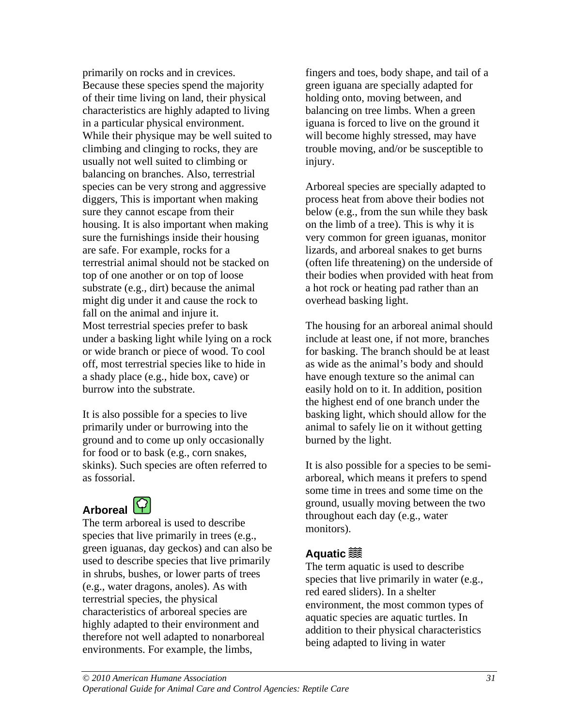primarily on rocks and in crevices. Because these species spend the majority of their time living on land, their physical characteristics are highly adapted to living in a particular physical environment. While their physique may be well suited to climbing and clinging to rocks, they are usually not well suited to climbing or balancing on branches. Also, terrestrial species can be very strong and aggressive diggers, This is important when making sure they cannot escape from their housing. It is also important when making sure the furnishings inside their housing are safe. For example, rocks for a terrestrial animal should not be stacked on top of one another or on top of loose substrate (e.g., dirt) because the animal might dig under it and cause the rock to fall on the animal and injure it.
Most terrestrial species prefer to bask under a basking light while lying on a rock or wide branch or piece of wood. To cool off, most terrestrial species like to hide in a shady place (e.g., hide box, cave) or burrow into the substrate.

It is also possible for a species to live primarily under or burrowing into the ground and to come up only occasionally for food or to bask (e.g., corn snakes, skinks). Such species are often referred to as fossorial.

### Arboreal

The term arboreal is used to describe species that live primarily in trees (e.g., green iguanas, day geckos) and can also be used to describe species that live primarily in shrubs, bushes, or lower parts of trees (e.g., water dragons, anoles). As with terrestrial species, the physical characteristics of arboreal species are highly adapted to their environment and therefore not well adapted to nonarboreal environments. For example, the limbs, fingers and toes, body shape, and tail of a green iguana are specially adapted for holding onto, moving between, and balancing on tree limbs. When a green iguana is forced to live on the ground it will become highly stressed, may have trouble moving, and/or be susceptible to injury.

Arboreal species are specially adapted to process heat from above their bodies not below (e.g., from the sun while they bask on the limb of a tree). This is why it is very common for green iguanas, monitor lizards, and arboreal snakes to get burns (often life threatening) on the underside of their bodies when provided with heat from a hot rock or heating pad rather than an overhead basking light.

The housing for an arboreal animal should include at least one, if not more, branches for basking. The branch should be at least as wide as the animal's body and should have enough texture so the animal can easily hold on to it. In addition, position the highest end of one branch under the basking light, which should allow for the animal to safely lie on it without getting burned by the light.

It is also possible for a species to be semi-arboreal, which means it prefers to spend some time in trees and some time on the ground, usually moving between the two throughout each day (e.g., water monitors).

### Aquatic

The term aquatic is used to describe species that live primarily in water (e.g., red eared sliders). In a shelter environment, the most common types of aquatic species are aquatic turtles. In addition to their physical characteristics being adapted to living in water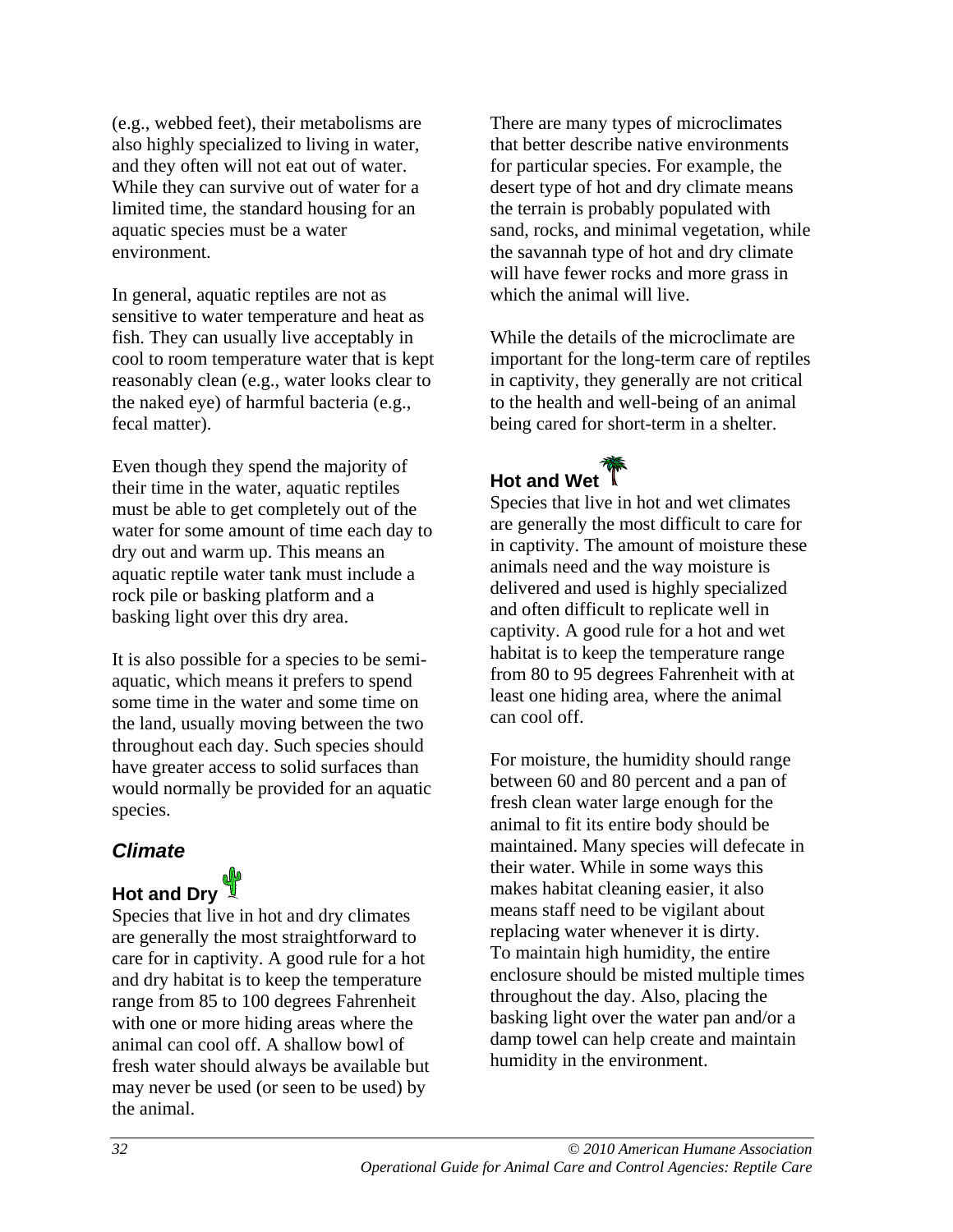(e.g., webbed feet), their metabolisms are also highly specialized to living in water, and they often will not eat out of water. While they can survive out of water for a limited time, the standard housing for an aquatic species must be a water environment.

In general, aquatic reptiles are not as sensitive to water temperature and heat as fish. They can usually live acceptably in cool to room temperature water that is kept reasonably clean (e.g., water looks clear to the naked eye) of harmful bacteria (e.g., fecal matter).

Even though they spend the majority of their time in the water, aquatic reptiles must be able to get completely out of the water for some amount of time each day to dry out and warm up. This means an aquatic reptile water tank must include a rock pile or basking platform and a basking light over this dry area.

It is also possible for a species to be semi-aquatic, which means it prefers to spend some time in the water and some time on the land, usually moving between the two throughout each day. Such species should have greater access to solid surfaces than would normally be provided for an aquatic species.

## *Climate*

### Hot and Dry

Species that live in hot and dry climates are generally the most straightforward to care for in captivity. A good rule for a hot and dry habitat is to keep the temperature range from 85 to 100 degrees Fahrenheit with one or more hiding areas where the animal can cool off. A shallow bowl of fresh water should always be available but may never be used (or seen to be used) by the animal.

There are many types of microclimates that better describe native environments for particular species. For example, the desert type of hot and dry climate means the terrain is probably populated with sand, rocks, and minimal vegetation, while the savannah type of hot and dry climate will have fewer rocks and more grass in which the animal will live.

While the details of the microclimate are important for the long-term care of reptiles in captivity, they generally are not critical to the health and well-being of an animal being cared for short-term in a shelter.

### Hot and Wet

Species that live in hot and wet climates are generally the most difficult to care for in captivity. The amount of moisture these animals need and the way moisture is delivered and used is highly specialized and often difficult to replicate well in captivity. A good rule for a hot and wet habitat is to keep the temperature range from 80 to 95 degrees Fahrenheit with at least one hiding area, where the animal can cool off.

For moisture, the humidity should range between 60 and 80 percent and a pan of fresh clean water large enough for the animal to fit its entire body should be maintained. Many species will defecate in their water. While in some ways this makes habitat cleaning easier, it also means staff need to be vigilant about replacing water whenever it is dirty. To maintain high humidity, the entire enclosure should be misted multiple times throughout the day. Also, placing the basking light over the water pan and/or a damp towel can help create and maintain humidity in the environment.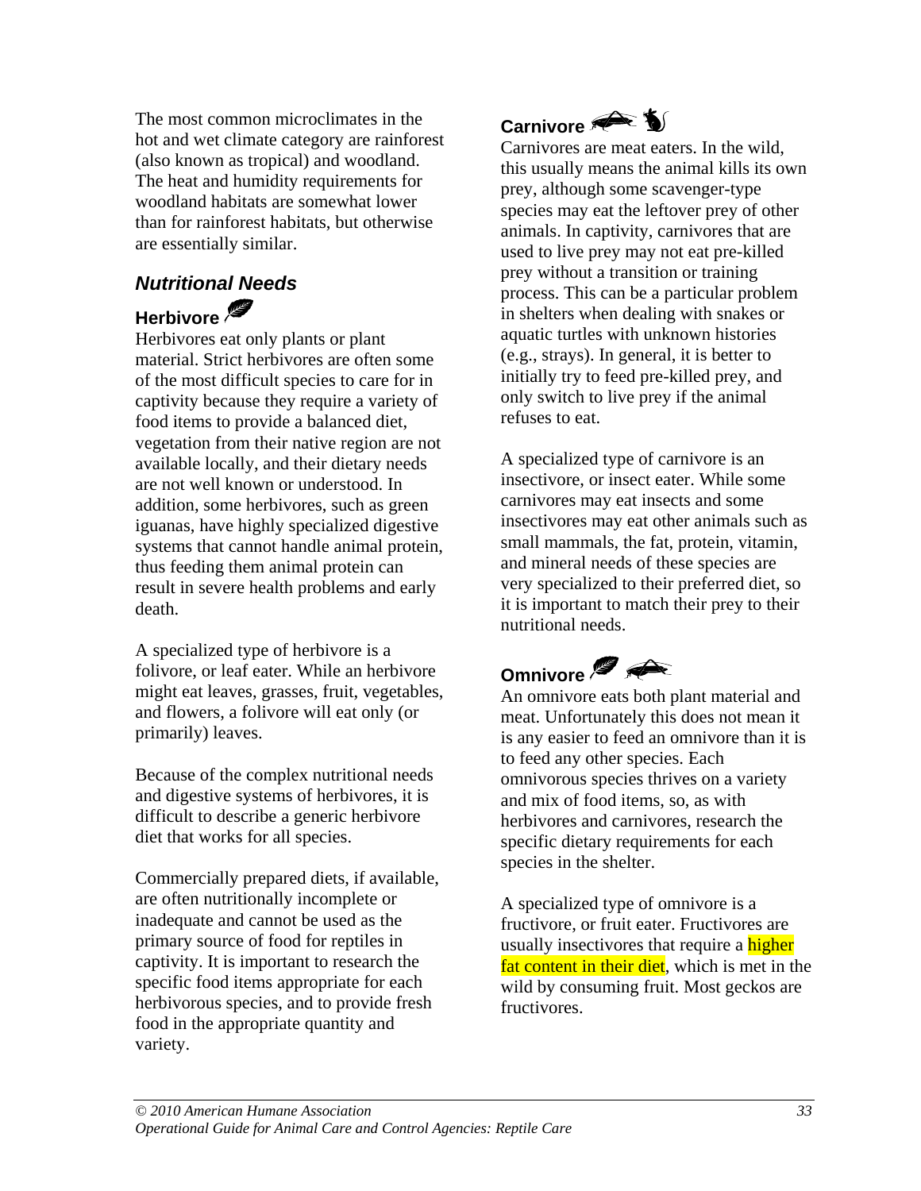The most common microclimates in the hot and wet climate category are rainforest (also known as tropical) and woodland. The heat and humidity requirements for woodland habitats are somewhat lower than for rainforest habitats, but otherwise are essentially similar.

## *Nutritional Needs*

### Herbivore

Herbivores eat only plants or plant material. Strict herbivores are often some of the most difficult species to care for in captivity because they require a variety of food items to provide a balanced diet, vegetation from their native region are not available locally, and their dietary needs are not well known or understood. In addition, some herbivores, such as green iguanas, have highly specialized digestive systems that cannot handle animal protein, thus feeding them animal protein can result in severe health problems and early death.

A specialized type of herbivore is a folivore, or leaf eater. While an herbivore might eat leaves, grasses, fruit, vegetables, and flowers, a folivore will eat only (or primarily) leaves.

Because of the complex nutritional needs and digestive systems of herbivores, it is difficult to describe a generic herbivore diet that works for all species.

Commercially prepared diets, if available, are often nutritionally incomplete or inadequate and cannot be used as the primary source of food for reptiles in captivity. It is important to research the specific food items appropriate for each herbivorous species, and to provide fresh food in the appropriate quantity and variety.

### Carnivore

Carnivores are meat eaters. In the wild, this usually means the animal kills its own prey, although some scavenger-type species may eat the leftover prey of other animals. In captivity, carnivores that are used to live prey may not eat pre-killed prey without a transition or training process. This can be a particular problem in shelters when dealing with snakes or aquatic turtles with unknown histories (e.g., strays). In general, it is better to initially try to feed pre-killed prey, and only switch to live prey if the animal refuses to eat.

A specialized type of carnivore is an insectivore, or insect eater. While some carnivores may eat insects and some insectivores may eat other animals such as small mammals, the fat, protein, vitamin, and mineral needs of these species are very specialized to their preferred diet, so it is important to match their prey to their nutritional needs.

### Omnivore

An omnivore eats both plant material and meat. Unfortunately this does not mean it is any easier to feed an omnivore than it is to feed any other species. Each omnivorous species thrives on a variety and mix of food items, so, as with herbivores and carnivores, research the specific dietary requirements for each species in the shelter.

A specialized type of omnivore is a fructivore, or fruit eater. Fructivores are usually insectivores that require a higher fat content in their diet, which is met in the wild by consuming fruit. Most geckos are fructivores.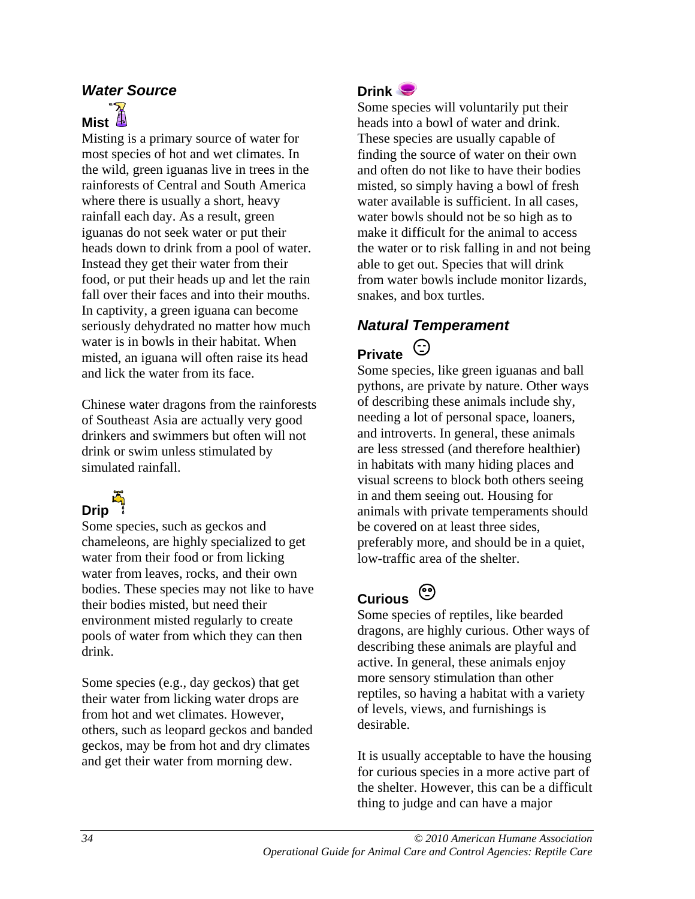### *Water Source*

#### Mist

Misting is a primary source of water for most species of hot and wet climates. In the wild, green iguanas live in trees in the rainforests of Central and South America where there is usually a short, heavy rainfall each day. As a result, green iguanas do not seek water or put their heads down to drink from a pool of water. Instead they get their water from their food, or put their heads up and let the rain fall over their faces and into their mouths. In captivity, a green iguana can become seriously dehydrated no matter how much water is in bowls in their habitat. When misted, an iguana will often raise its head and lick the water from its face.

Chinese water dragons from the rainforests of Southeast Asia are actually very good drinkers and swimmers but often will not drink or swim unless stimulated by simulated rainfall.

#### Drip

Some species, such as geckos and chameleons, are highly specialized to get water from their food or from licking water from leaves, rocks, and their own bodies. These species may not like to have their bodies misted, but need their environment misted regularly to create pools of water from which they can then drink.

Some species (e.g., day geckos) that get their water from licking water drops are from hot and wet climates. However, others, such as leopard geckos and banded geckos, may be from hot and dry climates and get their water from morning dew.

#### Drink

Some species will voluntarily put their heads into a bowl of water and drink. These species are usually capable of finding the source of water on their own and often do not like to have their bodies misted, so simply having a bowl of fresh water available is sufficient. In all cases, water bowls should not be so high as to make it difficult for the animal to access the water or to risk falling in and not being able to get out. Species that will drink from water bowls include monitor lizards, snakes, and box turtles.

### *Natural Temperament*

#### Private

Some species, like green iguanas and ball pythons, are private by nature. Other ways of describing these animals include shy, needing a lot of personal space, loaners, and introverts. In general, these animals are less stressed (and therefore healthier) in habitats with many hiding places and visual screens to block both others seeing in and them seeing out. Housing for animals with private temperaments should be covered on at least three sides, preferably more, and should be in a quiet, low-traffic area of the shelter.

#### Curious

Some species of reptiles, like bearded dragons, are highly curious. Other ways of describing these animals are playful and active. In general, these animals enjoy more sensory stimulation than other reptiles, so having a habitat with a variety of levels, views, and furnishings is desirable.

It is usually acceptable to have the housing for curious species in a more active part of the shelter. However, this can be a difficult thing to judge and can have a major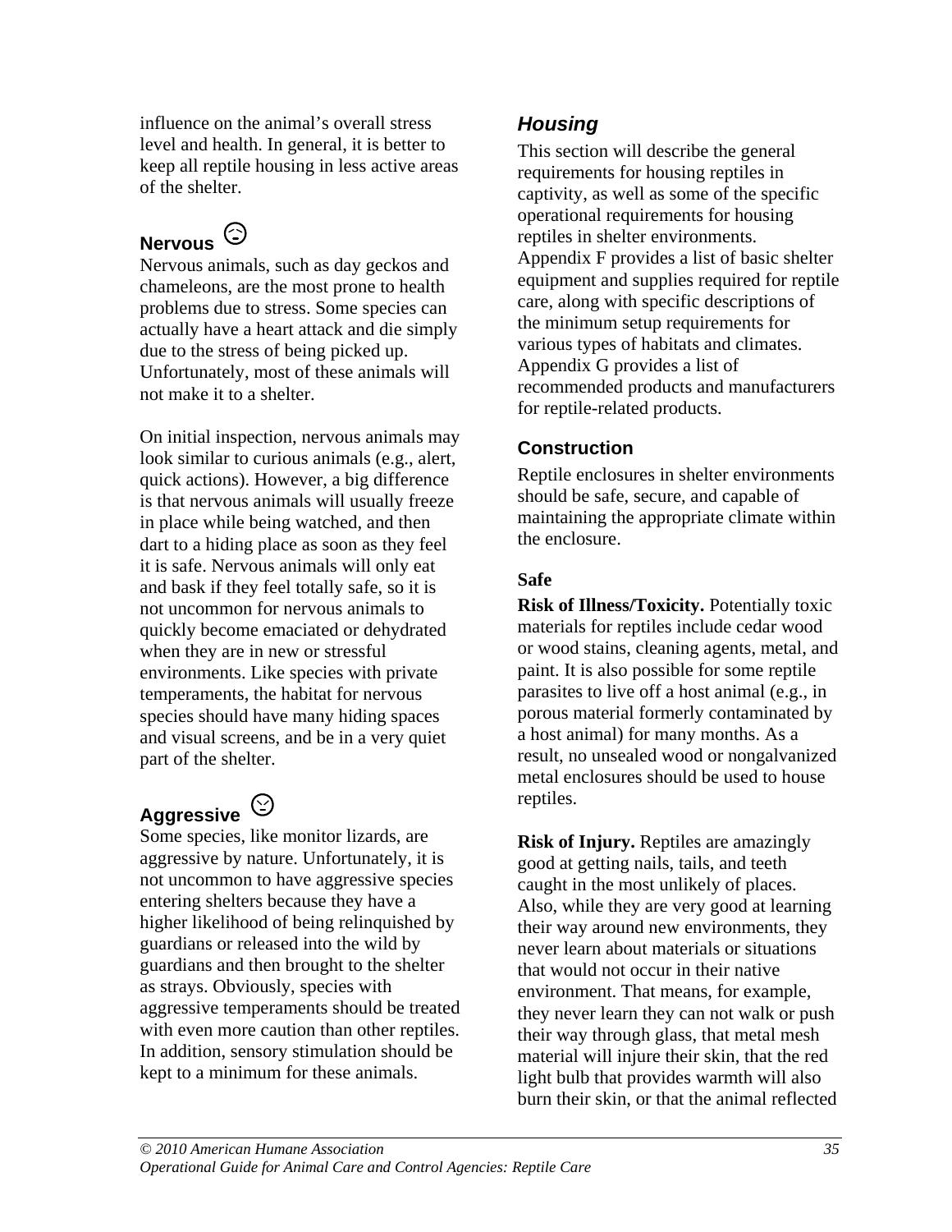influence on the animal's overall stress level and health. In general, it is better to keep all reptile housing in less active areas of the shelter.

### Nervous

Nervous animals, such as day geckos and chameleons, are the most prone to health problems due to stress. Some species can actually have a heart attack and die simply due to the stress of being picked up. Unfortunately, most of these animals will not make it to a shelter.

On initial inspection, nervous animals may look similar to curious animals (e.g., alert, quick actions). However, a big difference is that nervous animals will usually freeze in place while being watched, and then dart to a hiding place as soon as they feel it is safe. Nervous animals will only eat and bask if they feel totally safe, so it is not uncommon for nervous animals to quickly become emaciated or dehydrated when they are in new or stressful environments. Like species with private temperaments, the habitat for nervous species should have many hiding spaces and visual screens, and be in a very quiet part of the shelter.

### Aggressive

Some species, like monitor lizards, are aggressive by nature. Unfortunately, it is not uncommon to have aggressive species entering shelters because they have a higher likelihood of being relinquished by guardians or released into the wild by guardians and then brought to the shelter as strays. Obviously, species with aggressive temperaments should be treated with even more caution than other reptiles. In addition, sensory stimulation should be kept to a minimum for these animals.

## *Housing*

This section will describe the general requirements for housing reptiles in captivity, as well as some of the specific operational requirements for housing reptiles in shelter environments. Appendix F provides a list of basic shelter equipment and supplies required for reptile care, along with specific descriptions of the minimum setup requirements for various types of habitats and climates. Appendix G provides a list of recommended products and manufacturers for reptile-related products.

### Construction

Reptile enclosures in shelter environments should be safe, secure, and capable of maintaining the appropriate climate within the enclosure.

#### Safe

**Risk of Illness/Toxicity.** Potentially toxic materials for reptiles include cedar wood or wood stains, cleaning agents, metal, and paint. It is also possible for some reptile parasites to live off a host animal (e.g., in porous material formerly contaminated by a host animal) for many months. As a result, no unsealed wood or nongalvanized metal enclosures should be used to house reptiles.

**Risk of Injury.** Reptiles are amazingly good at getting nails, tails, and teeth caught in the most unlikely of places. Also, while they are very good at learning their way around new environments, they never learn about materials or situations that would not occur in their native environment. That means, for example, they never learn they can not walk or push their way through glass, that metal mesh material will injure their skin, that the red light bulb that provides warmth will also burn their skin, or that the animal reflected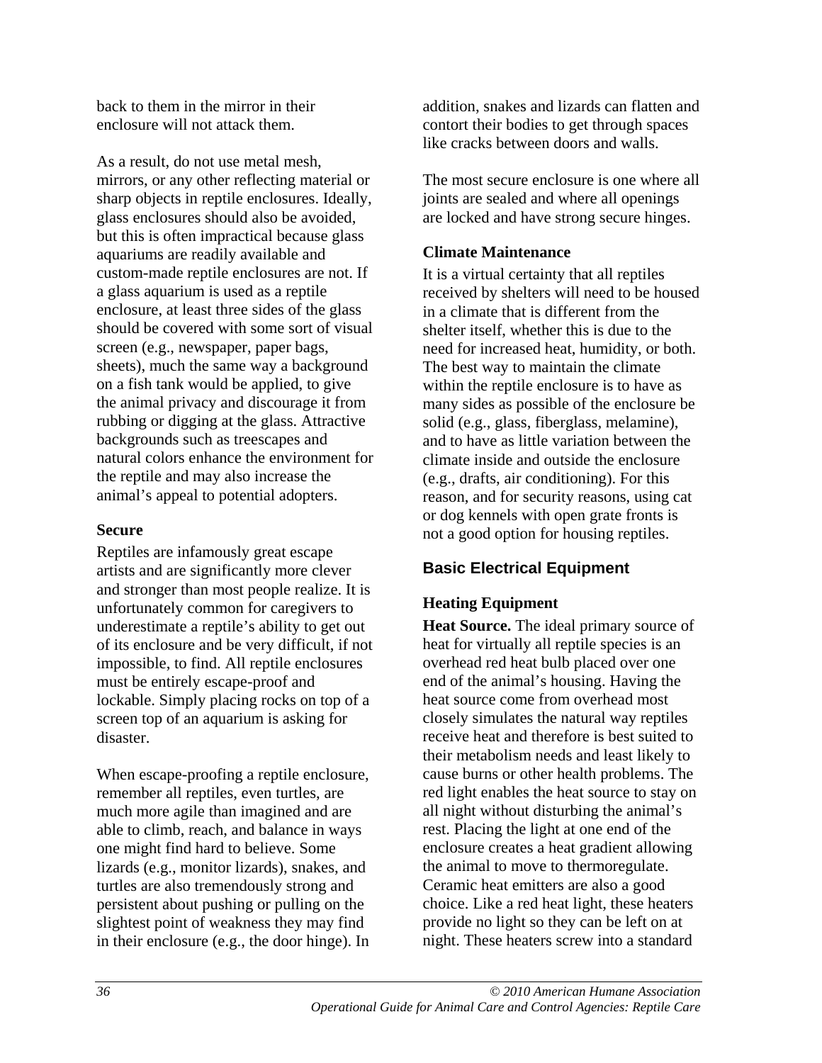back to them in the mirror in their enclosure will not attack them.

As a result, do not use metal mesh, mirrors, or any other reflecting material or sharp objects in reptile enclosures. Ideally, glass enclosures should also be avoided, but this is often impractical because glass aquariums are readily available and custom-made reptile enclosures are not. If a glass aquarium is used as a reptile enclosure, at least three sides of the glass should be covered with some sort of visual screen (e.g., newspaper, paper bags, sheets), much the same way a background on a fish tank would be applied, to give the animal privacy and discourage it from rubbing or digging at the glass. Attractive backgrounds such as treescapes and natural colors enhance the environment for the reptile and may also increase the animal's appeal to potential adopters.

#### Secure

Reptiles are infamously great escape artists and are significantly more clever and stronger than most people realize. It is unfortunately common for caregivers to underestimate a reptile's ability to get out of its enclosure and be very difficult, if not impossible, to find. All reptile enclosures must be entirely escape-proof and lockable. Simply placing rocks on top of a screen top of an aquarium is asking for disaster.

When escape-proofing a reptile enclosure, remember all reptiles, even turtles, are much more agile than imagined and are able to climb, reach, and balance in ways one might find hard to believe. Some lizards (e.g., monitor lizards), snakes, and turtles are also tremendously strong and persistent about pushing or pulling on the slightest point of weakness they may find in their enclosure (e.g., the door hinge). In addition, snakes and lizards can flatten and contort their bodies to get through spaces like cracks between doors and walls.

The most secure enclosure is one where all joints are sealed and where all openings are locked and have strong secure hinges.

#### Climate Maintenance

It is a virtual certainty that all reptiles received by shelters will need to be housed in a climate that is different from the shelter itself, whether this is due to the need for increased heat, humidity, or both. The best way to maintain the climate within the reptile enclosure is to have as many sides as possible of the enclosure be solid (e.g., glass, fiberglass, melamine), and to have as little variation between the climate inside and outside the enclosure (e.g., drafts, air conditioning). For this reason, and for security reasons, using cat or dog kennels with open grate fronts is not a good option for housing reptiles.

## Basic Electrical Equipment

### Heating Equipment

**Heat Source.** The ideal primary source of heat for virtually all reptile species is an overhead red heat bulb placed over one end of the animal's housing. Having the heat source come from overhead most closely simulates the natural way reptiles receive heat and therefore is best suited to their metabolism needs and least likely to cause burns or other health problems. The red light enables the heat source to stay on all night without disturbing the animal's rest. Placing the light at one end of the enclosure creates a heat gradient allowing the animal to move to thermoregulate. Ceramic heat emitters are also a good choice. Like a red heat light, these heaters provide no light so they can be left on at night. These heaters screw into a standard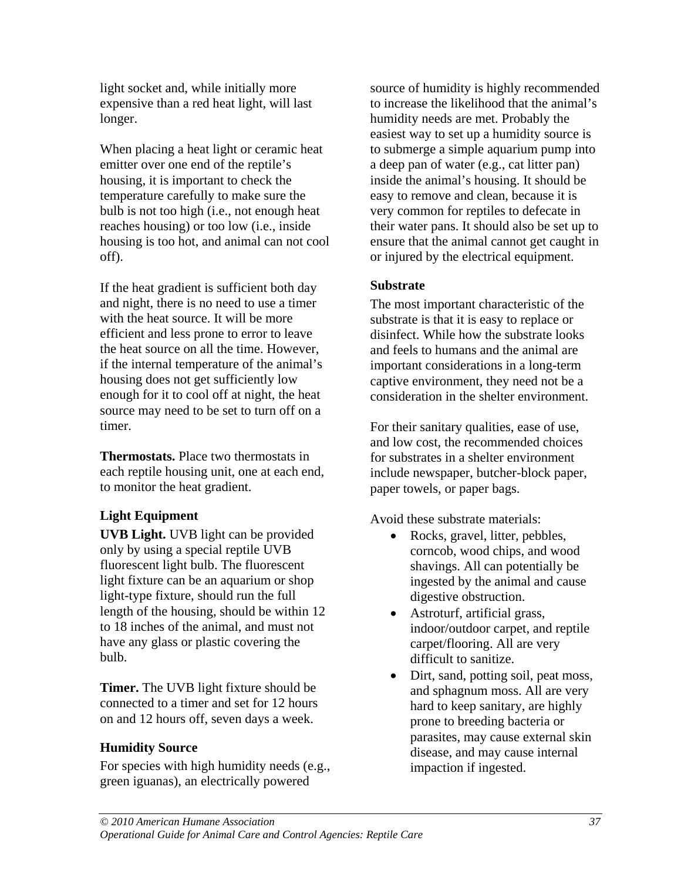light socket and, while initially more expensive than a red heat light, will last longer.

When placing a heat light or ceramic heat emitter over one end of the reptile's housing, it is important to check the temperature carefully to make sure the bulb is not too high (i.e., not enough heat reaches housing) or too low (i.e., inside housing is too hot, and animal can not cool off).

If the heat gradient is sufficient both day and night, there is no need to use a timer with the heat source. It will be more efficient and less prone to error to leave the heat source on all the time. However, if the internal temperature of the animal's housing does not get sufficiently low enough for it to cool off at night, the heat source may need to be set to turn off on a timer.

**Thermostats.** Place two thermostats in each reptile housing unit, one at each end, to monitor the heat gradient.

### Light Equipment

**UVB Light.** UVB light can be provided only by using a special reptile UVB fluorescent light bulb. The fluorescent light fixture can be an aquarium or shop light-type fixture, should run the full length of the housing, should be within 12 to 18 inches of the animal, and must not have any glass or plastic covering the bulb.

**Timer.** The UVB light fixture should be connected to a timer and set for 12 hours on and 12 hours off, seven days a week.

### Humidity Source

For species with high humidity needs (e.g., green iguanas), an electrically powered source of humidity is highly recommended to increase the likelihood that the animal's humidity needs are met. Probably the easiest way to set up a humidity source is to submerge a simple aquarium pump into a deep pan of water (e.g., cat litter pan) inside the animal's housing. It should be easy to remove and clean, because it is very common for reptiles to defecate in their water pans. It should also be set up to ensure that the animal cannot get caught in or injured by the electrical equipment.

### Substrate

The most important characteristic of the substrate is that it is easy to replace or disinfect. While how the substrate looks and feels to humans and the animal are important considerations in a long-term captive environment, they need not be a consideration in the shelter environment.

For their sanitary qualities, ease of use, and low cost, the recommended choices for substrates in a shelter environment include newspaper, butcher-block paper, paper towels, or paper bags.

Avoid these substrate materials:

- Rocks, gravel, litter, pebbles, corncob, wood chips, and wood shavings. All can potentially be ingested by the animal and cause digestive obstruction.
- Astroturf, artificial grass, indoor/outdoor carpet, and reptile carpet/flooring. All are very difficult to sanitize.
- Dirt, sand, potting soil, peat moss, and sphagnum moss. All are very hard to keep sanitary, are highly prone to breeding bacteria or parasites, may cause external skin disease, and may cause internal impaction if ingested.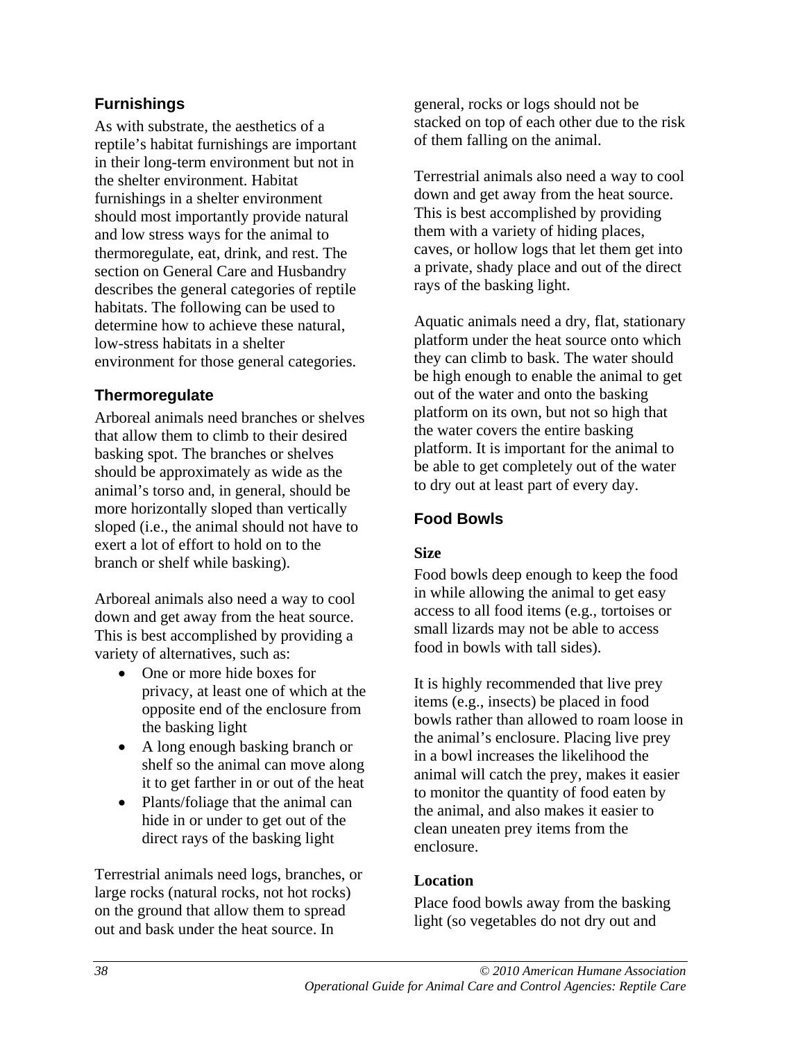## Furnishings

As with substrate, the aesthetics of a reptile's habitat furnishings are important in their long-term environment but not in the shelter environment. Habitat furnishings in a shelter environment should most importantly provide natural and low stress ways for the animal to thermoregulate, eat, drink, and rest. The section on General Care and Husbandry describes the general categories of reptile habitats. The following can be used to determine how to achieve these natural, low-stress habitats in a shelter environment for those general categories.

### Thermoregulate

Arboreal animals need branches or shelves that allow them to climb to their desired basking spot. The branches or shelves should be approximately as wide as the animal's torso and, in general, should be more horizontally sloped than vertically sloped (i.e., the animal should not have to exert a lot of effort to hold on to the branch or shelf while basking).

Arboreal animals also need a way to cool down and get away from the heat source. This is best accomplished by providing a variety of alternatives, such as:

- One or more hide boxes for privacy, at least one of which at the opposite end of the enclosure from the basking light
- A long enough basking branch or shelf so the animal can move along it to get farther in or out of the heat
- Plants/foliage that the animal can hide in or under to get out of the direct rays of the basking light

Terrestrial animals need logs, branches, or large rocks (natural rocks, not hot rocks) on the ground that allow them to spread out and bask under the heat source. In general, rocks or logs should not be stacked on top of each other due to the risk of them falling on the animal.

Terrestrial animals also need a way to cool down and get away from the heat source. This is best accomplished by providing them with a variety of hiding places, caves, or hollow logs that let them get into a private, shady place and out of the direct rays of the basking light.

Aquatic animals need a dry, flat, stationary platform under the heat source onto which they can climb to bask. The water should be high enough to enable the animal to get out of the water and onto the basking platform on its own, but not so high that the water covers the entire basking platform. It is important for the animal to be able to get completely out of the water to dry out at least part of every day.

### Food Bowls

**Size**

Food bowls deep enough to keep the food in while allowing the animal to get easy access to all food items (e.g., tortoises or small lizards may not be able to access food in bowls with tall sides).

It is highly recommended that live prey items (e.g., insects) be placed in food bowls rather than allowed to roam loose in the animal's enclosure. Placing live prey in a bowl increases the likelihood the animal will catch the prey, makes it easier to monitor the quantity of food eaten by the animal, and also makes it easier to clean uneaten prey items from the enclosure.

**Location**

Place food bowls away from the basking light (so vegetables do not dry out and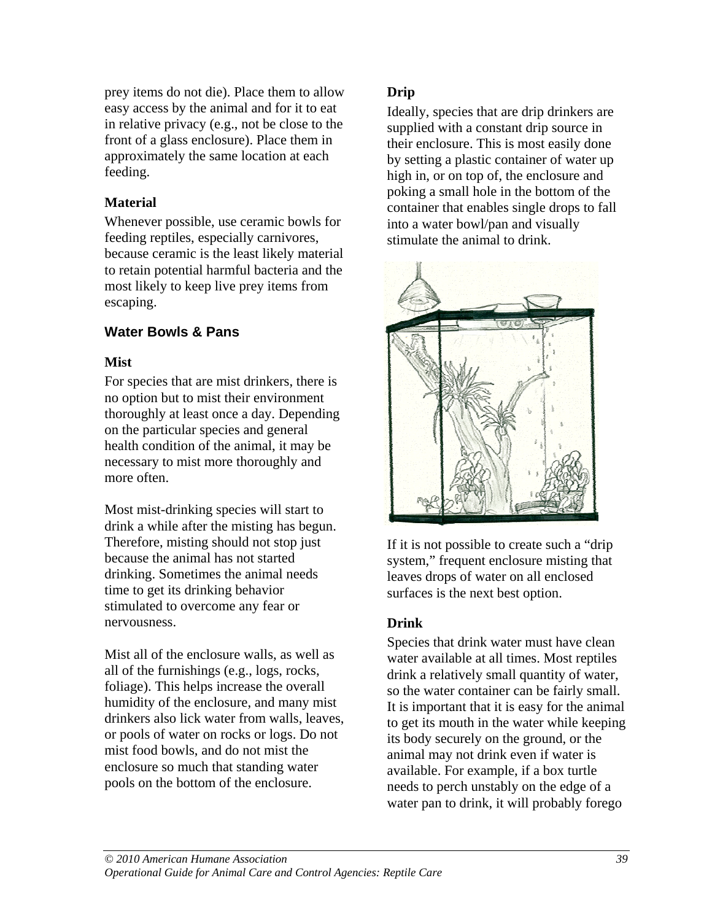prey items do not die). Place them to allow easy access by the animal and for it to eat in relative privacy (e.g., not be close to the front of a glass enclosure). Place them in approximately the same location at each feeding.

#### Material

Whenever possible, use ceramic bowls for feeding reptiles, especially carnivores, because ceramic is the least likely material to retain potential harmful bacteria and the most likely to keep live prey items from escaping.

### Water Bowls & Pans

#### Mist

For species that are mist drinkers, there is no option but to mist their environment thoroughly at least once a day. Depending on the particular species and general health condition of the animal, it may be necessary to mist more thoroughly and more often.

Most mist-drinking species will start to drink a while after the misting has begun. Therefore, misting should not stop just because the animal has not started drinking. Sometimes the animal needs time to get its drinking behavior stimulated to overcome any fear or nervousness.

Mist all of the enclosure walls, as well as all of the furnishings (e.g., logs, rocks, foliage). This helps increase the overall humidity of the enclosure, and many mist drinkers also lick water from walls, leaves, or pools of water on rocks or logs. Do not mist food bowls, and do not mist the enclosure so much that standing water pools on the bottom of the enclosure.

#### Drip

Ideally, species that are drip drinkers are supplied with a constant drip source in their enclosure. This is most easily done by setting a plastic container of water up high in, or on top of, the enclosure and poking a small hole in the bottom of the container that enables single drops to fall into a water bowl/pan and visually stimulate the animal to drink.

If it is not possible to create such a "drip system," frequent enclosure misting that leaves drops of water on all enclosed surfaces is the next best option.

#### Drink

Species that drink water must have clean water available at all times. Most reptiles drink a relatively small quantity of water, so the water container can be fairly small. It is important that it is easy for the animal to get its mouth in the water while keeping its body securely on the ground, or the animal may not drink even if water is available. For example, if a box turtle needs to perch unstably on the edge of a water pan to drink, it will probably forego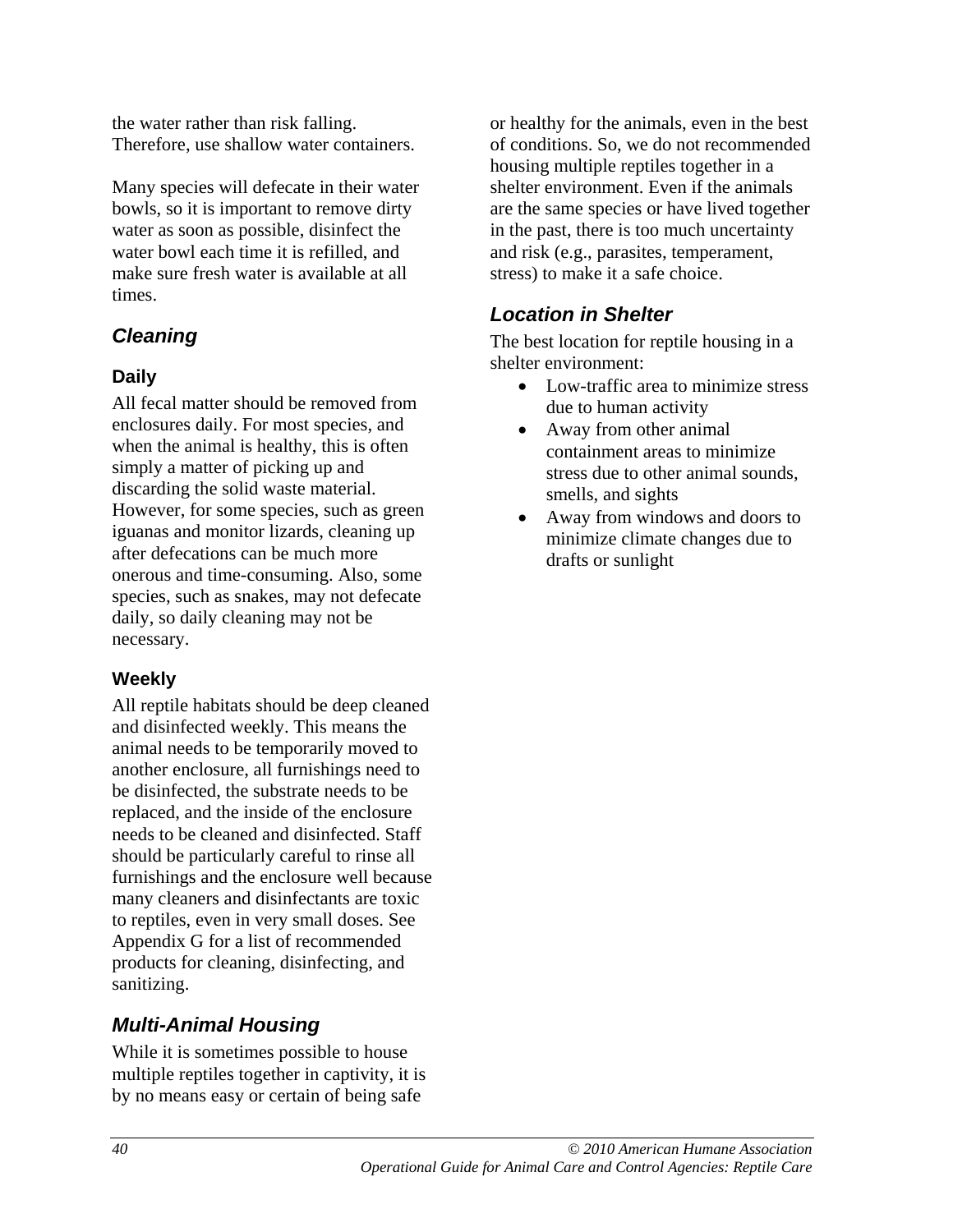the water rather than risk falling. Therefore, use shallow water containers.

Many species will defecate in their water bowls, so it is important to remove dirty water as soon as possible, disinfect the water bowl each time it is refilled, and make sure fresh water is available at all times.

## *Cleaning*

### Daily

All fecal matter should be removed from enclosures daily. For most species, and when the animal is healthy, this is often simply a matter of picking up and discarding the solid waste material. However, for some species, such as green iguanas and monitor lizards, cleaning up after defecations can be much more onerous and time-consuming. Also, some species, such as snakes, may not defecate daily, so daily cleaning may not be necessary.

### Weekly

All reptile habitats should be deep cleaned and disinfected weekly. This means the animal needs to be temporarily moved to another enclosure, all furnishings need to be disinfected, the substrate needs to be replaced, and the inside of the enclosure needs to be cleaned and disinfected. Staff should be particularly careful to rinse all furnishings and the enclosure well because many cleaners and disinfectants are toxic to reptiles, even in very small doses. See Appendix G for a list of recommended products for cleaning, disinfecting, and sanitizing.

## *Multi-Animal Housing*

While it is sometimes possible to house multiple reptiles together in captivity, it is by no means easy or certain of being safe or healthy for the animals, even in the best of conditions. So, we do not recommended housing multiple reptiles together in a shelter environment. Even if the animals are the same species or have lived together in the past, there is too much uncertainty and risk (e.g., parasites, temperament, stress) to make it a safe choice.

## *Location in Shelter*

The best location for reptile housing in a shelter environment:

- Low-traffic area to minimize stress due to human activity
- Away from other animal containment areas to minimize stress due to other animal sounds, smells, and sights
- Away from windows and doors to minimize climate changes due to drafts or sunlight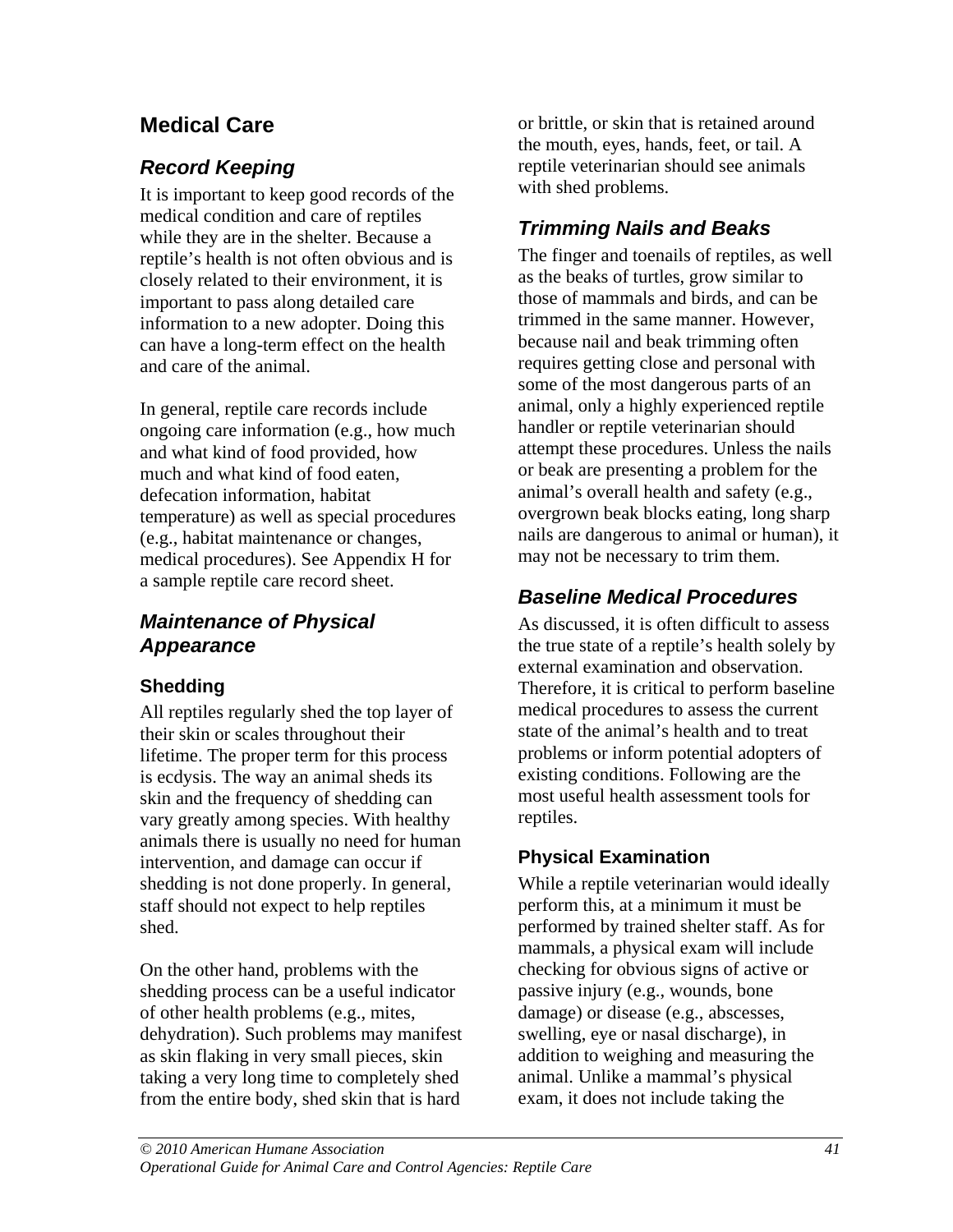## Medical Care

### *Record Keeping*

It is important to keep good records of the medical condition and care of reptiles while they are in the shelter. Because a reptile's health is not often obvious and is closely related to their environment, it is important to pass along detailed care information to a new adopter. Doing this can have a long-term effect on the health and care of the animal.

In general, reptile care records include ongoing care information (e.g., how much and what kind of food provided, how much and what kind of food eaten, defecation information, habitat temperature) as well as special procedures (e.g., habitat maintenance or changes, medical procedures). See Appendix H for a sample reptile care record sheet.

### *Maintenance of Physical Appearance*

#### Shedding

All reptiles regularly shed the top layer of their skin or scales throughout their lifetime. The proper term for this process is ecdysis. The way an animal sheds its skin and the frequency of shedding can vary greatly among species. With healthy animals there is usually no need for human intervention, and damage can occur if shedding is not done properly. In general, staff should not expect to help reptiles shed.

On the other hand, problems with the shedding process can be a useful indicator of other health problems (e.g., mites, dehydration). Such problems may manifest as skin flaking in very small pieces, skin taking a very long time to completely shed from the entire body, shed skin that is hard or brittle, or skin that is retained around the mouth, eyes, hands, feet, or tail. A reptile veterinarian should see animals with shed problems.

### *Trimming Nails and Beaks*

The finger and toenails of reptiles, as well as the beaks of turtles, grow similar to those of mammals and birds, and can be trimmed in the same manner. However, because nail and beak trimming often requires getting close and personal with some of the most dangerous parts of an animal, only a highly experienced reptile handler or reptile veterinarian should attempt these procedures. Unless the nails or beak are presenting a problem for the animal's overall health and safety (e.g., overgrown beak blocks eating, long sharp nails are dangerous to animal or human), it may not be necessary to trim them.

### *Baseline Medical Procedures*

As discussed, it is often difficult to assess the true state of a reptile's health solely by external examination and observation. Therefore, it is critical to perform baseline medical procedures to assess the current state of the animal's health and to treat problems or inform potential adopters of existing conditions. Following are the most useful health assessment tools for reptiles.

#### Physical Examination

While a reptile veterinarian would ideally perform this, at a minimum it must be performed by trained shelter staff. As for mammals, a physical exam will include checking for obvious signs of active or passive injury (e.g., wounds, bone damage) or disease (e.g., abscesses, swelling, eye or nasal discharge), in addition to weighing and measuring the animal. Unlike a mammal's physical exam, it does not include taking the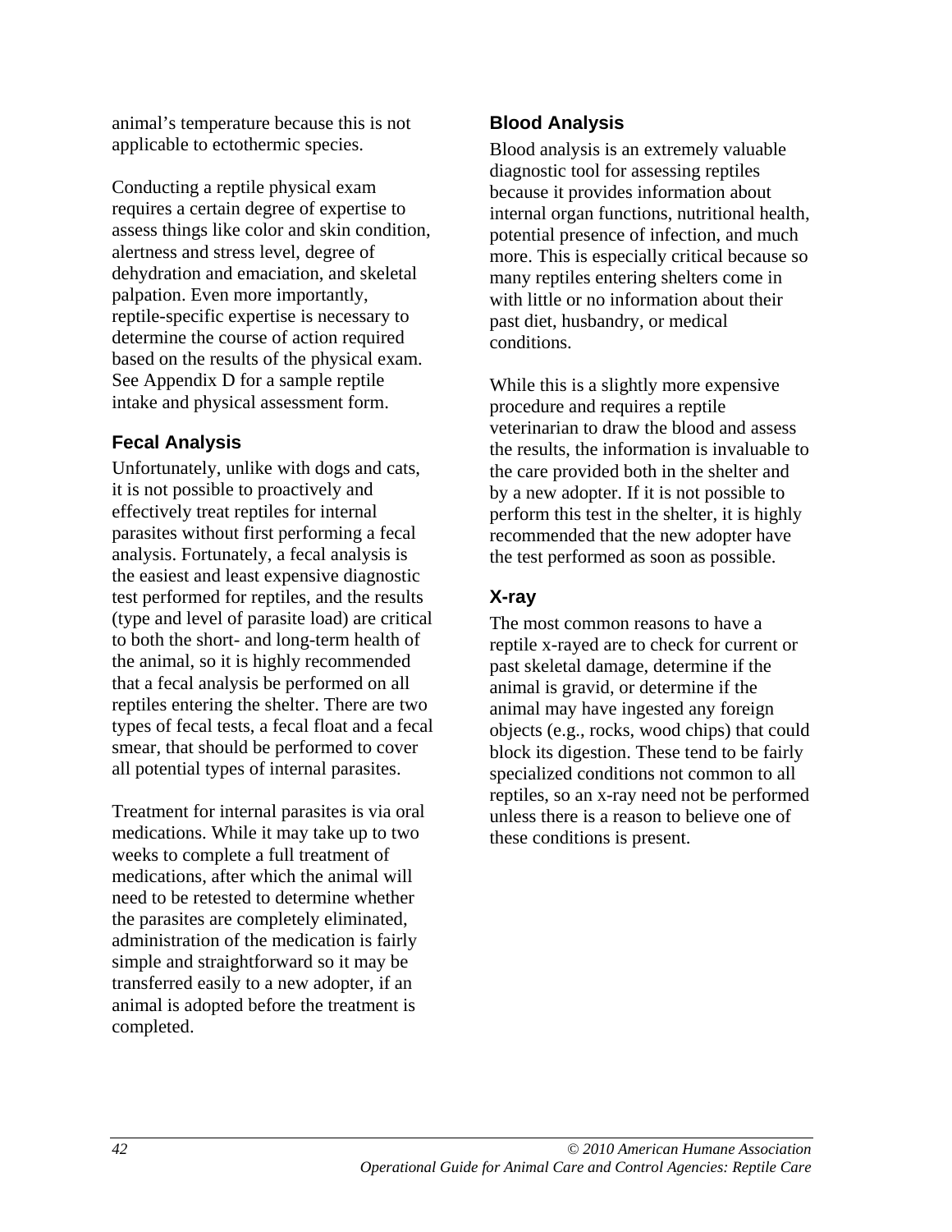animal's temperature because this is not applicable to ectothermic species.

Conducting a reptile physical exam requires a certain degree of expertise to assess things like color and skin condition, alertness and stress level, degree of dehydration and emaciation, and skeletal palpation. Even more importantly, reptile-specific expertise is necessary to determine the course of action required based on the results of the physical exam. See Appendix D for a sample reptile intake and physical assessment form.

### Fecal Analysis

Unfortunately, unlike with dogs and cats, it is not possible to proactively and effectively treat reptiles for internal parasites without first performing a fecal analysis. Fortunately, a fecal analysis is the easiest and least expensive diagnostic test performed for reptiles, and the results (type and level of parasite load) are critical to both the short- and long-term health of the animal, so it is highly recommended that a fecal analysis be performed on all reptiles entering the shelter. There are two types of fecal tests, a fecal float and a fecal smear, that should be performed to cover all potential types of internal parasites.

Treatment for internal parasites is via oral medications. While it may take up to two weeks to complete a full treatment of medications, after which the animal will need to be retested to determine whether the parasites are completely eliminated, administration of the medication is fairly simple and straightforward so it may be transferred easily to a new adopter, if an animal is adopted before the treatment is completed.

### Blood Analysis

Blood analysis is an extremely valuable diagnostic tool for assessing reptiles because it provides information about internal organ functions, nutritional health, potential presence of infection, and much more. This is especially critical because so many reptiles entering shelters come in with little or no information about their past diet, husbandry, or medical conditions.

While this is a slightly more expensive procedure and requires a reptile veterinarian to draw the blood and assess the results, the information is invaluable to the care provided both in the shelter and by a new adopter. If it is not possible to perform this test in the shelter, it is highly recommended that the new adopter have the test performed as soon as possible.

### X-ray

The most common reasons to have a reptile x-rayed are to check for current or past skeletal damage, determine if the animal is gravid, or determine if the animal may have ingested any foreign objects (e.g., rocks, wood chips) that could block its digestion. These tend to be fairly specialized conditions not common to all reptiles, so an x-ray need not be performed unless there is a reason to believe one of these conditions is present.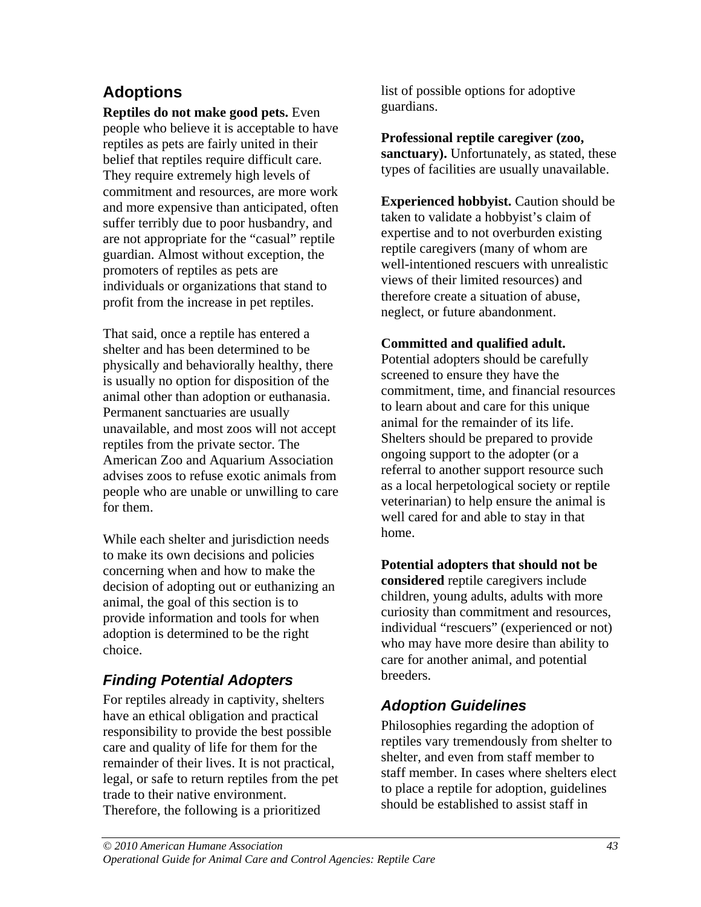## Adoptions

**Reptiles do not make good pets.** Even people who believe it is acceptable to have reptiles as pets are fairly united in their belief that reptiles require difficult care. They require extremely high levels of commitment and resources, are more work and more expensive than anticipated, often suffer terribly due to poor husbandry, and are not appropriate for the "casual" reptile guardian. Almost without exception, the promoters of reptiles as pets are individuals or organizations that stand to profit from the increase in pet reptiles.

That said, once a reptile has entered a shelter and has been determined to be physically and behaviorally healthy, there is usually no option for disposition of the animal other than adoption or euthanasia. Permanent sanctuaries are usually unavailable, and most zoos will not accept reptiles from the private sector. The American Zoo and Aquarium Association advises zoos to refuse exotic animals from people who are unable or unwilling to care for them.

While each shelter and jurisdiction needs to make its own decisions and policies concerning when and how to make the decision of adopting out or euthanizing an animal, the goal of this section is to provide information and tools for when adoption is determined to be the right choice.

### *Finding Potential Adopters*

For reptiles already in captivity, shelters have an ethical obligation and practical responsibility to provide the best possible care and quality of life for them for the remainder of their lives. It is not practical, legal, or safe to return reptiles from the pet trade to their native environment. Therefore, the following is a prioritized list of possible options for adoptive guardians.

**Professional reptile caregiver (zoo, sanctuary).** Unfortunately, as stated, these types of facilities are usually unavailable.

**Experienced hobbyist.** Caution should be taken to validate a hobbyist's claim of expertise and to not overburden existing reptile caregivers (many of whom are well-intentioned rescuers with unrealistic views of their limited resources) and therefore create a situation of abuse, neglect, or future abandonment.

**Committed and qualified adult.** Potential adopters should be carefully screened to ensure they have the commitment, time, and financial resources to learn about and care for this unique animal for the remainder of its life. Shelters should be prepared to provide ongoing support to the adopter (or a referral to another support resource such as a local herpetological society or reptile veterinarian) to help ensure the animal is well cared for and able to stay in that home.

**Potential adopters that should not be considered** reptile caregivers include children, young adults, adults with more curiosity than commitment and resources, individual "rescuers" (experienced or not) who may have more desire than ability to care for another animal, and potential breeders.

### *Adoption Guidelines*

Philosophies regarding the adoption of reptiles vary tremendously from shelter to shelter, and even from staff member to staff member. In cases where shelters elect to place a reptile for adoption, guidelines should be established to assist staff in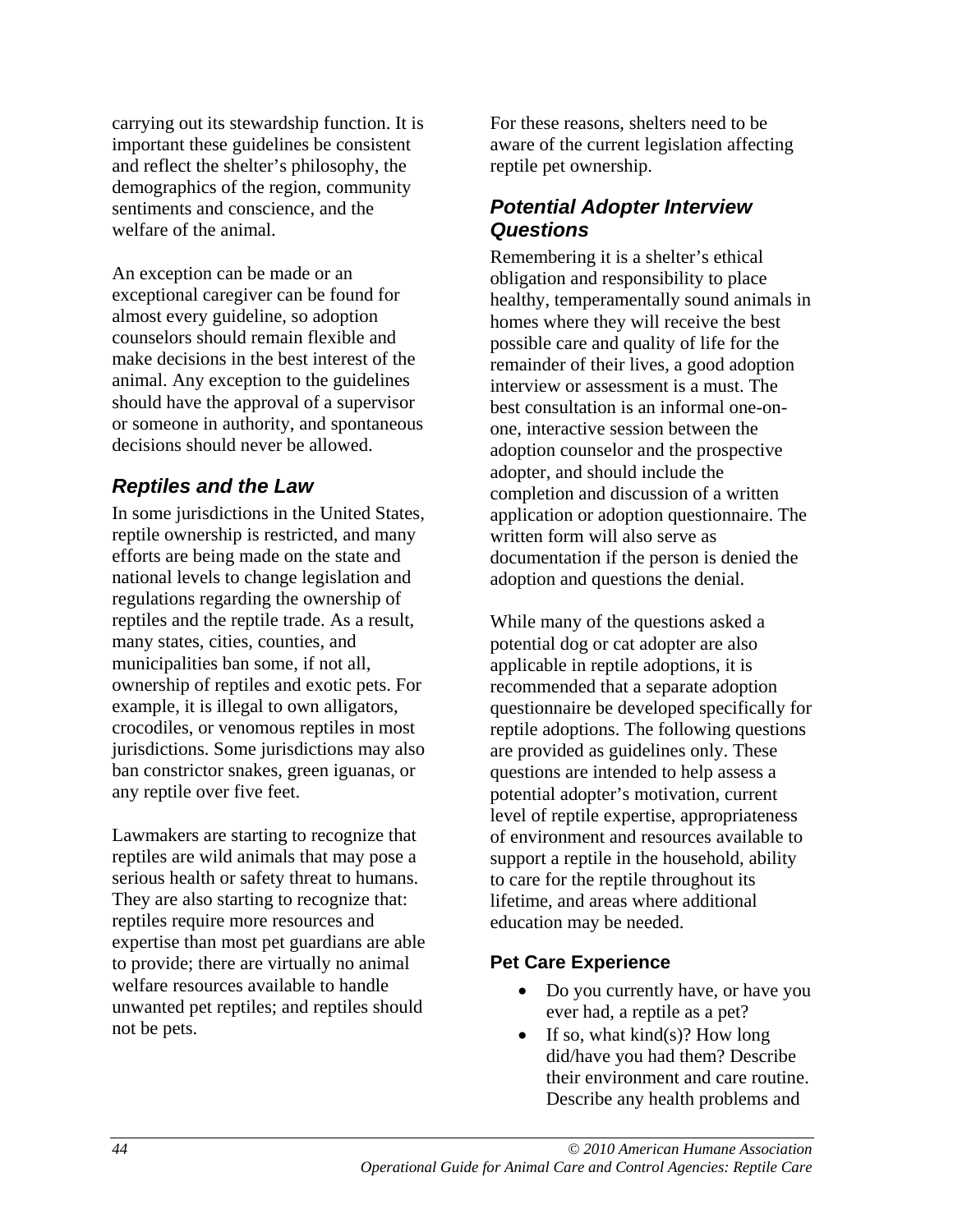carrying out its stewardship function. It is important these guidelines be consistent and reflect the shelter's philosophy, the demographics of the region, community sentiments and conscience, and the welfare of the animal.

An exception can be made or an exceptional caregiver can be found for almost every guideline, so adoption counselors should remain flexible and make decisions in the best interest of the animal. Any exception to the guidelines should have the approval of a supervisor or someone in authority, and spontaneous decisions should never be allowed.

### *Reptiles and the Law*

In some jurisdictions in the United States, reptile ownership is restricted, and many efforts are being made on the state and national levels to change legislation and regulations regarding the ownership of reptiles and the reptile trade. As a result, many states, cities, counties, and municipalities ban some, if not all, ownership of reptiles and exotic pets. For example, it is illegal to own alligators, crocodiles, or venomous reptiles in most jurisdictions. Some jurisdictions may also ban constrictor snakes, green iguanas, or any reptile over five feet.

Lawmakers are starting to recognize that reptiles are wild animals that may pose a serious health or safety threat to humans. They are also starting to recognize that: reptiles require more resources and expertise than most pet guardians are able to provide; there are virtually no animal welfare resources available to handle unwanted pet reptiles; and reptiles should not be pets.

For these reasons, shelters need to be aware of the current legislation affecting reptile pet ownership.

### *Potential Adopter Interview Questions*

Remembering it is a shelter's ethical obligation and responsibility to place healthy, temperamentally sound animals in homes where they will receive the best possible care and quality of life for the remainder of their lives, a good adoption interview or assessment is a must. The best consultation is an informal one-on-one, interactive session between the adoption counselor and the prospective adopter, and should include the completion and discussion of a written application or adoption questionnaire. The written form will also serve as documentation if the person is denied the adoption and questions the denial.

While many of the questions asked a potential dog or cat adopter are also applicable in reptile adoptions, it is recommended that a separate adoption questionnaire be developed specifically for reptile adoptions. The following questions are provided as guidelines only. These questions are intended to help assess a potential adopter's motivation, current level of reptile expertise, appropriateness of environment and resources available to support a reptile in the household, ability to care for the reptile throughout its lifetime, and areas where additional education may be needed.

#### Pet Care Experience

- Do you currently have, or have you ever had, a reptile as a pet?
- If so, what kind(s)? How long did/have you had them? Describe their environment and care routine. Describe any health problems and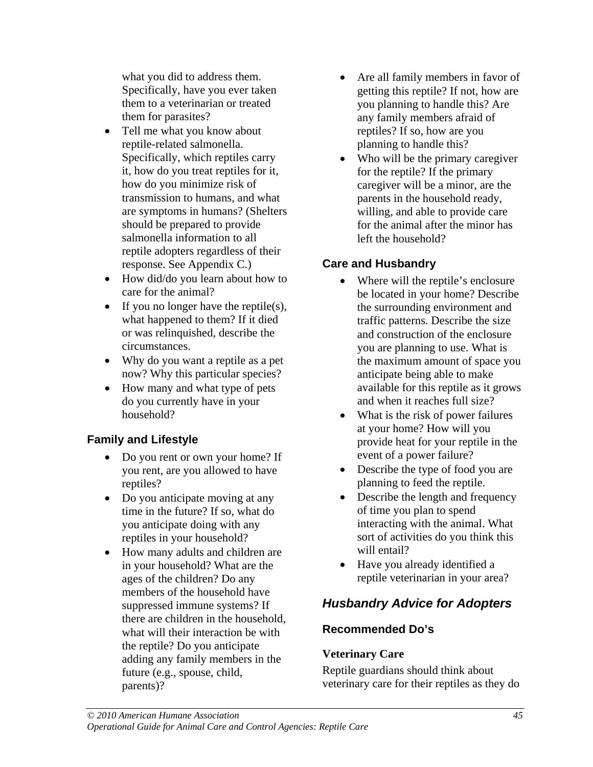what you did to address them. Specifically, have you ever taken them to a veterinarian or treated them for parasites?

- Tell me what you know about reptile-related salmonella. Specifically, which reptiles carry it, how do you treat reptiles for it, how do you minimize risk of transmission to humans, and what are symptoms in humans? (Shelters should be prepared to provide salmonella information to all reptile adopters regardless of their response. See Appendix C.)
- How did/do you learn about how to care for the animal?
- If you no longer have the reptile(s), what happened to them? If it died or was relinquished, describe the circumstances.
- Why do you want a reptile as a pet now? Why this particular species?
- How many and what type of pets do you currently have in your household?

### Family and Lifestyle

- Do you rent or own your home? If you rent, are you allowed to have reptiles?
- Do you anticipate moving at any time in the future? If so, what do you anticipate doing with any reptiles in your household?
- How many adults and children are in your household? What are the ages of the children? Do any members of the household have suppressed immune systems? If there are children in the household, what will their interaction be with the reptile? Do you anticipate adding any family members in the future (e.g., spouse, child, parents)?
- Are all family members in favor of getting this reptile? If not, how are you planning to handle this? Are any family members afraid of reptiles? If so, how are you planning to handle this?
- Who will be the primary caregiver for the reptile? If the primary caregiver will be a minor, are the parents in the household ready, willing, and able to provide care for the animal after the minor has left the household?

### Care and Husbandry

- Where will the reptile's enclosure be located in your home? Describe the surrounding environment and traffic patterns. Describe the size and construction of the enclosure you are planning to use. What is the maximum amount of space you anticipate being able to make available for this reptile as it grows and when it reaches full size?
- What is the risk of power failures at your home? How will you provide heat for your reptile in the event of a power failure?
- Describe the type of food you are planning to feed the reptile.
- Describe the length and frequency of time you plan to spend interacting with the animal. What sort of activities do you think this will entail?
- Have you already identified a reptile veterinarian in your area?

## *Husbandry Advice for Adopters*

### Recommended Do's

#### Veterinary Care

Reptile guardians should think about veterinary care for their reptiles as they do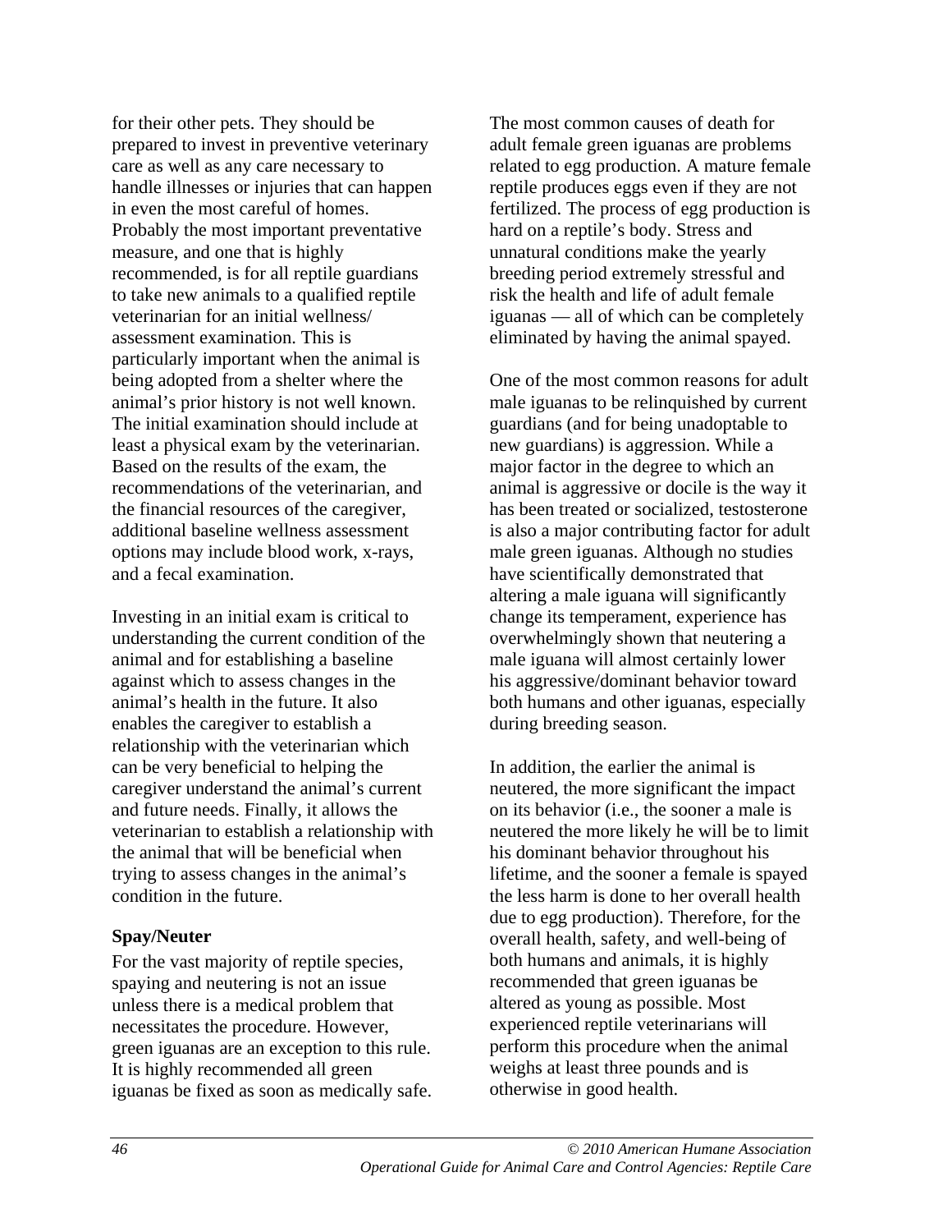for their other pets. They should be prepared to invest in preventive veterinary care as well as any care necessary to handle illnesses or injuries that can happen in even the most careful of homes. Probably the most important preventative measure, and one that is highly recommended, is for all reptile guardians to take new animals to a qualified reptile veterinarian for an initial wellness/ assessment examination. This is particularly important when the animal is being adopted from a shelter where the animal's prior history is not well known. The initial examination should include at least a physical exam by the veterinarian. Based on the results of the exam, the recommendations of the veterinarian, and the financial resources of the caregiver, additional baseline wellness assessment options may include blood work, x-rays, and a fecal examination.

Investing in an initial exam is critical to understanding the current condition of the animal and for establishing a baseline against which to assess changes in the animal's health in the future. It also enables the caregiver to establish a relationship with the veterinarian which can be very beneficial to helping the caregiver understand the animal's current and future needs. Finally, it allows the veterinarian to establish a relationship with the animal that will be beneficial when trying to assess changes in the animal's condition in the future.

**Spay/Neuter**

For the vast majority of reptile species, spaying and neutering is not an issue unless there is a medical problem that necessitates the procedure. However, green iguanas are an exception to this rule. It is highly recommended all green iguanas be fixed as soon as medically safe. The most common causes of death for adult female green iguanas are problems related to egg production. A mature female reptile produces eggs even if they are not fertilized. The process of egg production is hard on a reptile's body. Stress and unnatural conditions make the yearly breeding period extremely stressful and risk the health and life of adult female iguanas — all of which can be completely eliminated by having the animal spayed.

One of the most common reasons for adult male iguanas to be relinquished by current guardians (and for being unadoptable to new guardians) is aggression. While a major factor in the degree to which an animal is aggressive or docile is the way it has been treated or socialized, testosterone is also a major contributing factor for adult male green iguanas. Although no studies have scientifically demonstrated that altering a male iguana will significantly change its temperament, experience has overwhelmingly shown that neutering a male iguana will almost certainly lower his aggressive/dominant behavior toward both humans and other iguanas, especially during breeding season.

In addition, the earlier the animal is neutered, the more significant the impact on its behavior (i.e., the sooner a male is neutered the more likely he will be to limit his dominant behavior throughout his lifetime, and the sooner a female is spayed the less harm is done to her overall health due to egg production). Therefore, for the overall health, safety, and well-being of both humans and animals, it is highly recommended that green iguanas be altered as young as possible. Most experienced reptile veterinarians will perform this procedure when the animal weighs at least three pounds and is otherwise in good health.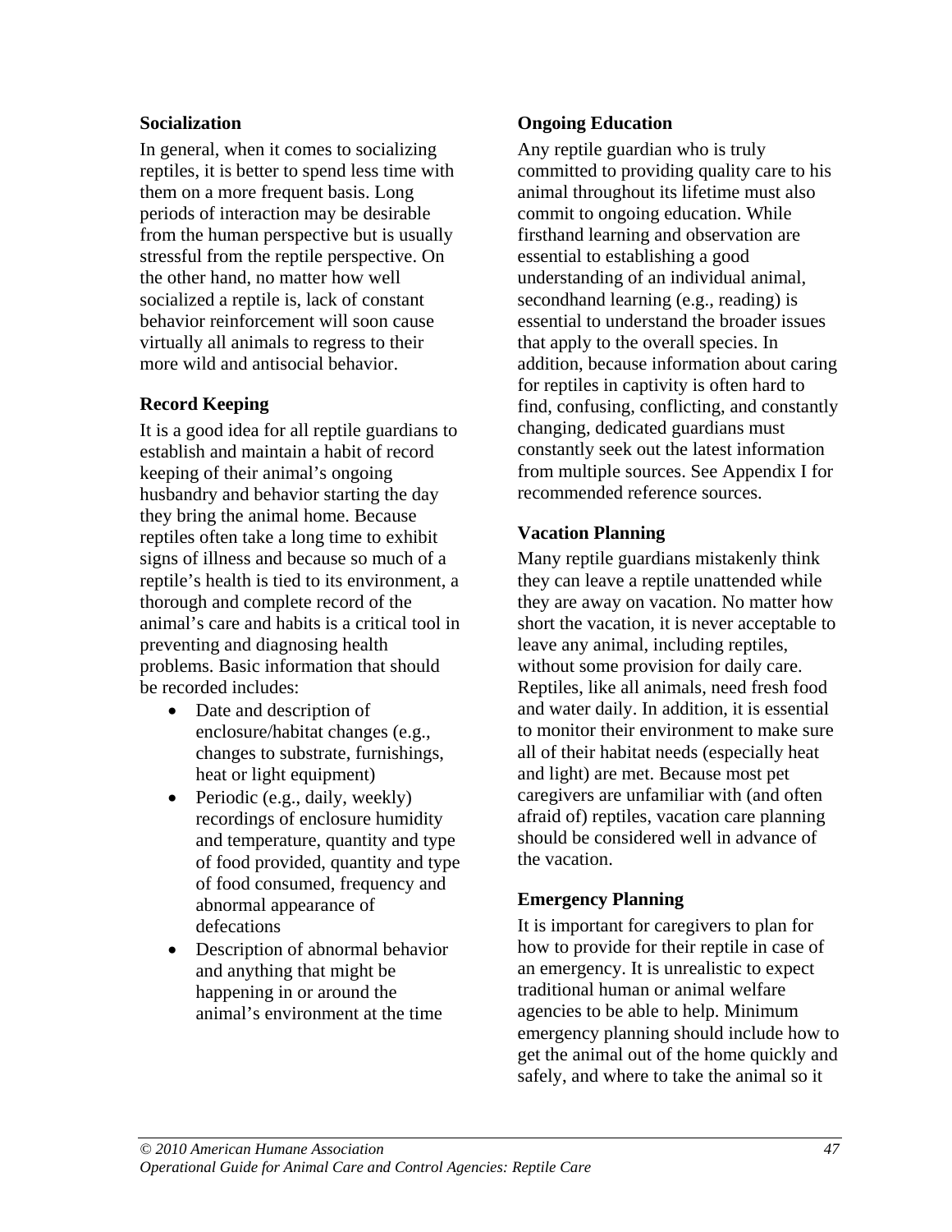### Socialization

In general, when it comes to socializing reptiles, it is better to spend less time with them on a more frequent basis. Long periods of interaction may be desirable from the human perspective but is usually stressful from the reptile perspective. On the other hand, no matter how well socialized a reptile is, lack of constant behavior reinforcement will soon cause virtually all animals to regress to their more wild and antisocial behavior.

### Record Keeping

It is a good idea for all reptile guardians to establish and maintain a habit of record keeping of their animal's ongoing husbandry and behavior starting the day they bring the animal home. Because reptiles often take a long time to exhibit signs of illness and because so much of a reptile's health is tied to its environment, a thorough and complete record of the animal's care and habits is a critical tool in preventing and diagnosing health problems. Basic information that should be recorded includes:

- Date and description of enclosure/habitat changes (e.g., changes to substrate, furnishings, heat or light equipment)
- Periodic (e.g., daily, weekly) recordings of enclosure humidity and temperature, quantity and type of food provided, quantity and type of food consumed, frequency and abnormal appearance of defecations
- Description of abnormal behavior and anything that might be happening in or around the animal's environment at the time

### Ongoing Education

Any reptile guardian who is truly committed to providing quality care to his animal throughout its lifetime must also commit to ongoing education. While firsthand learning and observation are essential to establishing a good understanding of an individual animal, secondhand learning (e.g., reading) is essential to understand the broader issues that apply to the overall species. In addition, because information about caring for reptiles in captivity is often hard to find, confusing, conflicting, and constantly changing, dedicated guardians must constantly seek out the latest information from multiple sources. See Appendix I for recommended reference sources.

### Vacation Planning

Many reptile guardians mistakenly think they can leave a reptile unattended while they are away on vacation. No matter how short the vacation, it is never acceptable to leave any animal, including reptiles, without some provision for daily care. Reptiles, like all animals, need fresh food and water daily. In addition, it is essential to monitor their environment to make sure all of their habitat needs (especially heat and light) are met. Because most pet caregivers are unfamiliar with (and often afraid of) reptiles, vacation care planning should be considered well in advance of the vacation.

### Emergency Planning

It is important for caregivers to plan for how to provide for their reptile in case of an emergency. It is unrealistic to expect traditional human or animal welfare agencies to be able to help. Minimum emergency planning should include how to get the animal out of the home quickly and safely, and where to take the animal so it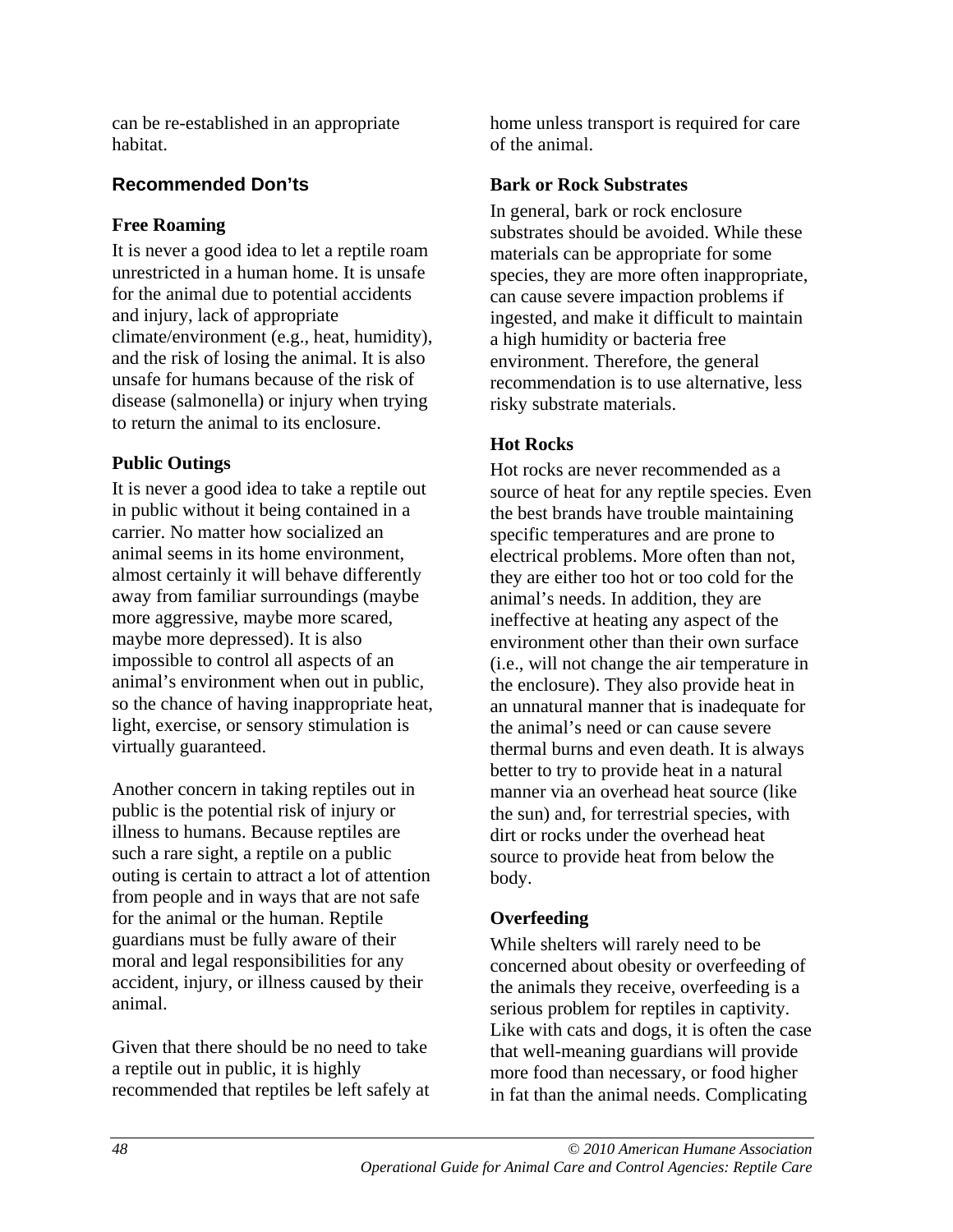can be re-established in an appropriate habitat.

## Recommended Don'ts

### Free Roaming

It is never a good idea to let a reptile roam unrestricted in a human home. It is unsafe for the animal due to potential accidents and injury, lack of appropriate climate/environment (e.g., heat, humidity), and the risk of losing the animal. It is also unsafe for humans because of the risk of disease (salmonella) or injury when trying to return the animal to its enclosure.

### Public Outings

It is never a good idea to take a reptile out in public without it being contained in a carrier. No matter how socialized an animal seems in its home environment, almost certainly it will behave differently away from familiar surroundings (maybe more aggressive, maybe more scared, maybe more depressed). It is also impossible to control all aspects of an animal's environment when out in public, so the chance of having inappropriate heat, light, exercise, or sensory stimulation is virtually guaranteed.

Another concern in taking reptiles out in public is the potential risk of injury or illness to humans. Because reptiles are such a rare sight, a reptile on a public outing is certain to attract a lot of attention from people and in ways that are not safe for the animal or the human. Reptile guardians must be fully aware of their moral and legal responsibilities for any accident, injury, or illness caused by their animal.

Given that there should be no need to take a reptile out in public, it is highly recommended that reptiles be left safely at home unless transport is required for care of the animal.

### Bark or Rock Substrates

In general, bark or rock enclosure substrates should be avoided. While these materials can be appropriate for some species, they are more often inappropriate, can cause severe impaction problems if ingested, and make it difficult to maintain a high humidity or bacteria free environment. Therefore, the general recommendation is to use alternative, less risky substrate materials.

### Hot Rocks

Hot rocks are never recommended as a source of heat for any reptile species. Even the best brands have trouble maintaining specific temperatures and are prone to electrical problems. More often than not, they are either too hot or too cold for the animal's needs. In addition, they are ineffective at heating any aspect of the environment other than their own surface (i.e., will not change the air temperature in the enclosure). They also provide heat in an unnatural manner that is inadequate for the animal's need or can cause severe thermal burns and even death. It is always better to try to provide heat in a natural manner via an overhead heat source (like the sun) and, for terrestrial species, with dirt or rocks under the overhead heat source to provide heat from below the body.

### Overfeeding

While shelters will rarely need to be concerned about obesity or overfeeding of the animals they receive, overfeeding is a serious problem for reptiles in captivity. Like with cats and dogs, it is often the case that well-meaning guardians will provide more food than necessary, or food higher in fat than the animal needs. Complicating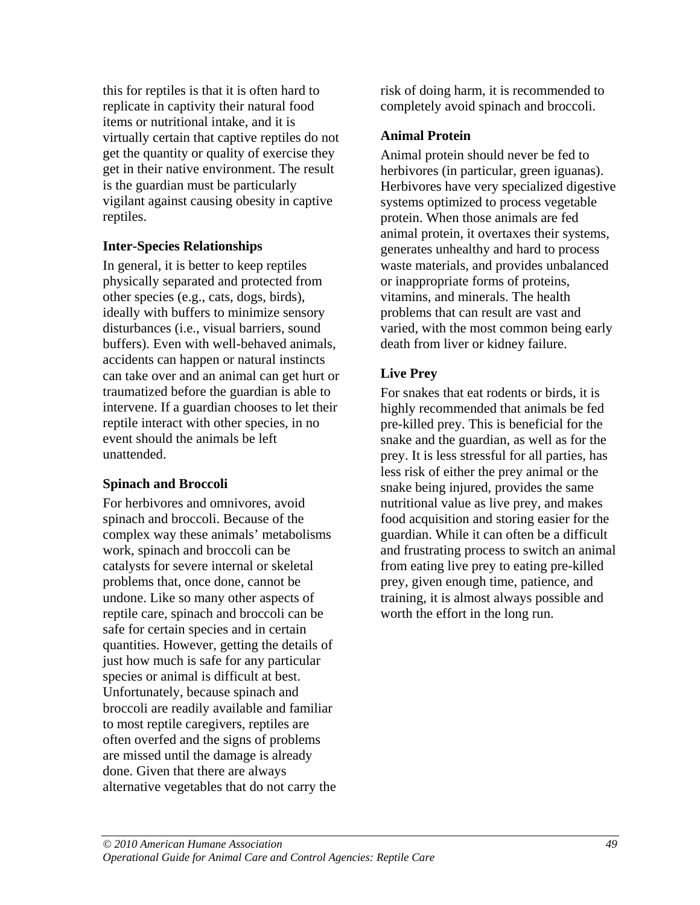this for reptiles is that it is often hard to replicate in captivity their natural food items or nutritional intake, and it is virtually certain that captive reptiles do not get the quantity or quality of exercise they get in their native environment. The result is the guardian must be particularly vigilant against causing obesity in captive reptiles.

### Inter-Species Relationships

In general, it is better to keep reptiles physically separated and protected from other species (e.g., cats, dogs, birds), ideally with buffers to minimize sensory disturbances (i.e., visual barriers, sound buffers). Even with well-behaved animals, accidents can happen or natural instincts can take over and an animal can get hurt or traumatized before the guardian is able to intervene. If a guardian chooses to let their reptile interact with other species, in no event should the animals be left unattended.

### Spinach and Broccoli

For herbivores and omnivores, avoid spinach and broccoli. Because of the complex way these animals' metabolisms work, spinach and broccoli can be catalysts for severe internal or skeletal problems that, once done, cannot be undone. Like so many other aspects of reptile care, spinach and broccoli can be safe for certain species and in certain quantities. However, getting the details of just how much is safe for any particular species or animal is difficult at best. Unfortunately, because spinach and broccoli are readily available and familiar to most reptile caregivers, reptiles are often overfed and the signs of problems are missed until the damage is already done. Given that there are always alternative vegetables that do not carry the risk of doing harm, it is recommended to completely avoid spinach and broccoli.

### Animal Protein

Animal protein should never be fed to herbivores (in particular, green iguanas). Herbivores have very specialized digestive systems optimized to process vegetable protein. When those animals are fed animal protein, it overtaxes their systems, generates unhealthy and hard to process waste materials, and provides unbalanced or inappropriate forms of proteins, vitamins, and minerals. The health problems that can result are vast and varied, with the most common being early death from liver or kidney failure.

### Live Prey

For snakes that eat rodents or birds, it is highly recommended that animals be fed pre-killed prey. This is beneficial for the snake and the guardian, as well as for the prey. It is less stressful for all parties, has less risk of either the prey animal or the snake being injured, provides the same nutritional value as live prey, and makes food acquisition and storing easier for the guardian. While it can often be a difficult and frustrating process to switch an animal from eating live prey to eating pre-killed prey, given enough time, patience, and training, it is almost always possible and worth the effort in the long run.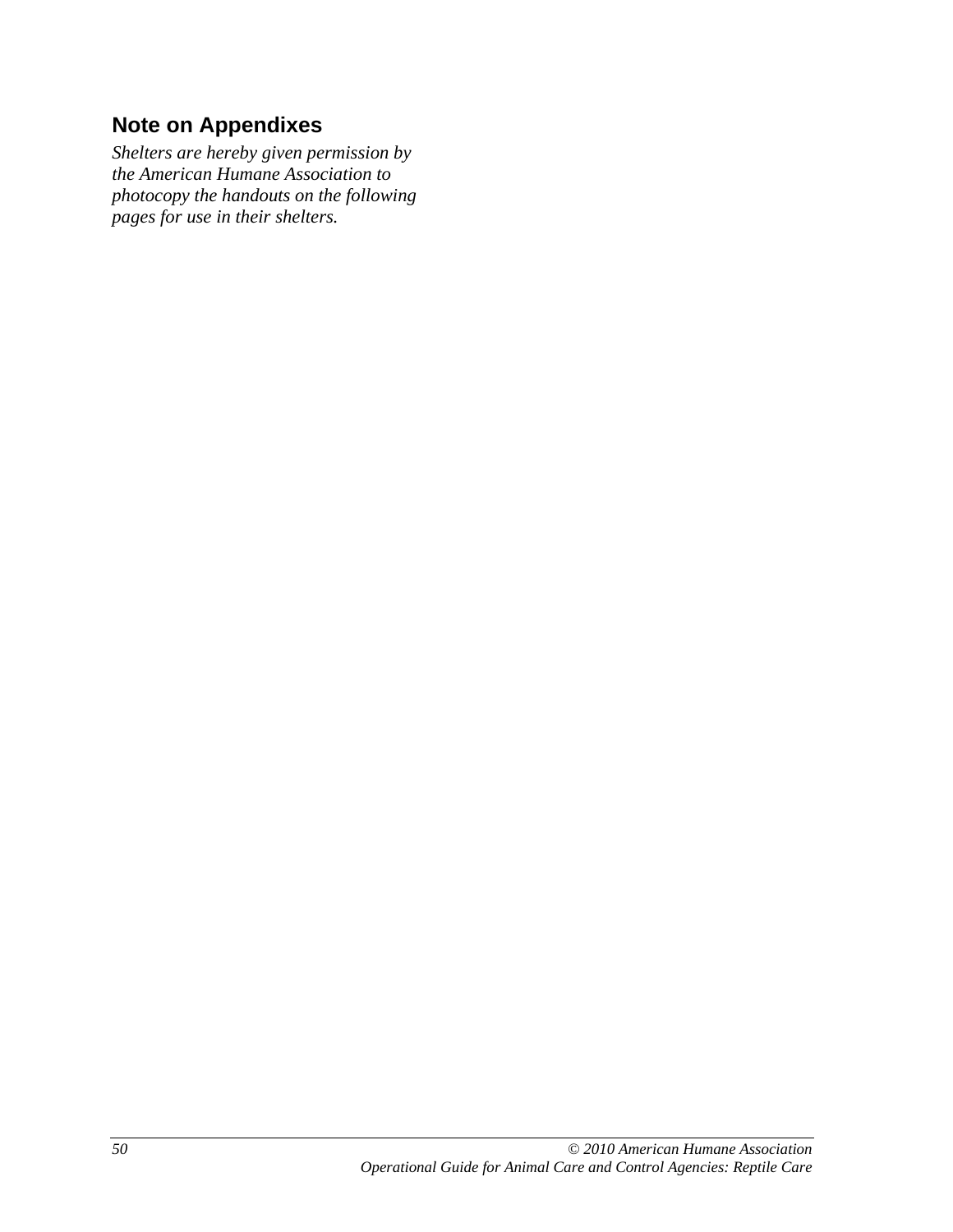## Note on Appendixes

*Shelters are hereby given permission by the American Humane Association to photocopy the handouts on the following pages for use in their shelters.*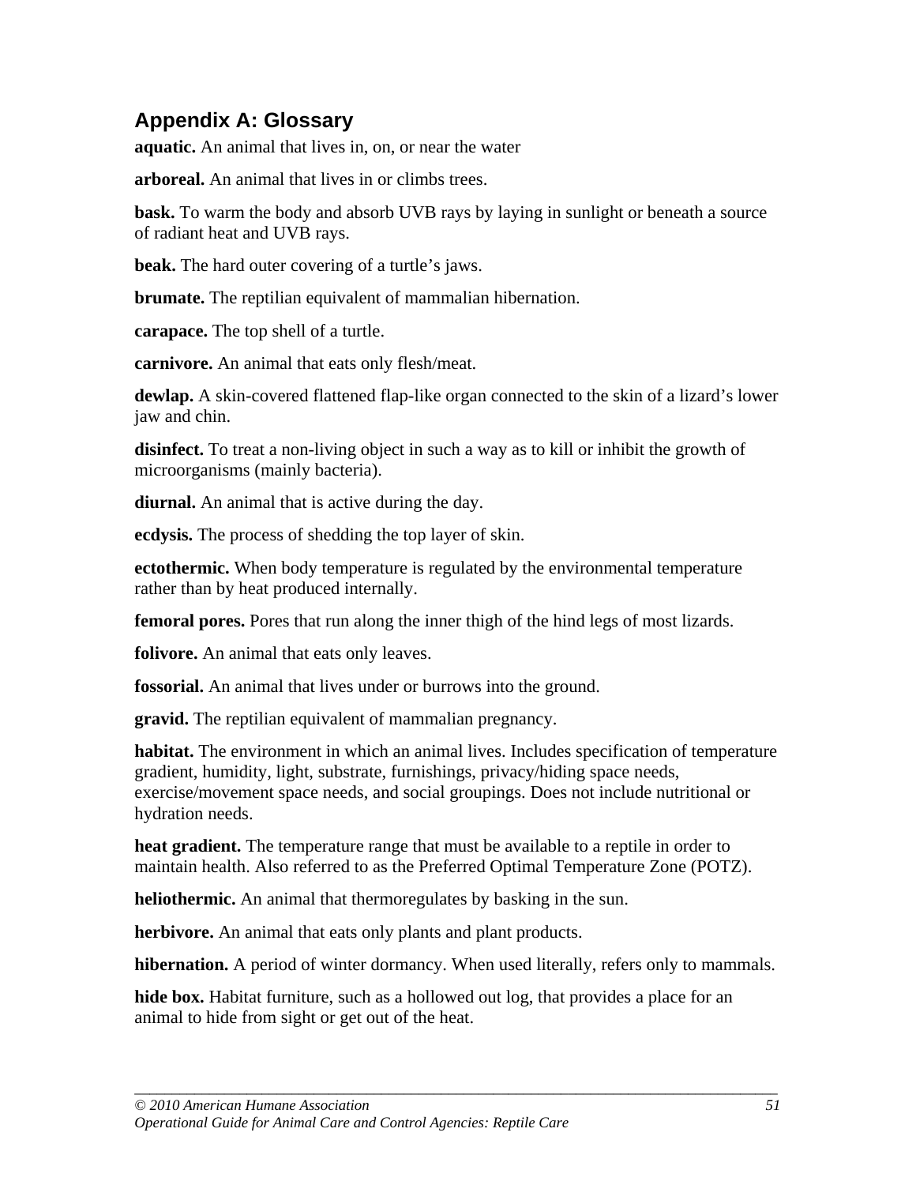## Appendix A: Glossary

**aquatic.** An animal that lives in, on, or near the water

**arboreal.** An animal that lives in or climbs trees.

**bask.** To warm the body and absorb UVB rays by laying in sunlight or beneath a source of radiant heat and UVB rays.

**beak.** The hard outer covering of a turtle's jaws.

**brumate.** The reptilian equivalent of mammalian hibernation.

**carapace.** The top shell of a turtle.

**carnivore.** An animal that eats only flesh/meat.

**dewlap.** A skin-covered flattened flap-like organ connected to the skin of a lizard's lower jaw and chin.

**disinfect.** To treat a non-living object in such a way as to kill or inhibit the growth of microorganisms (mainly bacteria).

**diurnal.** An animal that is active during the day.

**ecdysis.** The process of shedding the top layer of skin.

**ectothermic.** When body temperature is regulated by the environmental temperature rather than by heat produced internally.

**femoral pores.** Pores that run along the inner thigh of the hind legs of most lizards.

**folivore.** An animal that eats only leaves.

**fossorial.** An animal that lives under or burrows into the ground.

**gravid.** The reptilian equivalent of mammalian pregnancy.

**habitat.** The environment in which an animal lives. Includes specification of temperature gradient, humidity, light, substrate, furnishings, privacy/hiding space needs, exercise/movement space needs, and social groupings. Does not include nutritional or hydration needs.

**heat gradient.** The temperature range that must be available to a reptile in order to maintain health. Also referred to as the Preferred Optimal Temperature Zone (POTZ).

**heliothermic.** An animal that thermoregulates by basking in the sun.

**herbivore.** An animal that eats only plants and plant products.

**hibernation.** A period of winter dormancy. When used literally, refers only to mammals.

**hide box.** Habitat furniture, such as a hollowed out log, that provides a place for an animal to hide from sight or get out of the heat.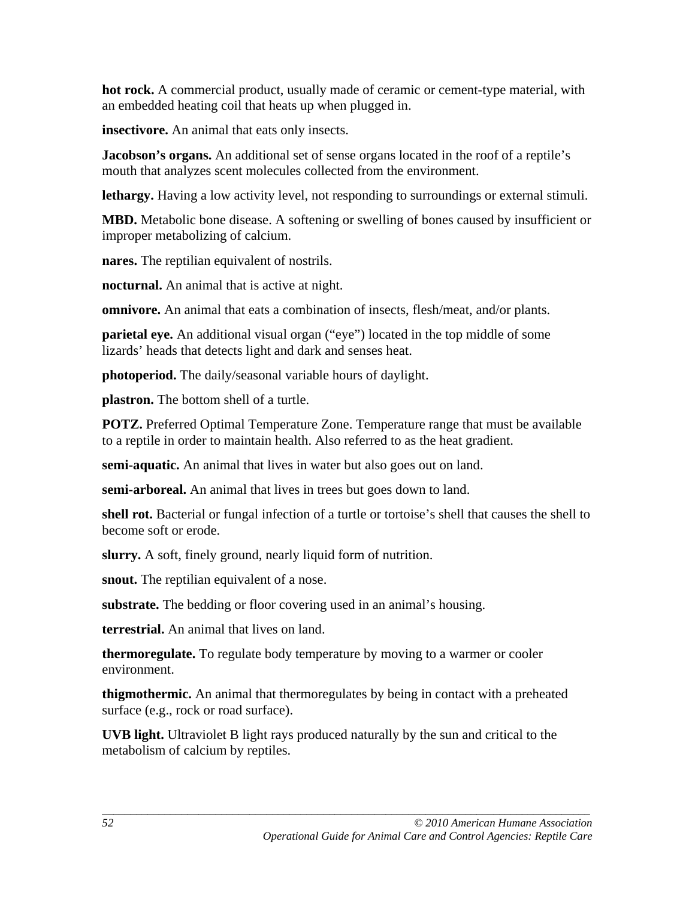**hot rock.** A commercial product, usually made of ceramic or cement-type material, with an embedded heating coil that heats up when plugged in.

**insectivore.** An animal that eats only insects.

**Jacobson's organs.** An additional set of sense organs located in the roof of a reptile's mouth that analyzes scent molecules collected from the environment.

**lethargy.** Having a low activity level, not responding to surroundings or external stimuli.

**MBD.** Metabolic bone disease. A softening or swelling of bones caused by insufficient or improper metabolizing of calcium.

**nares.** The reptilian equivalent of nostrils.

**nocturnal.** An animal that is active at night.

**omnivore.** An animal that eats a combination of insects, flesh/meat, and/or plants.

**parietal eye.** An additional visual organ ("eye") located in the top middle of some lizards' heads that detects light and dark and senses heat.

**photoperiod.** The daily/seasonal variable hours of daylight.

**plastron.** The bottom shell of a turtle.

**POTZ.** Preferred Optimal Temperature Zone. Temperature range that must be available to a reptile in order to maintain health. Also referred to as the heat gradient.

**semi-aquatic.** An animal that lives in water but also goes out on land.

**semi-arboreal.** An animal that lives in trees but goes down to land.

**shell rot.** Bacterial or fungal infection of a turtle or tortoise's shell that causes the shell to become soft or erode.

**slurry.** A soft, finely ground, nearly liquid form of nutrition.

**snout.** The reptilian equivalent of a nose.

**substrate.** The bedding or floor covering used in an animal's housing.

**terrestrial.** An animal that lives on land.

**thermoregulate.** To regulate body temperature by moving to a warmer or cooler environment.

**thigmothermic.** An animal that thermoregulates by being in contact with a preheated surface (e.g., rock or road surface).

**UVB light.** Ultraviolet B light rays produced naturally by the sun and critical to the metabolism of calcium by reptiles.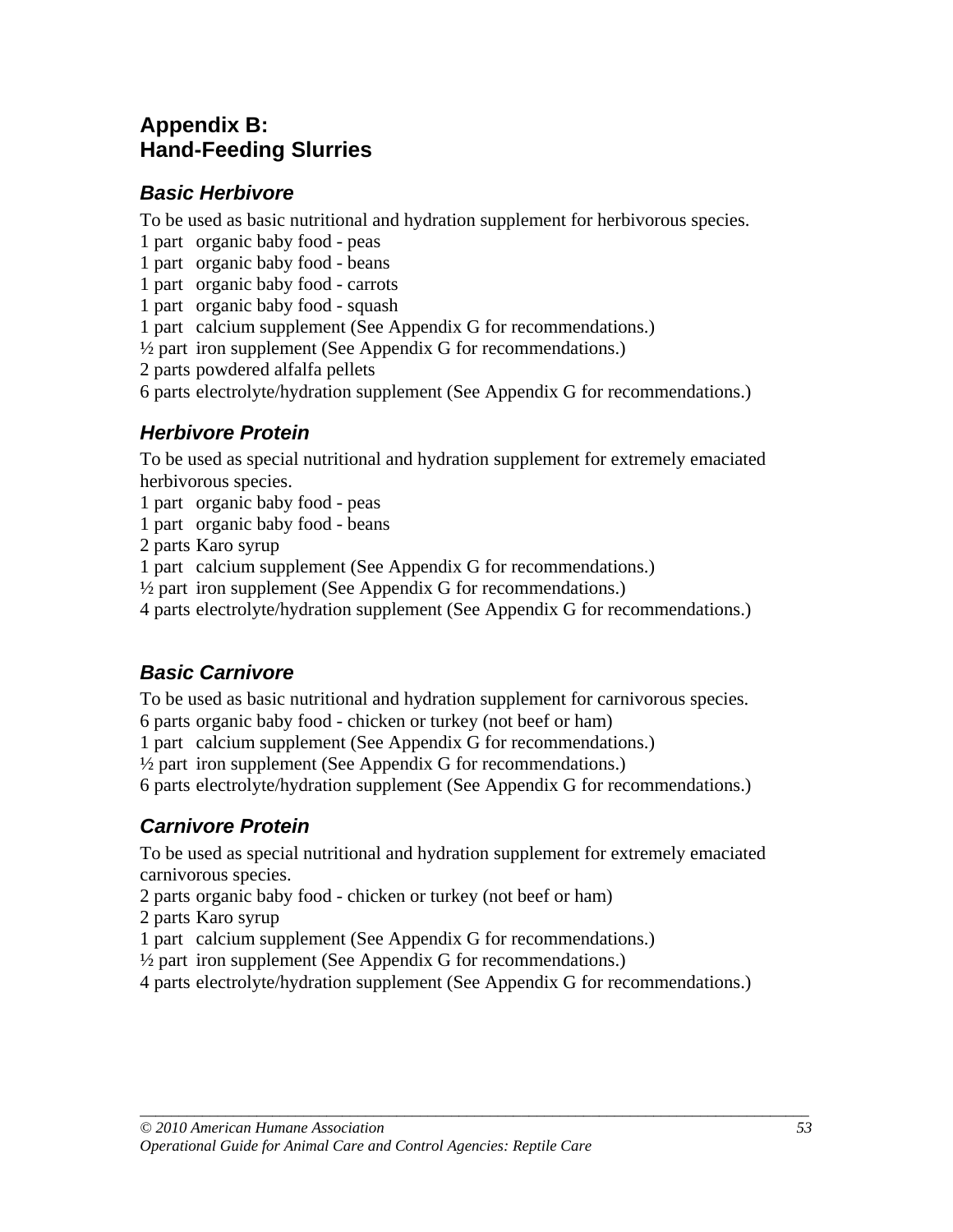# Appendix B: Hand-Feeding Slurries

### *Basic Herbivore*

To be used as basic nutritional and hydration supplement for herbivorous species.

1 part organic baby food - peas
1 part organic baby food - beans
1 part organic baby food - carrots
1 part organic baby food - squash
1 part calcium supplement (See Appendix G for recommendations.)
½ part iron supplement (See Appendix G for recommendations.)
2 parts powdered alfalfa pellets
6 parts electrolyte/hydration supplement (See Appendix G for recommendations.)

### *Herbivore Protein*

To be used as special nutritional and hydration supplement for extremely emaciated herbivorous species.

1 part organic baby food - peas
1 part organic baby food - beans
2 parts Karo syrup
1 part calcium supplement (See Appendix G for recommendations.)
½ part iron supplement (See Appendix G for recommendations.)
4 parts electrolyte/hydration supplement (See Appendix G for recommendations.)

### *Basic Carnivore*

To be used as basic nutritional and hydration supplement for carnivorous species.

6 parts organic baby food - chicken or turkey (not beef or ham)
1 part calcium supplement (See Appendix G for recommendations.)
½ part iron supplement (See Appendix G for recommendations.)
6 parts electrolyte/hydration supplement (See Appendix G for recommendations.)

### *Carnivore Protein*

To be used as special nutritional and hydration supplement for extremely emaciated carnivorous species.

2 parts organic baby food - chicken or turkey (not beef or ham)
2 parts Karo syrup
1 part calcium supplement (See Appendix G for recommendations.)
½ part iron supplement (See Appendix G for recommendations.)
4 parts electrolyte/hydration supplement (See Appendix G for recommendations.)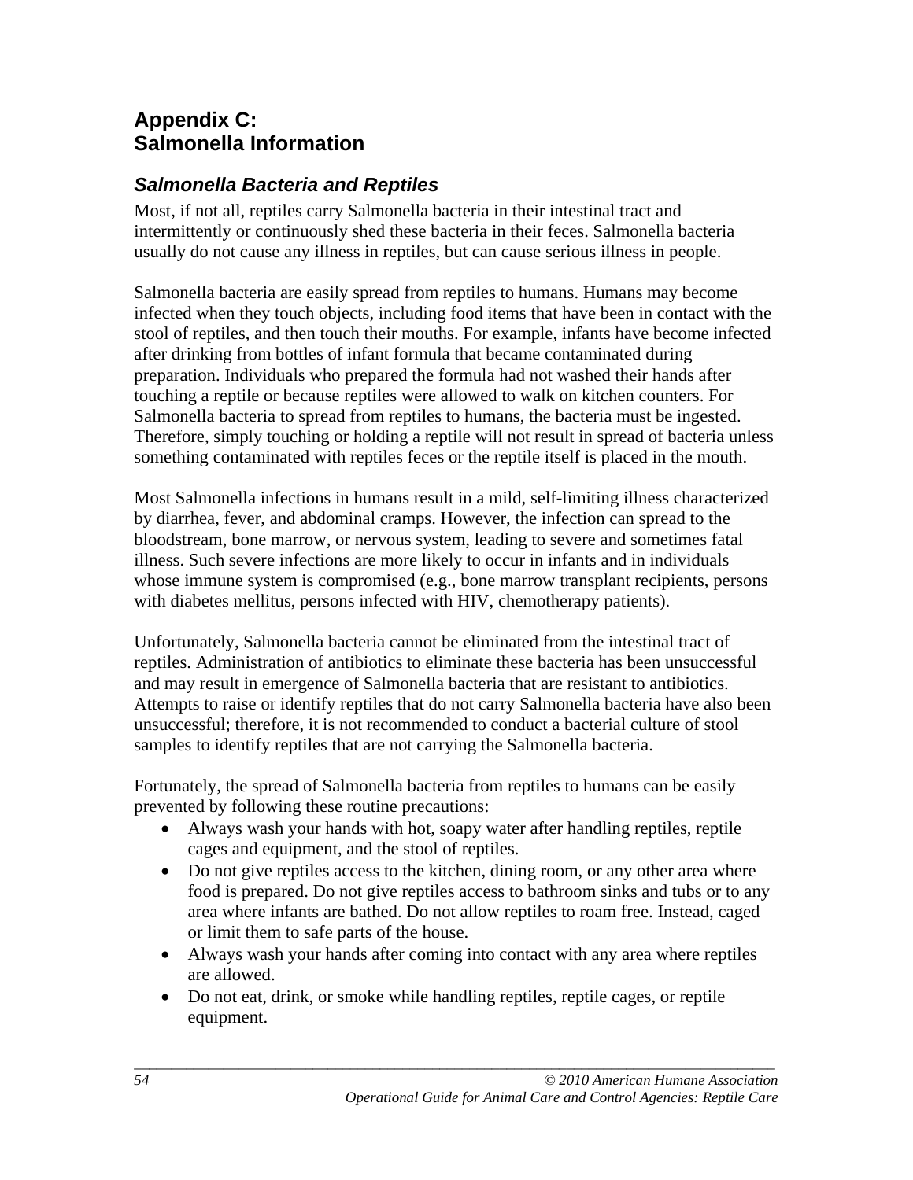# Appendix C:
# Salmonella Information

## *Salmonella Bacteria and Reptiles*

Most, if not all, reptiles carry Salmonella bacteria in their intestinal tract and intermittently or continuously shed these bacteria in their feces. Salmonella bacteria usually do not cause any illness in reptiles, but can cause serious illness in people.

Salmonella bacteria are easily spread from reptiles to humans. Humans may become infected when they touch objects, including food items that have been in contact with the stool of reptiles, and then touch their mouths. For example, infants have become infected after drinking from bottles of infant formula that became contaminated during preparation. Individuals who prepared the formula had not washed their hands after touching a reptile or because reptiles were allowed to walk on kitchen counters. For Salmonella bacteria to spread from reptiles to humans, the bacteria must be ingested. Therefore, simply touching or holding a reptile will not result in spread of bacteria unless something contaminated with reptiles feces or the reptile itself is placed in the mouth.

Most Salmonella infections in humans result in a mild, self-limiting illness characterized by diarrhea, fever, and abdominal cramps. However, the infection can spread to the bloodstream, bone marrow, or nervous system, leading to severe and sometimes fatal illness. Such severe infections are more likely to occur in infants and in individuals whose immune system is compromised (e.g., bone marrow transplant recipients, persons with diabetes mellitus, persons infected with HIV, chemotherapy patients).

Unfortunately, Salmonella bacteria cannot be eliminated from the intestinal tract of reptiles. Administration of antibiotics to eliminate these bacteria has been unsuccessful and may result in emergence of Salmonella bacteria that are resistant to antibiotics. Attempts to raise or identify reptiles that do not carry Salmonella bacteria have also been unsuccessful; therefore, it is not recommended to conduct a bacterial culture of stool samples to identify reptiles that are not carrying the Salmonella bacteria.

Fortunately, the spread of Salmonella bacteria from reptiles to humans can be easily prevented by following these routine precautions:

- Always wash your hands with hot, soapy water after handling reptiles, reptile cages and equipment, and the stool of reptiles.
- Do not give reptiles access to the kitchen, dining room, or any other area where food is prepared. Do not give reptiles access to bathroom sinks and tubs or to any area where infants are bathed. Do not allow reptiles to roam free. Instead, caged or limit them to safe parts of the house.
- Always wash your hands after coming into contact with any area where reptiles are allowed.
- Do not eat, drink, or smoke while handling reptiles, reptile cages, or reptile equipment.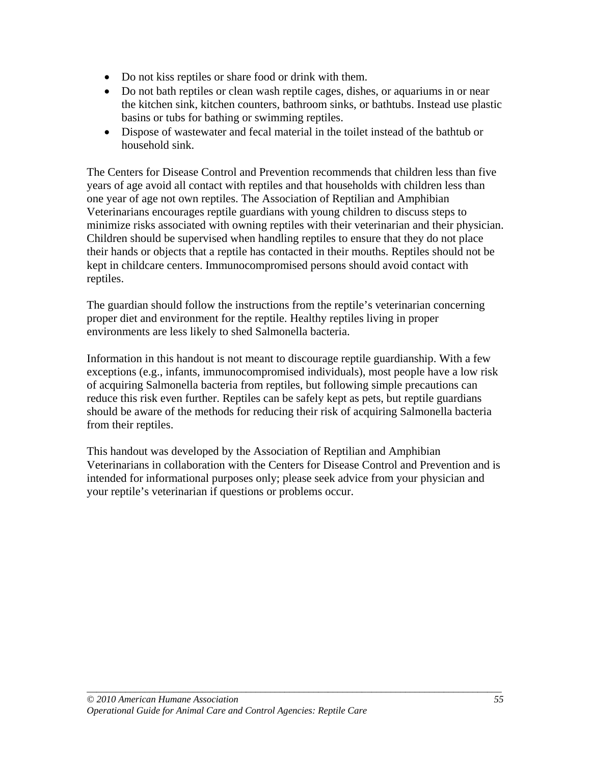- Do not kiss reptiles or share food or drink with them.
- Do not bath reptiles or clean wash reptile cages, dishes, or aquariums in or near the kitchen sink, kitchen counters, bathroom sinks, or bathtubs. Instead use plastic basins or tubs for bathing or swimming reptiles.
- Dispose of wastewater and fecal material in the toilet instead of the bathtub or household sink.

The Centers for Disease Control and Prevention recommends that children less than five years of age avoid all contact with reptiles and that households with children less than one year of age not own reptiles. The Association of Reptilian and Amphibian Veterinarians encourages reptile guardians with young children to discuss steps to minimize risks associated with owning reptiles with their veterinarian and their physician. Children should be supervised when handling reptiles to ensure that they do not place their hands or objects that a reptile has contacted in their mouths. Reptiles should not be kept in childcare centers. Immunocompromised persons should avoid contact with reptiles.

The guardian should follow the instructions from the reptile's veterinarian concerning proper diet and environment for the reptile. Healthy reptiles living in proper environments are less likely to shed Salmonella bacteria.

Information in this handout is not meant to discourage reptile guardianship. With a few exceptions (e.g., infants, immunocompromised individuals), most people have a low risk of acquiring Salmonella bacteria from reptiles, but following simple precautions can reduce this risk even further. Reptiles can be safely kept as pets, but reptile guardians should be aware of the methods for reducing their risk of acquiring Salmonella bacteria from their reptiles.

This handout was developed by the Association of Reptilian and Amphibian Veterinarians in collaboration with the Centers for Disease Control and Prevention and is intended for informational purposes only; please seek advice from your physician and your reptile's veterinarian if questions or problems occur.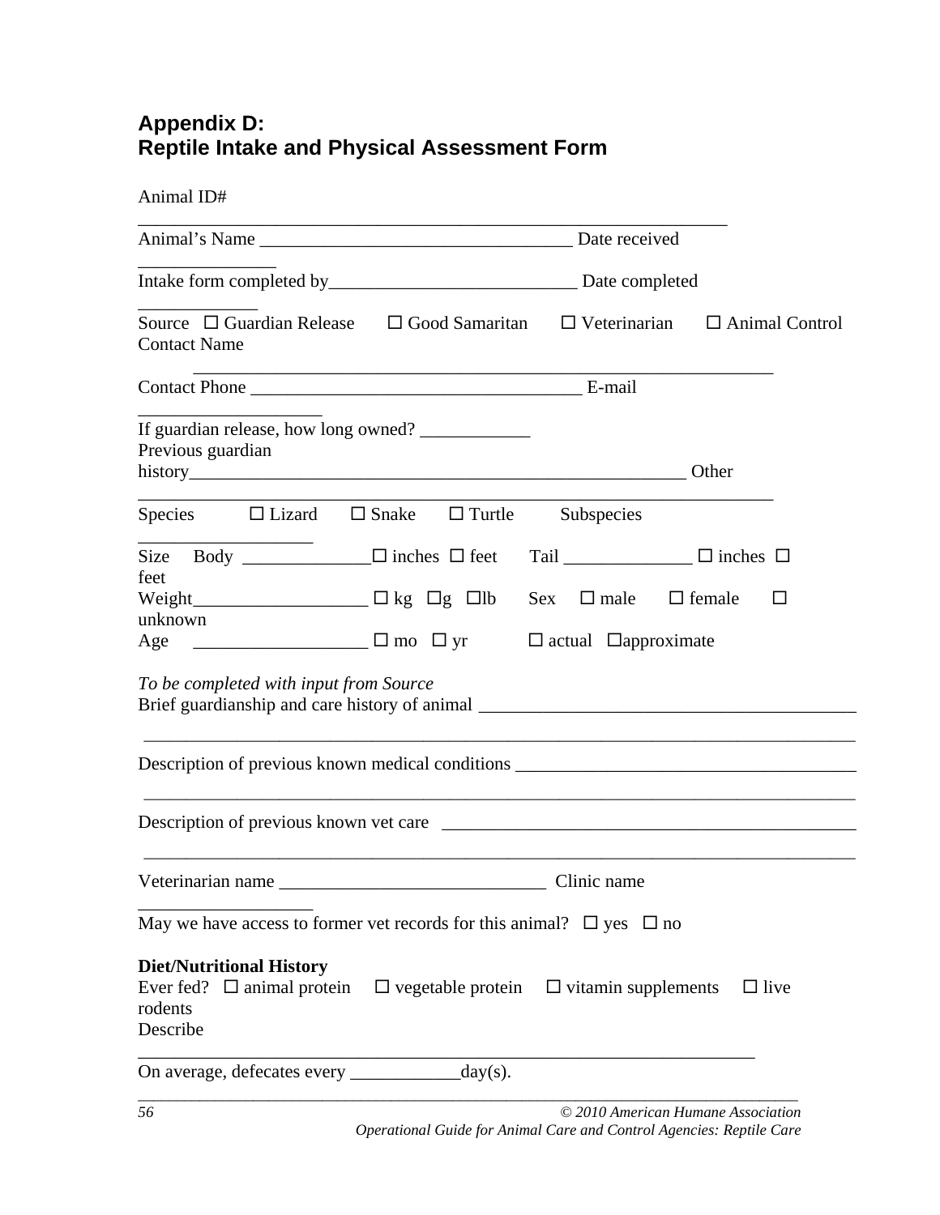## Appendix D:
## Reptile Intake and Physical Assessment Form

Animal ID# ________________________________________________________________

Animal's Name _________________________________ Date received _______________

Intake form completed by__________________________ Date completed _____________

Source ☐ Guardian Release ☐ Good Samaritan ☐ Veterinarian ☐ Animal Control

Contact Name ____________________________________________________________

Contact Phone ___________________________________ E-mail ___________________

If guardian release, how long owned? ____________

Previous guardian history________________________________________________ Other ______________________________________________________________________

Species ☐ Lizard ☐ Snake ☐ Turtle Subspecies __________________

Size Body ______________☐ inches ☐ feet Tail ______________ ☐ inches ☐ feet

Weight__________________ ☐ kg ☐g ☐lb Sex ☐ male ☐ female ☐ unknown

Age __________________ ☐ mo ☐ yr ☐ actual ☐approximate

*To be completed with input from Source*

Brief guardianship and care history of animal ________________________________________

______________________________________________________________________________

Description of previous known medical conditions ____________________________________

______________________________________________________________________________

Description of previous known vet care _____________________________________________

______________________________________________________________________________

Veterinarian name ____________________________ Clinic name __________________

May we have access to former vet records for this animal? ☐ yes ☐ no

**Diet/Nutritional History**

Ever fed? ☐ animal protein ☐ vegetable protein ☐ vitamin supplements ☐ live rodents

Describe ______________________________________________________________________

On average, defecates every ____________day(s).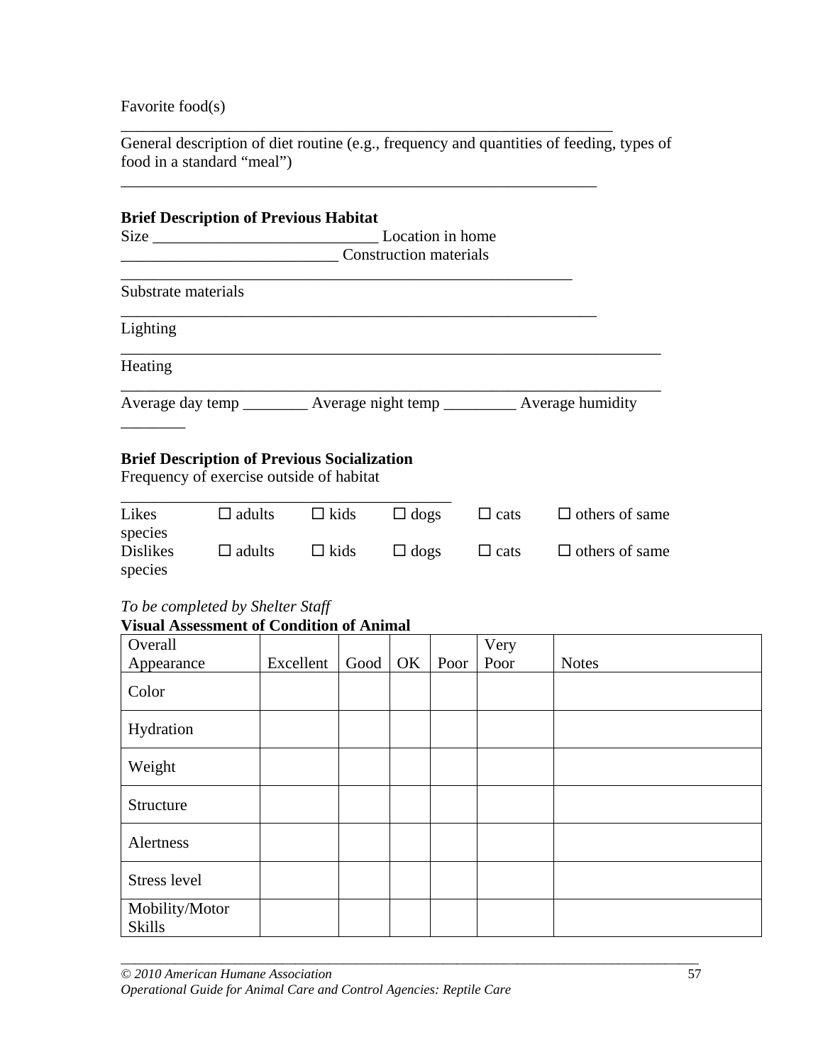Favorite food(s)

_______________________________________________________________

General description of diet routine (e.g., frequency and quantities of feeding, types of food in a standard "meal")

_______________________________________________________________

**Brief Description of Previous Habitat**

Size ___________________________ Location in home ___________________________ Construction materials

_______________________________________________________________

Substrate materials

_______________________________________________________________

Lighting

_______________________________________________________________

Heating

_______________________________________________________________

Average day temp ________ Average night temp _________ Average humidity ________

**Brief Description of Previous Socialization**

Frequency of exercise outside of habitat

__________________________________________

| | | | | | |
|---|---|---|---|---|---|
| Likes | ☐ adults | ☐ kids | ☐ dogs | ☐ cats | ☐ others of same species |
| Dislikes | ☐ adults | ☐ kids | ☐ dogs | ☐ cats | ☐ others of same species |

*To be completed by Shelter Staff*

**Visual Assessment of Condition of Animal**

| Overall Appearance | Excellent | Good | OK | Poor | Very Poor | Notes |
|---|---|---|---|---|---|---|
| Color | | | | | | |
| Hydration | | | | | | |
| Weight | | | | | | |
| Structure | | | | | | |
| Alertness | | | | | | |
| Stress level | | | | | | |
| Mobility/Motor Skills | | | | | | |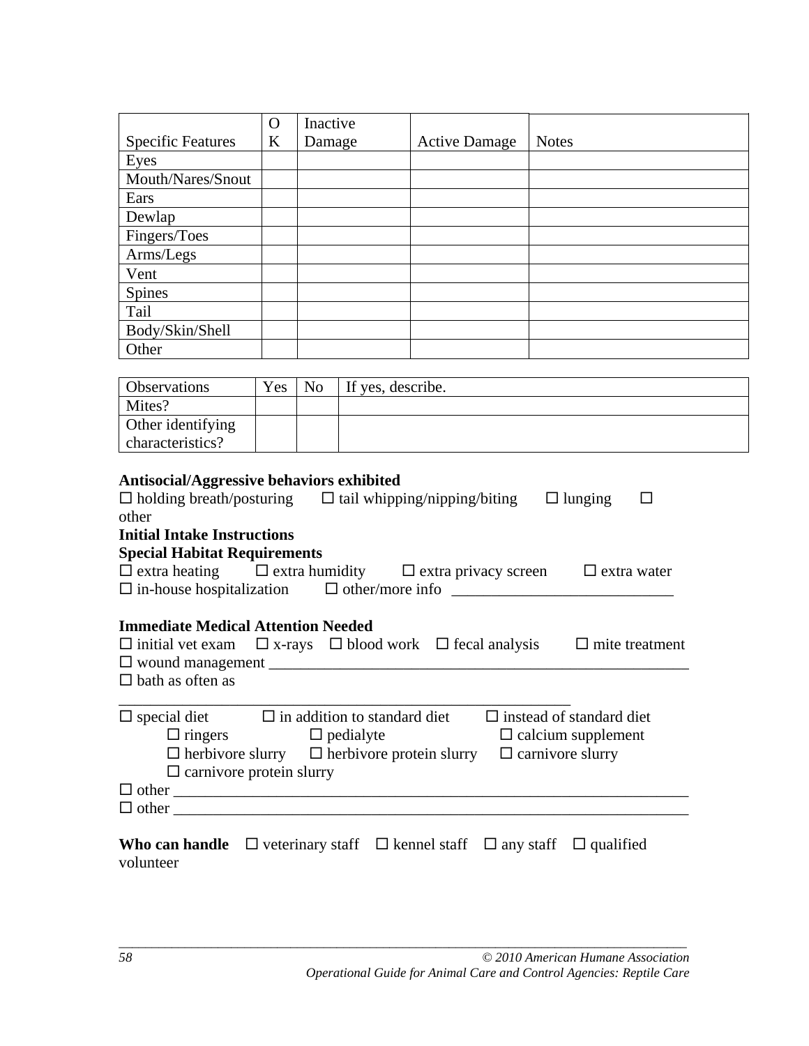| Specific Features | OK | Inactive Damage | Active Damage | Notes |
|---|---|---|---|---|
| Eyes | | | | |
| Mouth/Nares/Snout | | | | |
| Ears | | | | |
| Dewlap | | | | |
| Fingers/Toes | | | | |
| Arms/Legs | | | | |
| Vent | | | | |
| Spines | | | | |
| Tail | | | | |
| Body/Skin/Shell | | | | |
| Other | | | | |

| Observations | Yes | No | If yes, describe. |
|---|---|---|---|
| Mites? | | | |
| Other identifying characteristics? | | | |

**Antisocial/Aggressive behaviors exhibited**

☐ holding breath/posturing ☐ tail whipping/nipping/biting ☐ lunging ☐ other

**Initial Intake Instructions**

**Special Habitat Requirements**

☐ extra heating ☐ extra humidity ☐ extra privacy screen ☐ extra water

☐ in-house hospitalization ☐ other/more info ___________________________

**Immediate Medical Attention Needed**

☐ initial vet exam ☐ x-rays ☐ blood work ☐ fecal analysis ☐ mite treatment

☐ wound management ______________________________________________

☐ bath as often as ________________________________________________

☐ special diet ☐ in addition to standard diet ☐ instead of standard diet

- ☐ ringers ☐ pedialyte ☐ calcium supplement
- ☐ herbivore slurry ☐ herbivore protein slurry ☐ carnivore slurry
- ☐ carnivore protein slurry

☐ other _________________________________________________________

☐ other _________________________________________________________

**Who can handle** ☐ veterinary staff ☐ kennel staff ☐ any staff ☐ qualified volunteer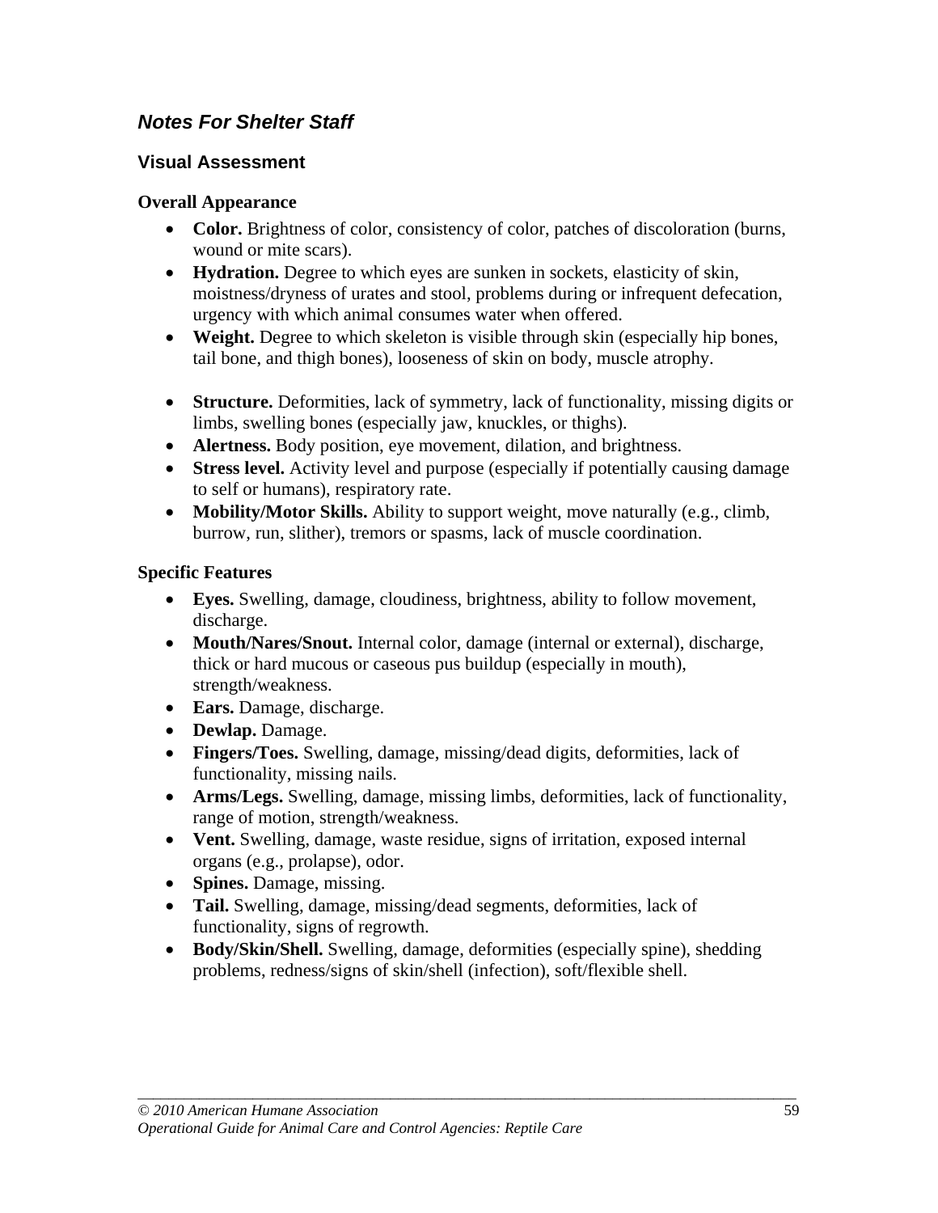## *Notes For Shelter Staff*

### Visual Assessment

**Overall Appearance**

- **Color.** Brightness of color, consistency of color, patches of discoloration (burns, wound or mite scars).
- **Hydration.** Degree to which eyes are sunken in sockets, elasticity of skin, moistness/dryness of urates and stool, problems during or infrequent defecation, urgency with which animal consumes water when offered.
- **Weight.** Degree to which skeleton is visible through skin (especially hip bones, tail bone, and thigh bones), looseness of skin on body, muscle atrophy.
- **Structure.** Deformities, lack of symmetry, lack of functionality, missing digits or limbs, swelling bones (especially jaw, knuckles, or thighs).
- **Alertness.** Body position, eye movement, dilation, and brightness.
- **Stress level.** Activity level and purpose (especially if potentially causing damage to self or humans), respiratory rate.
- **Mobility/Motor Skills.** Ability to support weight, move naturally (e.g., climb, burrow, run, slither), tremors or spasms, lack of muscle coordination.

**Specific Features**

- **Eyes.** Swelling, damage, cloudiness, brightness, ability to follow movement, discharge.
- **Mouth/Nares/Snout.** Internal color, damage (internal or external), discharge, thick or hard mucous or caseous pus buildup (especially in mouth), strength/weakness.
- **Ears.** Damage, discharge.
- **Dewlap.** Damage.
- **Fingers/Toes.** Swelling, damage, missing/dead digits, deformities, lack of functionality, missing nails.
- **Arms/Legs.** Swelling, damage, missing limbs, deformities, lack of functionality, range of motion, strength/weakness.
- **Vent.** Swelling, damage, waste residue, signs of irritation, exposed internal organs (e.g., prolapse), odor.
- **Spines.** Damage, missing.
- **Tail.** Swelling, damage, missing/dead segments, deformities, lack of functionality, signs of regrowth.
- **Body/Skin/Shell.** Swelling, damage, deformities (especially spine), shedding problems, redness/signs of skin/shell (infection), soft/flexible shell.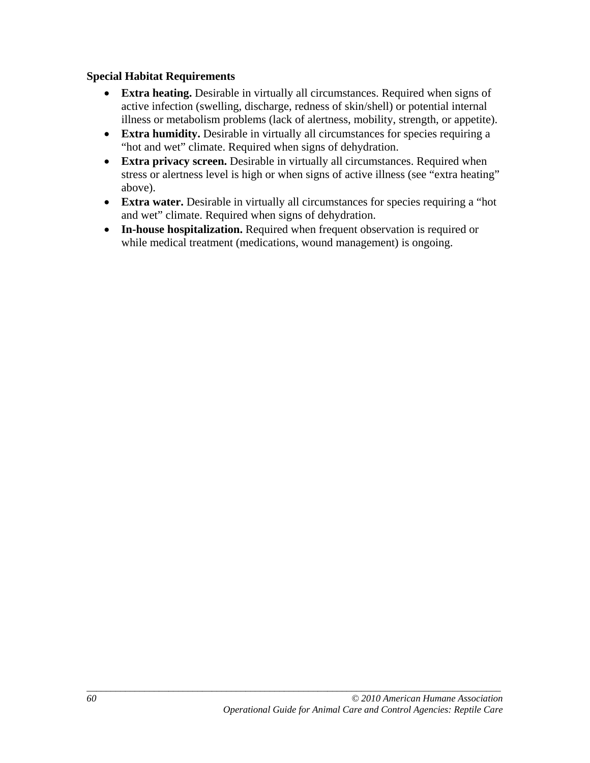**Special Habitat Requirements**

- **Extra heating.** Desirable in virtually all circumstances. Required when signs of active infection (swelling, discharge, redness of skin/shell) or potential internal illness or metabolism problems (lack of alertness, mobility, strength, or appetite).
- **Extra humidity.** Desirable in virtually all circumstances for species requiring a "hot and wet" climate. Required when signs of dehydration.
- **Extra privacy screen.** Desirable in virtually all circumstances. Required when stress or alertness level is high or when signs of active illness (see "extra heating" above).
- **Extra water.** Desirable in virtually all circumstances for species requiring a "hot and wet" climate. Required when signs of dehydration.
- **In-house hospitalization.** Required when frequent observation is required or while medical treatment (medications, wound management) is ongoing.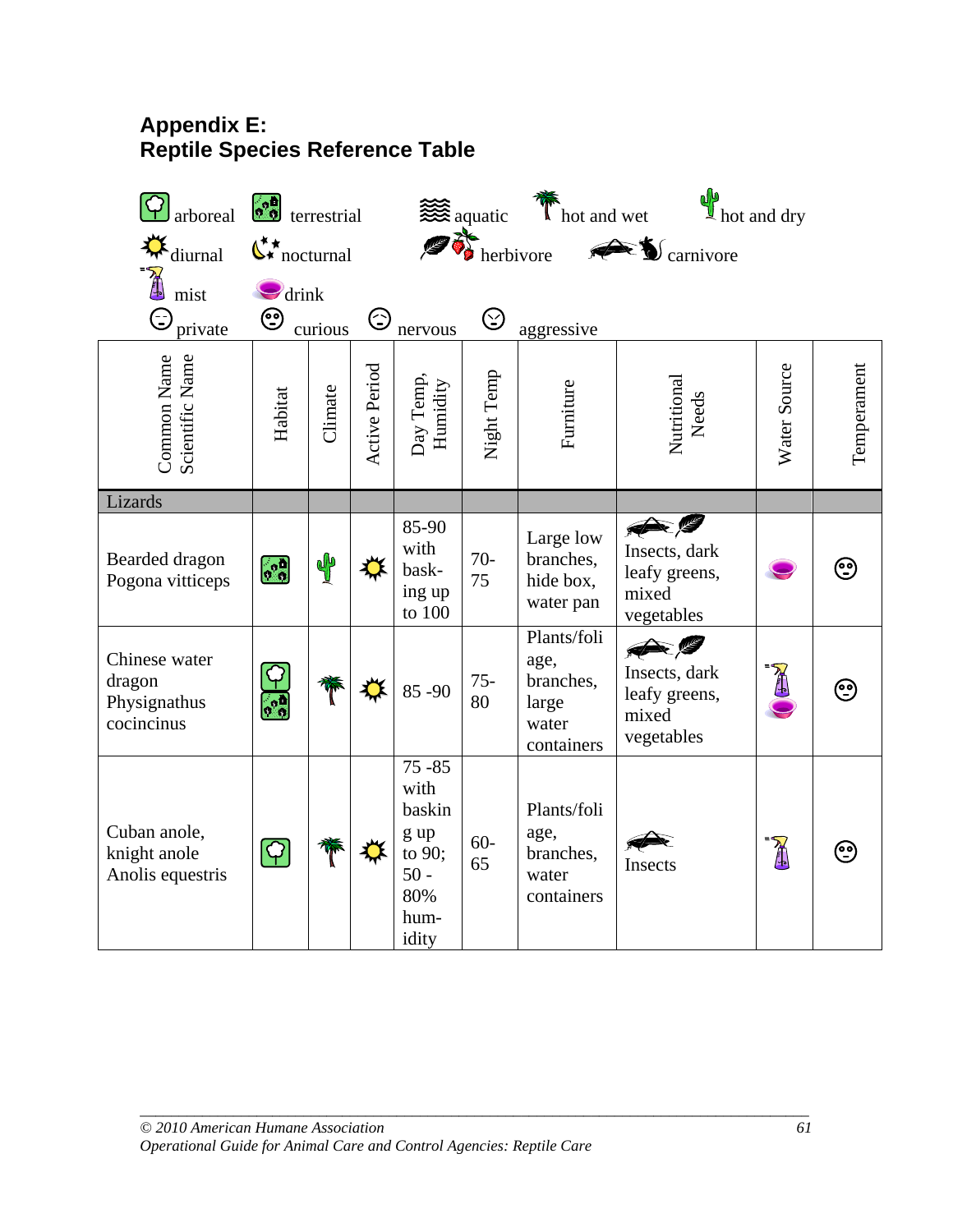# Appendix E:
# Reptile Species Reference Table

Legend: arboreal, terrestrial, aquatic, hot and wet, hot and dry, diurnal, nocturnal, herbivore, carnivore, mist, drink, private, curious, nervous, aggressive

| Common Name / Scientific Name | Habitat | Climate | Active Period | Day Temp, Humidity | Night Temp | Furniture | Nutritional Needs | Water Source | Temperament |
|---|---|---|---|---|---|---|---|---|---|
| **Lizards** | | | | | | | | | |
| Bearded dragon Pogona vitticeps | terrestrial | hot and dry | diurnal | 85-90 with basking up to 100 | 70-75 | Large low branches, hide box, water pan | carnivore, herbivore; Insects, dark leafy greens, mixed vegetables | drink | curious |
| Chinese water dragon Physignathus cocincinus | arboreal, terrestrial | hot and wet | diurnal | 85 -90 | 75-80 | Plants/foliage, branches, large water containers | carnivore, herbivore; Insects, dark leafy greens, mixed vegetables | mist, drink | curious |
| Cuban anole, knight anole Anolis equestris | arboreal | hot and wet | diurnal | 75 -85 with basking up to 90; 50 - 80% humidity | 60-65 | Plants/foliage, branches, water containers | carnivore; Insects | mist | curious |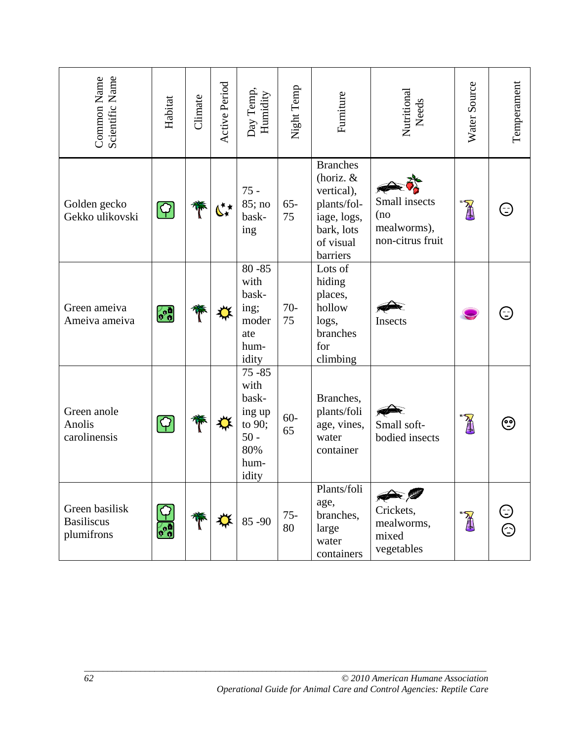| Common Name Scientific Name | Habitat | Climate | Active Period | Day Temp, Humidity | Night Temp | Furniture | Nutritional Needs | Water Source | Temperament |
|---|---|---|---|---|---|---|---|---|---|
| Golden gecko Gekko ulikovski | | | | 75 - 85; no basking | 65-75 | Branches (horiz. & vertical), plants/foliage, logs, bark, lots of visual barriers | Small insects (no mealworms), non-citrus fruit | | |
| Green ameiva Ameiva ameiva | | | | 80 -85 with basking; moderate humidity | 70-75 | Lots of hiding places, hollow logs, branches for climbing | Insects | | |
| Green anole Anolis carolinensis | | | | 75 -85 with basking up to 90; 50 - 80% humidity | 60-65 | Branches, plants/foliage, vines, water container | Small soft-bodied insects | | |
| Green basilisk Basiliscus plumifrons | | | | 85 -90 | 75-80 | Plants/foliage, branches, large water containers | Crickets, mealworms, mixed vegetables | | |

© 2010 American Humane Association
*Operational Guide for Animal Care and Control Agencies: Reptile Care*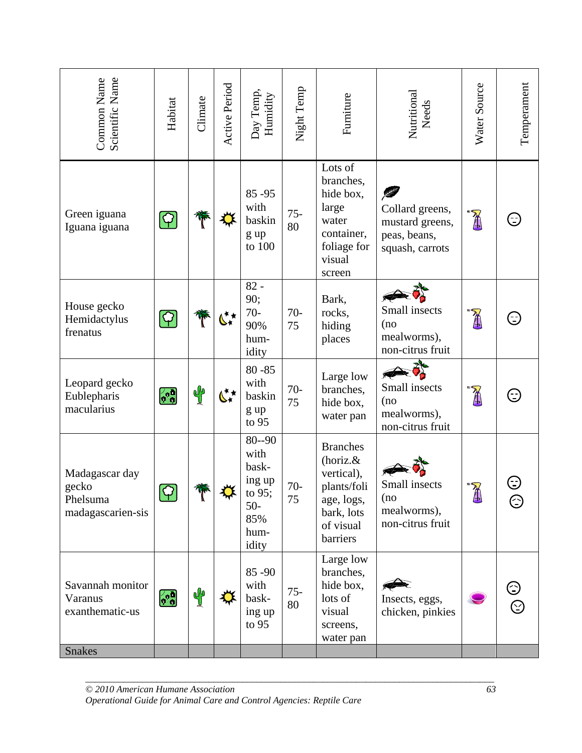| Common Name Scientific Name | Habitat | Climate | Active Period | Day Temp, Humidity | Night Temp | Furniture | Nutritional Needs | Water Source | Temperament |
|---|---|---|---|---|---|---|---|---|---|
| Green iguana Iguana iguana | | | | 85 -95 with basking up to 100 | 75-80 | Lots of branches, hide box, large water container, foliage for visual screen | Collard greens, mustard greens, peas, beans, squash, carrots | | |
| House gecko Hemidactylus frenatus | | | | 82 - 90; 70-90% humidity | 70-75 | Bark, rocks, hiding places | Small insects (no mealworms), non-citrus fruit | | |
| Leopard gecko Eublepharis macularius | | | | 80 -85 with basking up to 95 | 70-75 | Large low branches, hide box, water pan | Small insects (no mealworms), non-citrus fruit | | |
| Madagascar day gecko Phelsuma madagascarien-sis | | | | 80--90 with basking up to 95; 50-85% humidity | 70-75 | Branches (horiz.& vertical), plants/foliage, logs, bark, lots of visual barriers | Small insects (no mealworms), non-citrus fruit | | |
| Savannah monitor Varanus exanthematic-us | | | | 85 -90 with basking up to 95 | 75-80 | Large low branches, hide box, lots of visual screens, water pan | Insects, eggs, chicken, pinkies | | |
| Snakes | | | | | | | | | |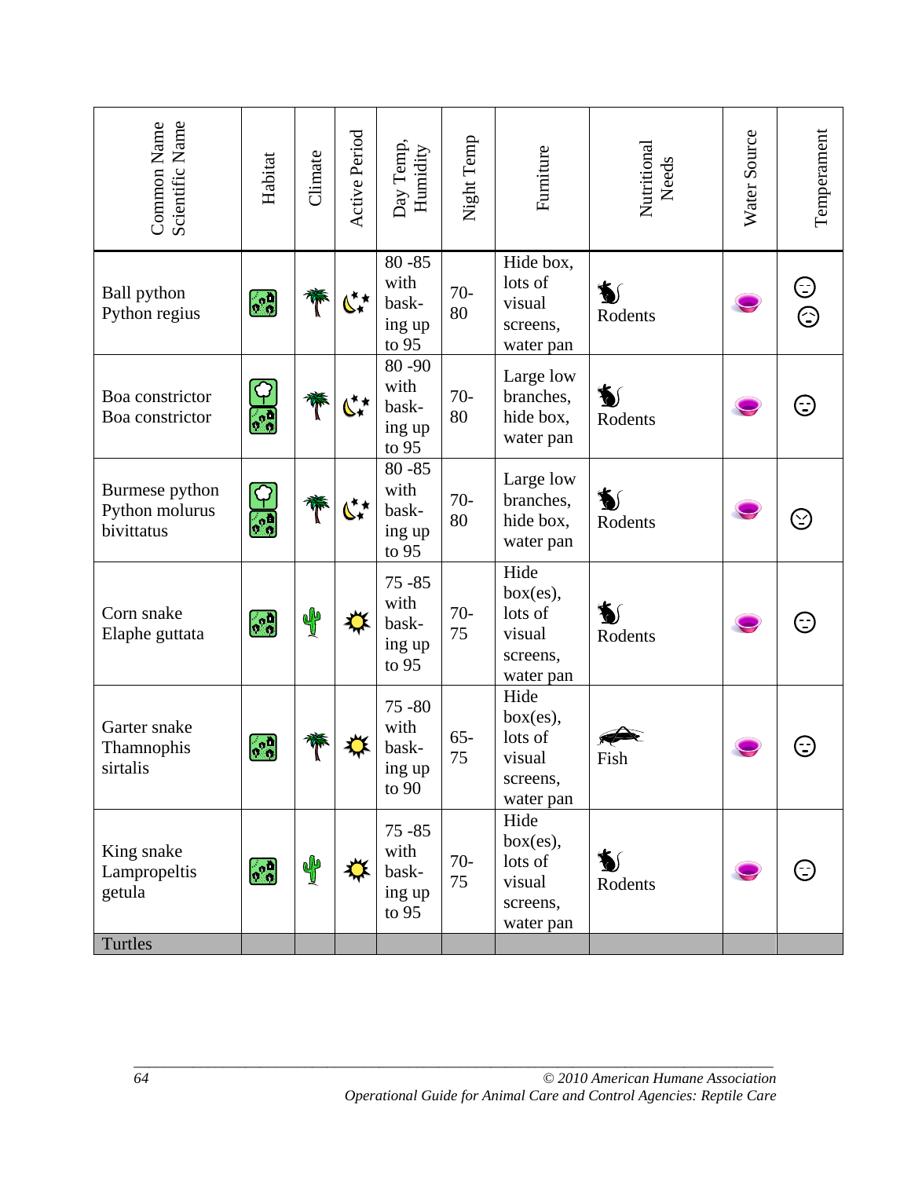| Common Name Scientific Name | Habitat | Climate | Active Period | Day Temp, Humidity | Night Temp | Furniture | Nutritional Needs | Water Source | Temperament |
|---|---|---|---|---|---|---|---|---|---|
| Ball python Python regius | | | | 80 -85 with basking up to 95 | 70-80 | Hide box, lots of visual screens, water pan | Rodents | | |
| Boa constrictor Boa constrictor | | | | 80 -90 with basking up to 95 | 70-80 | Large low branches, hide box, water pan | Rodents | | |
| Burmese python Python molurus bivittatus | | | | 80 -85 with basking up to 95 | 70-80 | Large low branches, hide box, water pan | Rodents | | |
| Corn snake Elaphe guttata | | | | 75 -85 with basking up to 95 | 70-75 | Hide box(es), lots of visual screens, water pan | Rodents | | |
| Garter snake Thamnophis sirtalis | | | | 75 -80 with basking up to 90 | 65-75 | Hide box(es), lots of visual screens, water pan | Fish | | |
| King snake Lampropeltis getula | | | | 75 -85 with basking up to 95 | 70-75 | Hide box(es), lots of visual screens, water pan | Rodents | | |
| Turtles | | | | | | | | | |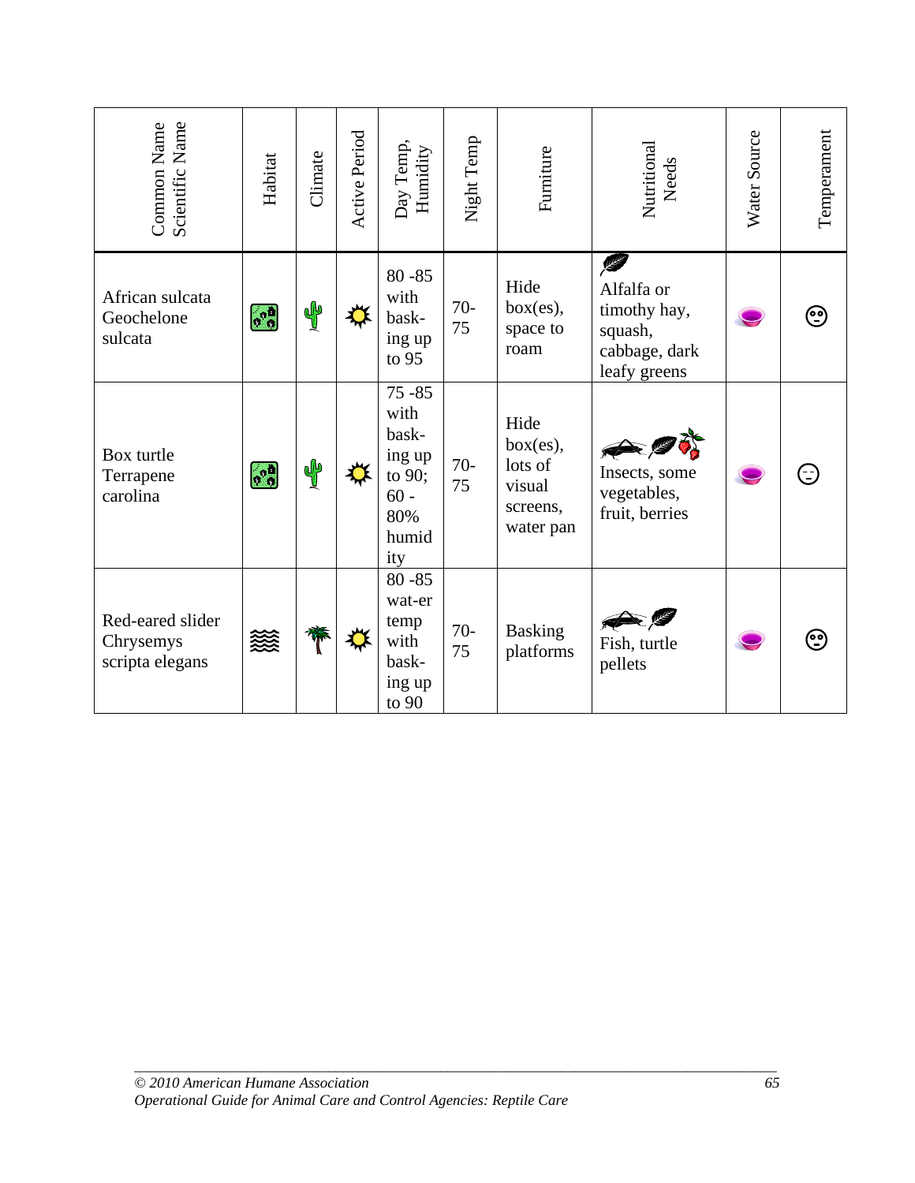| Common Name Scientific Name | Habitat | Climate | Active Period | Day Temp, Humidity | Night Temp | Furniture | Nutritional Needs | Water Source | Temperament |
|---|---|---|---|---|---|---|---|---|---|
| African sulcata Geochelone sulcata | | | | 80 -85 with basking up to 95 | 70-75 | Hide box(es), space to roam | Alfalfa or timothy hay, squash, cabbage, dark leafy greens | | |
| Box turtle Terrapene carolina | | | | 75 -85 with basking up to 90; 60 - 80% humidity | 70-75 | Hide box(es), lots of visual screens, water pan | Insects, some vegetables, fruit, berries | | |
| Red-eared slider Chrysemys scripta elegans | | | | 80 -85 water temp with basking up to 90 | 70-75 | Basking platforms | Fish, turtle pellets | | |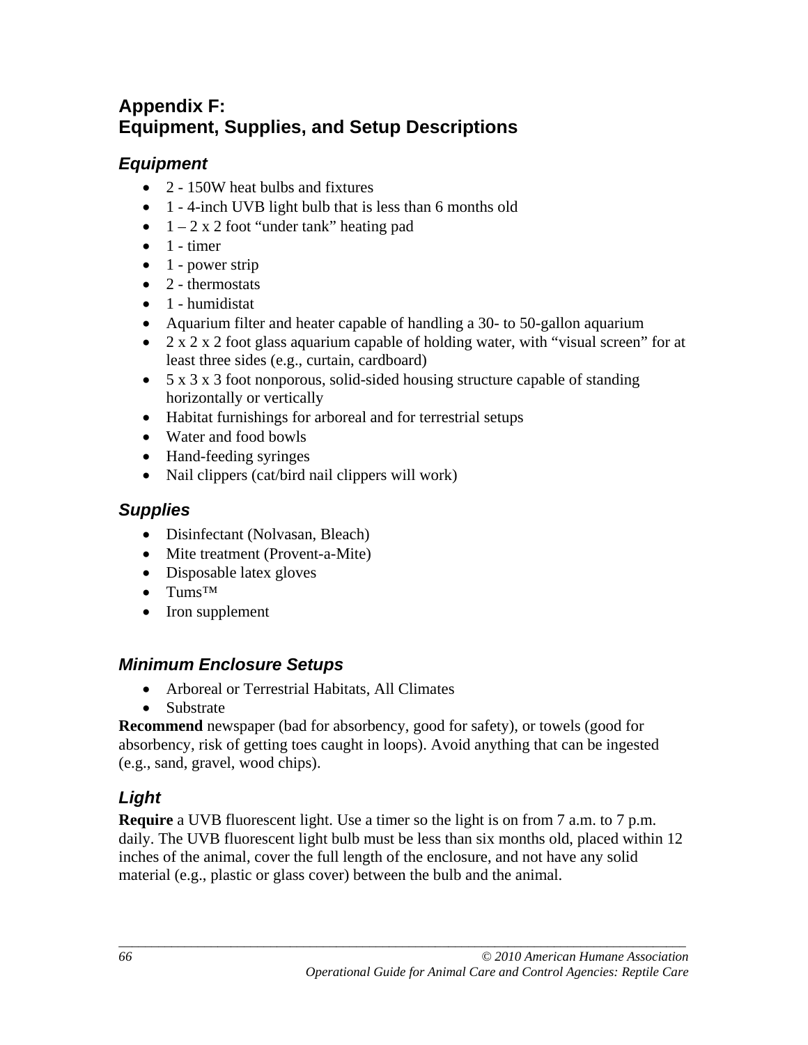# Appendix F: Equipment, Supplies, and Setup Descriptions

### *Equipment*

- 2 - 150W heat bulbs and fixtures
- 1 - 4-inch UVB light bulb that is less than 6 months old
- 1 – 2 x 2 foot “under tank” heating pad
- 1 - timer
- 1 - power strip
- 2 - thermostats
- 1 - humidistat
- Aquarium filter and heater capable of handling a 30- to 50-gallon aquarium
- 2 x 2 x 2 foot glass aquarium capable of holding water, with “visual screen” for at least three sides (e.g., curtain, cardboard)
- 5 x 3 x 3 foot nonporous, solid-sided housing structure capable of standing horizontally or vertically
- Habitat furnishings for arboreal and for terrestrial setups
- Water and food bowls
- Hand-feeding syringes
- Nail clippers (cat/bird nail clippers will work)

### *Supplies*

- Disinfectant (Nolvasan, Bleach)
- Mite treatment (Provent-a-Mite)
- Disposable latex gloves
- Tums™
- Iron supplement

### *Minimum Enclosure Setups*

- Arboreal or Terrestrial Habitats, All Climates
- Substrate

**Recommend** newspaper (bad for absorbency, good for safety), or towels (good for absorbency, risk of getting toes caught in loops). Avoid anything that can be ingested (e.g., sand, gravel, wood chips).

### *Light*

**Require** a UVB fluorescent light. Use a timer so the light is on from 7 a.m. to 7 p.m. daily. The UVB fluorescent light bulb must be less than six months old, placed within 12 inches of the animal, cover the full length of the enclosure, and not have any solid material (e.g., plastic or glass cover) between the bulb and the animal.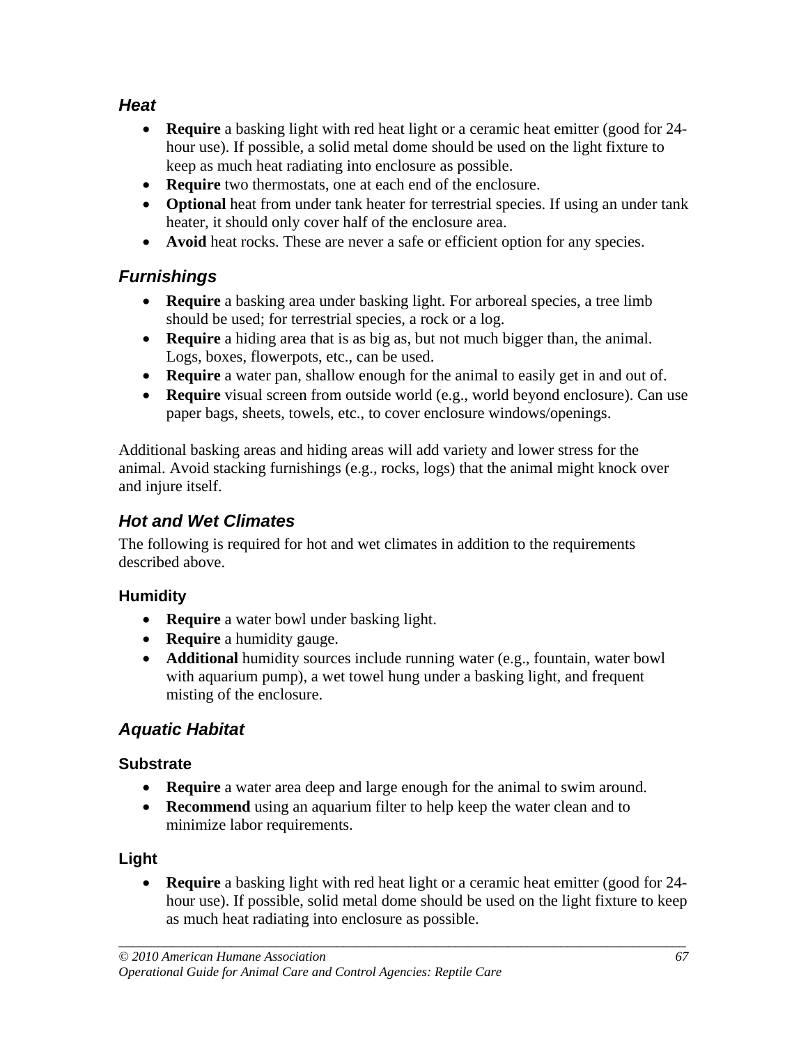### *Heat*

- **Require** a basking light with red heat light or a ceramic heat emitter (good for 24-hour use). If possible, a solid metal dome should be used on the light fixture to keep as much heat radiating into enclosure as possible.
- **Require** two thermostats, one at each end of the enclosure.
- **Optional** heat from under tank heater for terrestrial species. If using an under tank heater, it should only cover half of the enclosure area.
- **Avoid** heat rocks. These are never a safe or efficient option for any species.

### *Furnishings*

- **Require** a basking area under basking light. For arboreal species, a tree limb should be used; for terrestrial species, a rock or a log.
- **Require** a hiding area that is as big as, but not much bigger than, the animal. Logs, boxes, flowerpots, etc., can be used.
- **Require** a water pan, shallow enough for the animal to easily get in and out of.
- **Require** visual screen from outside world (e.g., world beyond enclosure). Can use paper bags, sheets, towels, etc., to cover enclosure windows/openings.

Additional basking areas and hiding areas will add variety and lower stress for the animal. Avoid stacking furnishings (e.g., rocks, logs) that the animal might knock over and injure itself.

## *Hot and Wet Climates*

The following is required for hot and wet climates in addition to the requirements described above.

#### Humidity

- **Require** a water bowl under basking light.
- **Require** a humidity gauge.
- **Additional** humidity sources include running water (e.g., fountain, water bowl with aquarium pump), a wet towel hung under a basking light, and frequent misting of the enclosure.

## *Aquatic Habitat*

#### Substrate

- **Require** a water area deep and large enough for the animal to swim around.
- **Recommend** using an aquarium filter to help keep the water clean and to minimize labor requirements.

#### Light

- **Require** a basking light with red heat light or a ceramic heat emitter (good for 24-hour use). If possible, solid metal dome should be used on the light fixture to keep as much heat radiating into enclosure as possible.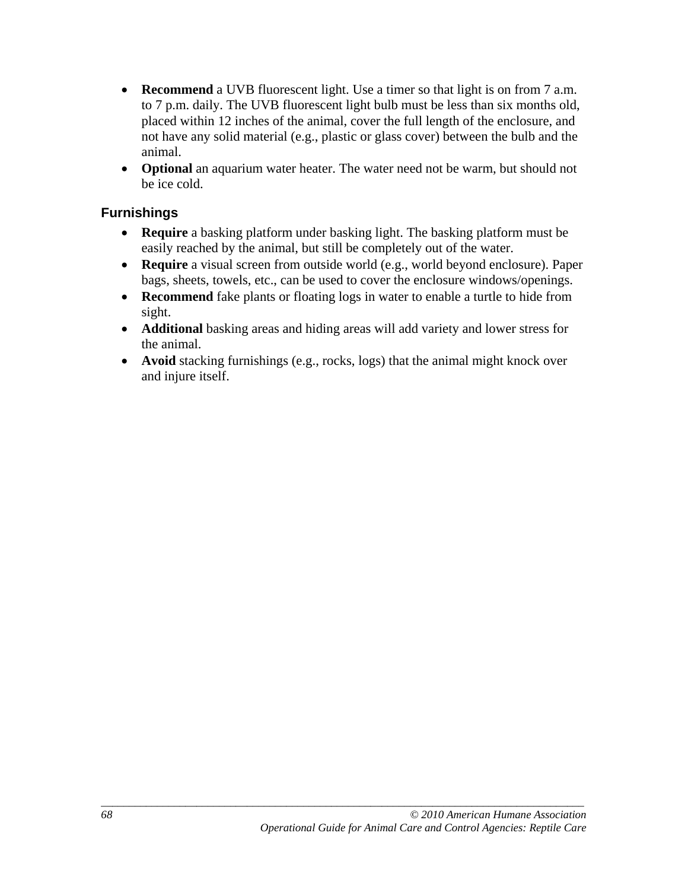- **Recommend** a UVB fluorescent light. Use a timer so that light is on from 7 a.m. to 7 p.m. daily. The UVB fluorescent light bulb must be less than six months old, placed within 12 inches of the animal, cover the full length of the enclosure, and not have any solid material (e.g., plastic or glass cover) between the bulb and the animal.
- **Optional** an aquarium water heater. The water need not be warm, but should not be ice cold.

### Furnishings

- **Require** a basking platform under basking light. The basking platform must be easily reached by the animal, but still be completely out of the water.
- **Require** a visual screen from outside world (e.g., world beyond enclosure). Paper bags, sheets, towels, etc., can be used to cover the enclosure windows/openings.
- **Recommend** fake plants or floating logs in water to enable a turtle to hide from sight.
- **Additional** basking areas and hiding areas will add variety and lower stress for the animal.
- **Avoid** stacking furnishings (e.g., rocks, logs) that the animal might knock over and injure itself.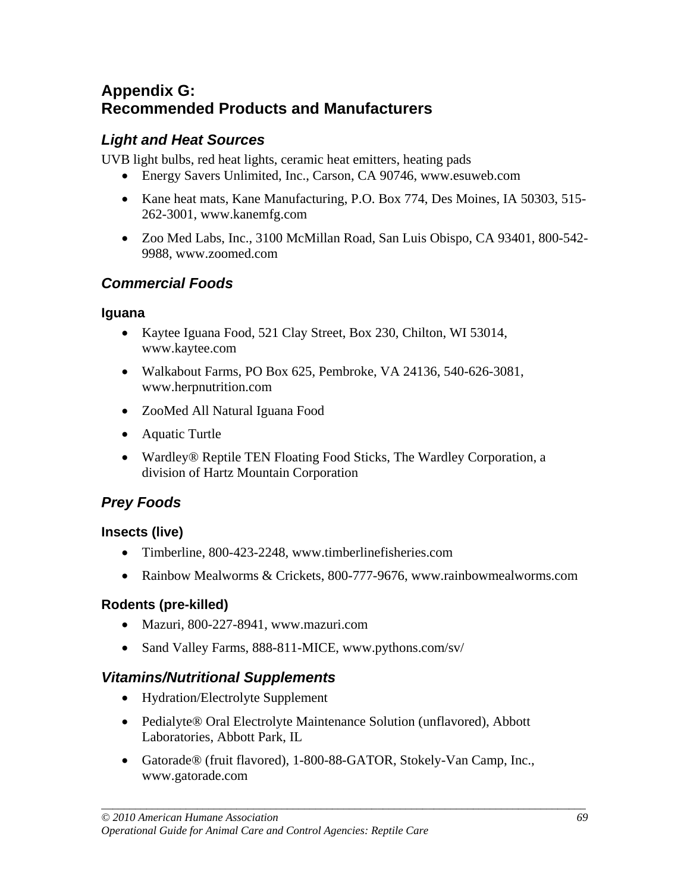# Appendix G: Recommended Products and Manufacturers

## *Light and Heat Sources*

UVB light bulbs, red heat lights, ceramic heat emitters, heating pads

- Energy Savers Unlimited, Inc., Carson, CA 90746, www.esuweb.com
- Kane heat mats, Kane Manufacturing, P.O. Box 774, Des Moines, IA 50303, 515-262-3001, www.kanemfg.com
- Zoo Med Labs, Inc., 3100 McMillan Road, San Luis Obispo, CA 93401, 800-542-9988, www.zoomed.com

## *Commercial Foods*

### Iguana

- Kaytee Iguana Food, 521 Clay Street, Box 230, Chilton, WI 53014, www.kaytee.com
- Walkabout Farms, PO Box 625, Pembroke, VA 24136, 540-626-3081, www.herpnutrition.com
- ZooMed All Natural Iguana Food
- Aquatic Turtle
- Wardley® Reptile TEN Floating Food Sticks, The Wardley Corporation, a division of Hartz Mountain Corporation

## *Prey Foods*

### Insects (live)

- Timberline, 800-423-2248, www.timberlinefisheries.com
- Rainbow Mealworms & Crickets, 800-777-9676, www.rainbowmealworms.com

### Rodents (pre-killed)

- Mazuri, 800-227-8941, www.mazuri.com
- Sand Valley Farms, 888-811-MICE, www.pythons.com/sv/

## *Vitamins/Nutritional Supplements*

- Hydration/Electrolyte Supplement
- Pedialyte® Oral Electrolyte Maintenance Solution (unflavored), Abbott Laboratories, Abbott Park, IL
- Gatorade® (fruit flavored), 1-800-88-GATOR, Stokely-Van Camp, Inc., www.gatorade.com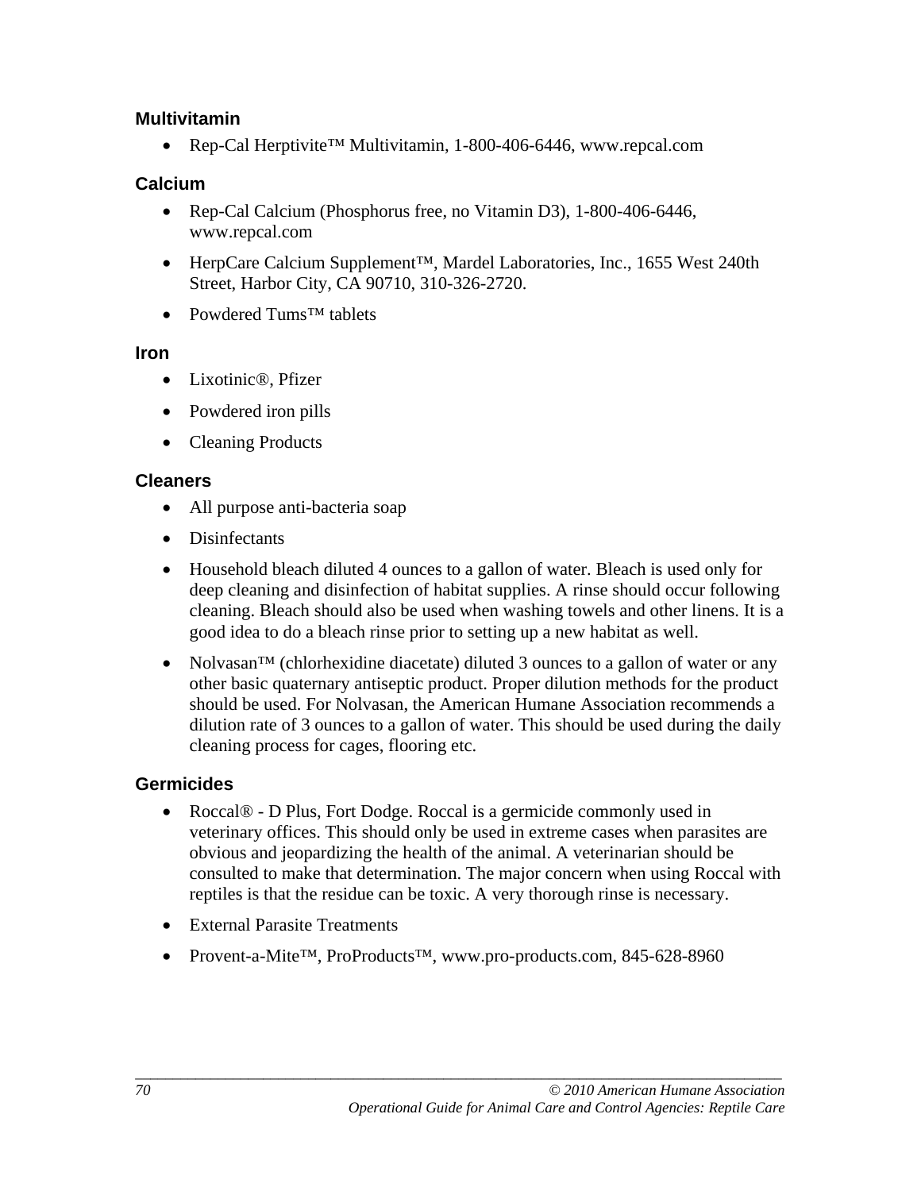### Multivitamin

- Rep-Cal Herptivite™ Multivitamin, 1-800-406-6446, www.repcal.com

### Calcium

- Rep-Cal Calcium (Phosphorus free, no Vitamin D3), 1-800-406-6446, www.repcal.com
- HerpCare Calcium Supplement™, Mardel Laboratories, Inc., 1655 West 240th Street, Harbor City, CA 90710, 310-326-2720.
- Powdered Tums™ tablets

### Iron

- Lixotinic®, Pfizer
- Powdered iron pills
- Cleaning Products

### Cleaners

- All purpose anti-bacteria soap
- Disinfectants
- Household bleach diluted 4 ounces to a gallon of water. Bleach is used only for deep cleaning and disinfection of habitat supplies. A rinse should occur following cleaning. Bleach should also be used when washing towels and other linens. It is a good idea to do a bleach rinse prior to setting up a new habitat as well.
- Nolvasan™ (chlorhexidine diacetate) diluted 3 ounces to a gallon of water or any other basic quaternary antiseptic product. Proper dilution methods for the product should be used. For Nolvasan, the American Humane Association recommends a dilution rate of 3 ounces to a gallon of water. This should be used during the daily cleaning process for cages, flooring etc.

### Germicides

- Roccal® - D Plus, Fort Dodge. Roccal is a germicide commonly used in veterinary offices. This should only be used in extreme cases when parasites are obvious and jeopardizing the health of the animal. A veterinarian should be consulted to make that determination. The major concern when using Roccal with reptiles is that the residue can be toxic. A very thorough rinse is necessary.
- External Parasite Treatments
- Provent-a-Mite™, ProProducts™, www.pro-products.com, 845-628-8960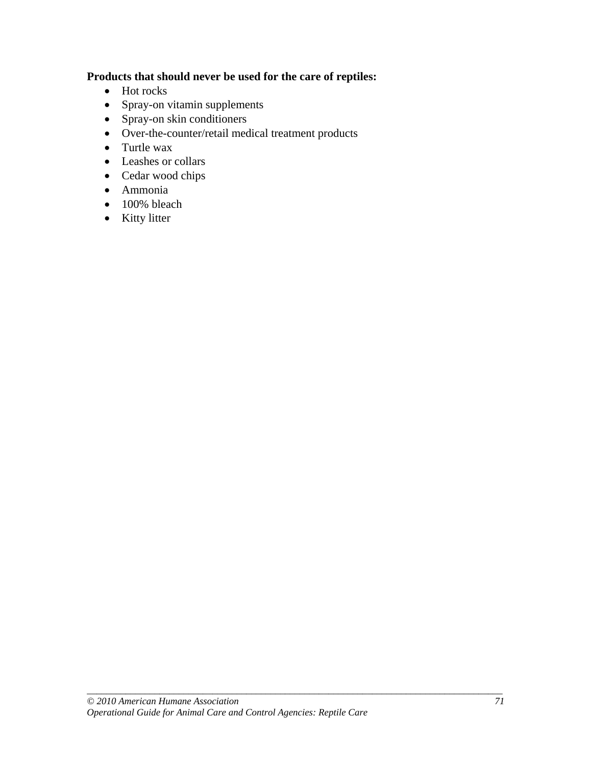**Products that should never be used for the care of reptiles:**

- Hot rocks
- Spray-on vitamin supplements
- Spray-on skin conditioners
- Over-the-counter/retail medical treatment products
- Turtle wax
- Leashes or collars
- Cedar wood chips
- Ammonia
- 100% bleach
- Kitty litter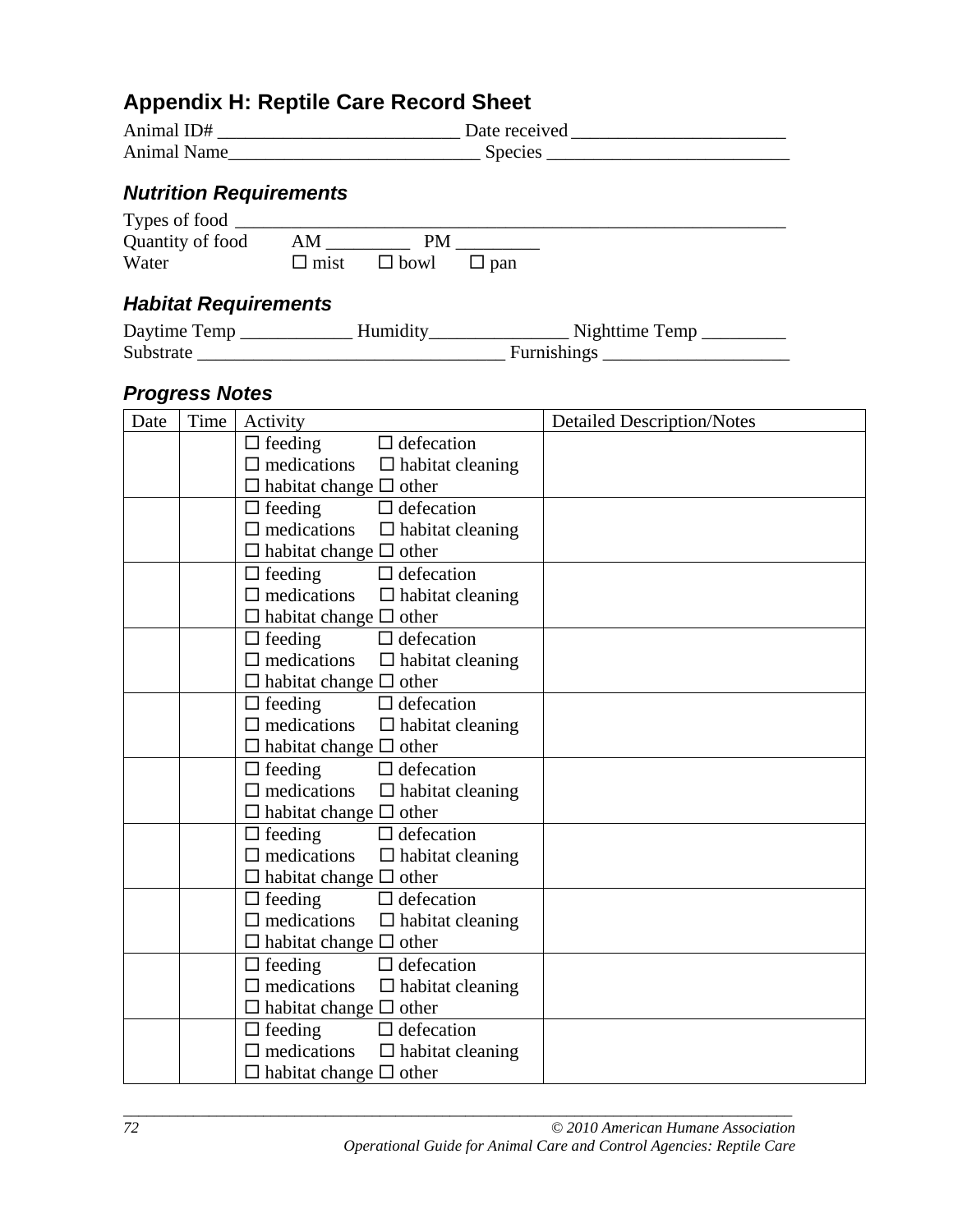# Appendix H: Reptile Care Record Sheet

Animal ID# __________________________ Date received _______________________
Animal Name___________________________ Species __________________________

## *Nutrition Requirements*

Types of food ____________________________________________________________
Quantity of food AM _________ PM _________
Water ☐ mist ☐ bowl ☐ pan

## *Habitat Requirements*

Daytime Temp ____________ Humidity_______________ Nighttime Temp _________
Substrate _________________________________ Furnishings ____________________

## *Progress Notes*

| Date | Time | Activity | Detailed Description/Notes |
|---|---|---|---|
| | | ☐ feeding ☐ defecation ☐ medications ☐ habitat cleaning ☐ habitat change ☐ other | |
| | | ☐ feeding ☐ defecation ☐ medications ☐ habitat cleaning ☐ habitat change ☐ other | |
| | | ☐ feeding ☐ defecation ☐ medications ☐ habitat cleaning ☐ habitat change ☐ other | |
| | | ☐ feeding ☐ defecation ☐ medications ☐ habitat cleaning ☐ habitat change ☐ other | |
| | | ☐ feeding ☐ defecation ☐ medications ☐ habitat cleaning ☐ habitat change ☐ other | |
| | | ☐ feeding ☐ defecation ☐ medications ☐ habitat cleaning ☐ habitat change ☐ other | |
| | | ☐ feeding ☐ defecation ☐ medications ☐ habitat cleaning ☐ habitat change ☐ other | |
| | | ☐ feeding ☐ defecation ☐ medications ☐ habitat cleaning ☐ habitat change ☐ other | |
| | | ☐ feeding ☐ defecation ☐ medications ☐ habitat cleaning ☐ habitat change ☐ other | |
| | | ☐ feeding ☐ defecation ☐ medications ☐ habitat cleaning ☐ habitat change ☐ other | |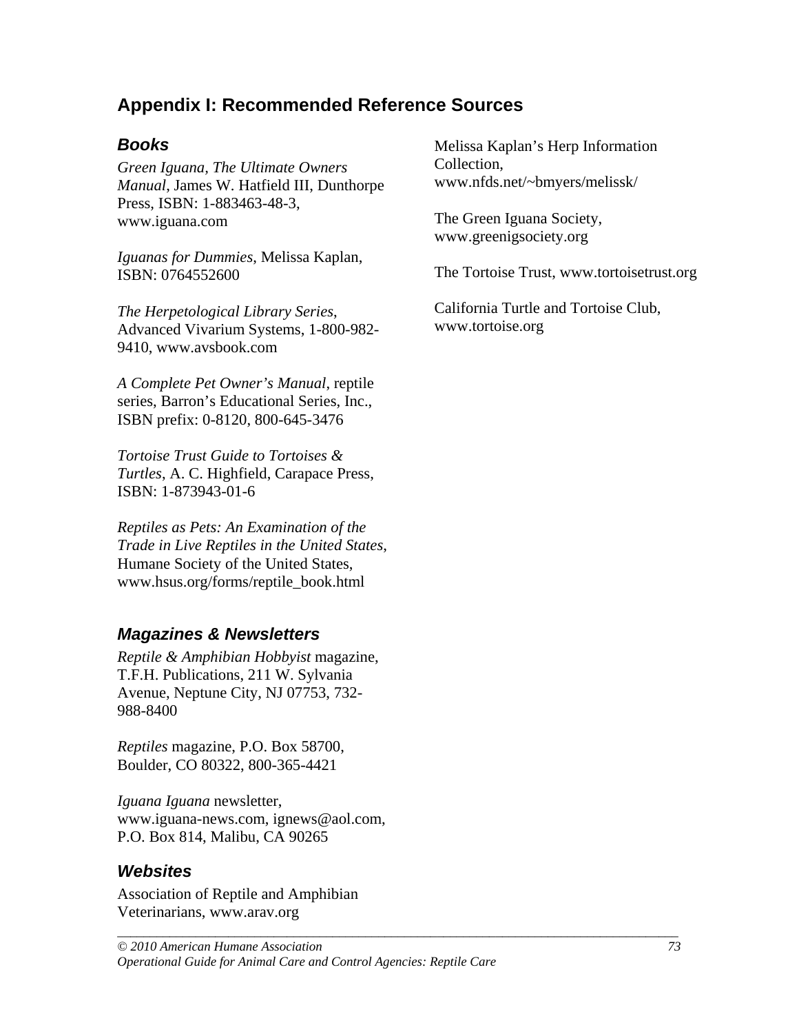# Appendix I: Recommended Reference Sources

## Books

*Green Iguana, The Ultimate Owners Manual*, James W. Hatfield III, Dunthorpe Press, ISBN: 1-883463-48-3, www.iguana.com

*Iguanas for Dummies*, Melissa Kaplan, ISBN: 0764552600

*The Herpetological Library Series*, Advanced Vivarium Systems, 1-800-982-9410, www.avsbook.com

*A Complete Pet Owner's Manual*, reptile series, Barron's Educational Series, Inc., ISBN prefix: 0-8120, 800-645-3476

*Tortoise Trust Guide to Tortoises & Turtles*, A. C. Highfield, Carapace Press, ISBN: 1-873943-01-6

*Reptiles as Pets: An Examination of the Trade in Live Reptiles in the United States*, Humane Society of the United States, www.hsus.org/forms/reptile_book.html

## Magazines & Newsletters

*Reptile & Amphibian Hobbyist* magazine, T.F.H. Publications, 211 W. Sylvania Avenue, Neptune City, NJ 07753, 732-988-8400

*Reptiles* magazine, P.O. Box 58700, Boulder, CO 80322, 800-365-4421

*Iguana Iguana* newsletter, www.iguana-news.com, ignews@aol.com, P.O. Box 814, Malibu, CA 90265

## Websites

Association of Reptile and Amphibian Veterinarians, www.arav.org

Melissa Kaplan's Herp Information Collection, www.nfds.net/~bmyers/melissk/

The Green Iguana Society, www.greenigsociety.org

The Tortoise Trust, www.tortoisetrust.org

California Turtle and Tortoise Club, www.tortoise.org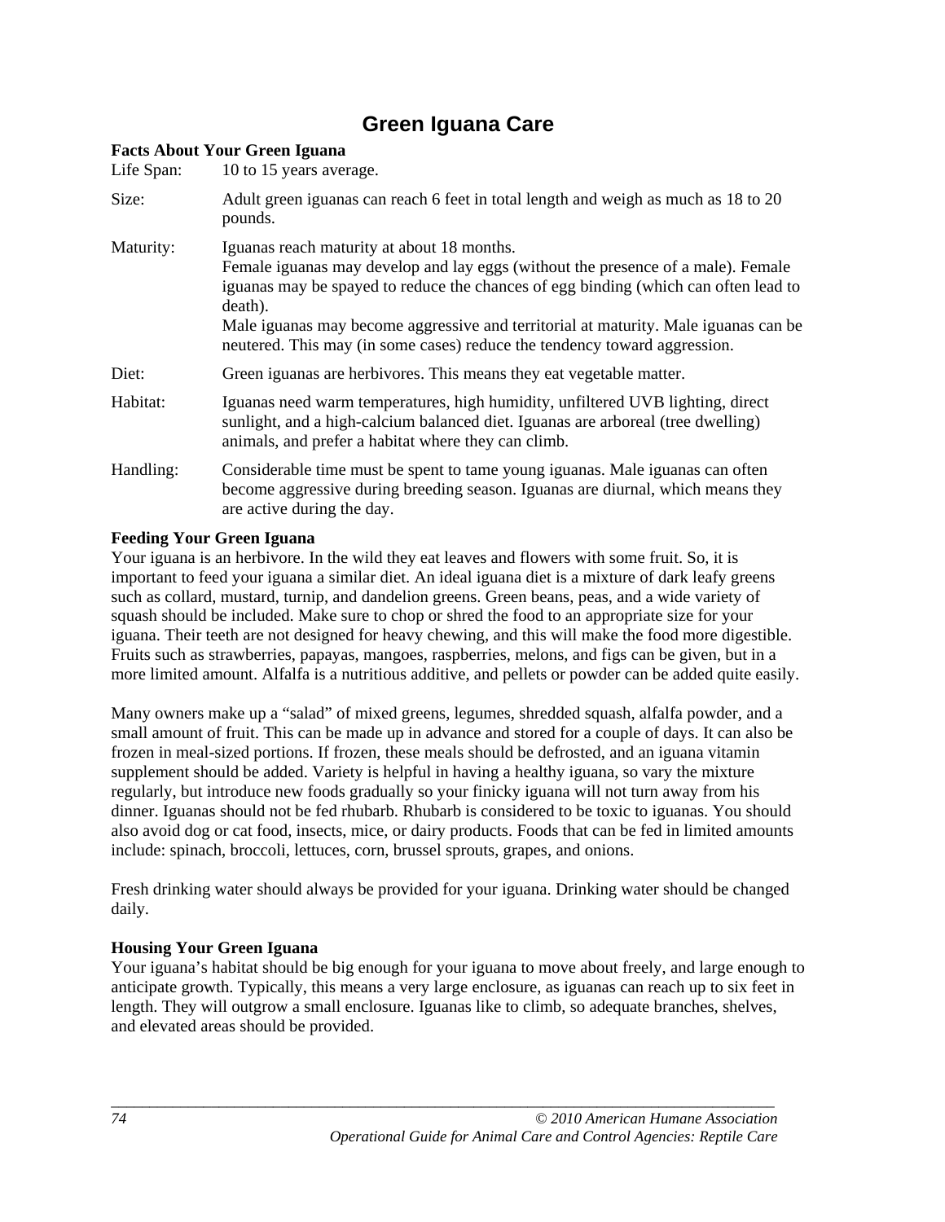# Green Iguana Care

**Facts About Your Green Iguana**

| | |
|---|---|
| Life Span: | 10 to 15 years average. |
| Size: | Adult green iguanas can reach 6 feet in total length and weigh as much as 18 to 20 pounds. |
| Maturity: | Iguanas reach maturity at about 18 months. Female iguanas may develop and lay eggs (without the presence of a male). Female iguanas may be spayed to reduce the chances of egg binding (which can often lead to death). Male iguanas may become aggressive and territorial at maturity. Male iguanas can be neutered. This may (in some cases) reduce the tendency toward aggression. |
| Diet: | Green iguanas are herbivores. This means they eat vegetable matter. |
| Habitat: | Iguanas need warm temperatures, high humidity, unfiltered UVB lighting, direct sunlight, and a high-calcium balanced diet. Iguanas are arboreal (tree dwelling) animals, and prefer a habitat where they can climb. |
| Handling: | Considerable time must be spent to tame young iguanas. Male iguanas can often become aggressive during breeding season. Iguanas are diurnal, which means they are active during the day. |

**Feeding Your Green Iguana**

Your iguana is an herbivore. In the wild they eat leaves and flowers with some fruit. So, it is important to feed your iguana a similar diet. An ideal iguana diet is a mixture of dark leafy greens such as collard, mustard, turnip, and dandelion greens. Green beans, peas, and a wide variety of squash should be included. Make sure to chop or shred the food to an appropriate size for your iguana. Their teeth are not designed for heavy chewing, and this will make the food more digestible. Fruits such as strawberries, papayas, mangoes, raspberries, melons, and figs can be given, but in a more limited amount. Alfalfa is a nutritious additive, and pellets or powder can be added quite easily.

Many owners make up a "salad" of mixed greens, legumes, shredded squash, alfalfa powder, and a small amount of fruit. This can be made up in advance and stored for a couple of days. It can also be frozen in meal-sized portions. If frozen, these meals should be defrosted, and an iguana vitamin supplement should be added. Variety is helpful in having a healthy iguana, so vary the mixture regularly, but introduce new foods gradually so your finicky iguana will not turn away from his dinner. Iguanas should not be fed rhubarb. Rhubarb is considered to be toxic to iguanas. You should also avoid dog or cat food, insects, mice, or dairy products. Foods that can be fed in limited amounts include: spinach, broccoli, lettuces, corn, brussel sprouts, grapes, and onions.

Fresh drinking water should always be provided for your iguana. Drinking water should be changed daily.

**Housing Your Green Iguana**

Your iguana's habitat should be big enough for your iguana to move about freely, and large enough to anticipate growth. Typically, this means a very large enclosure, as iguanas can reach up to six feet in length. They will outgrow a small enclosure. Iguanas like to climb, so adequate branches, shelves, and elevated areas should be provided.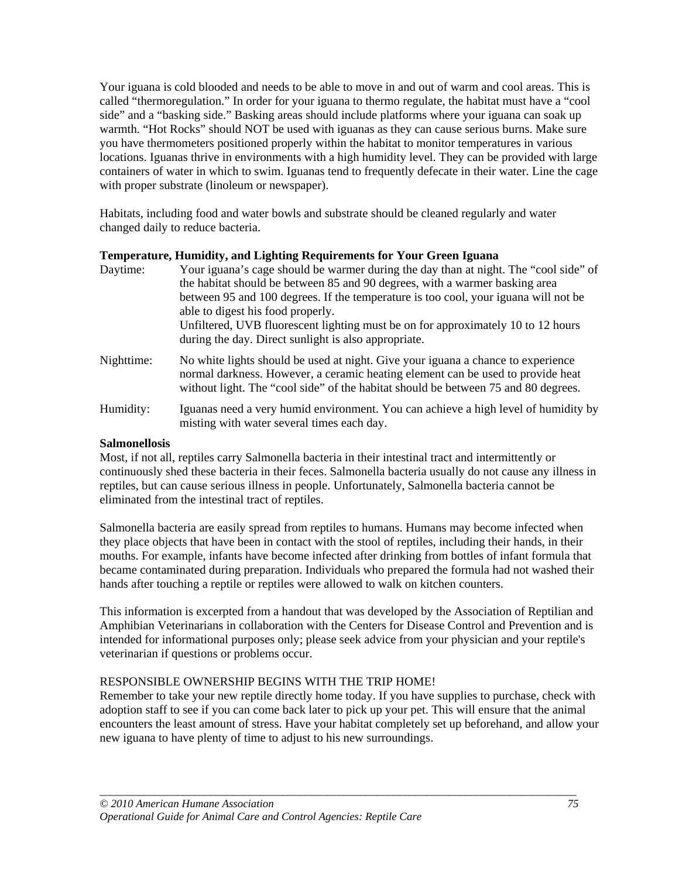Your iguana is cold blooded and needs to be able to move in and out of warm and cool areas. This is called "thermoregulation." In order for your iguana to thermo regulate, the habitat must have a "cool side" and a "basking side." Basking areas should include platforms where your iguana can soak up warmth. "Hot Rocks" should NOT be used with iguanas as they can cause serious burns. Make sure you have thermometers positioned properly within the habitat to monitor temperatures in various locations. Iguanas thrive in environments with a high humidity level. They can be provided with large containers of water in which to swim. Iguanas tend to frequently defecate in their water. Line the cage with proper substrate (linoleum or newspaper).

Habitats, including food and water bowls and substrate should be cleaned regularly and water changed daily to reduce bacteria.

**Temperature, Humidity, and Lighting Requirements for Your Green Iguana**

| | |
|---|---|
| Daytime: | Your iguana's cage should be warmer during the day than at night. The "cool side" of the habitat should be between 85 and 90 degrees, with a warmer basking area between 95 and 100 degrees. If the temperature is too cool, your iguana will not be able to digest his food properly. Unfiltered, UVB fluorescent lighting must be on for approximately 10 to 12 hours during the day. Direct sunlight is also appropriate. |
| Nighttime: | No white lights should be used at night. Give your iguana a chance to experience normal darkness. However, a ceramic heating element can be used to provide heat without light. The "cool side" of the habitat should be between 75 and 80 degrees. |
| Humidity: | Iguanas need a very humid environment. You can achieve a high level of humidity by misting with water several times each day. |

**Salmonellosis**

Most, if not all, reptiles carry Salmonella bacteria in their intestinal tract and intermittently or continuously shed these bacteria in their feces. Salmonella bacteria usually do not cause any illness in reptiles, but can cause serious illness in people. Unfortunately, Salmonella bacteria cannot be eliminated from the intestinal tract of reptiles.

Salmonella bacteria are easily spread from reptiles to humans. Humans may become infected when they place objects that have been in contact with the stool of reptiles, including their hands, in their mouths. For example, infants have become infected after drinking from bottles of infant formula that became contaminated during preparation. Individuals who prepared the formula had not washed their hands after touching a reptile or reptiles were allowed to walk on kitchen counters.

This information is excerpted from a handout that was developed by the Association of Reptilian and Amphibian Veterinarians in collaboration with the Centers for Disease Control and Prevention and is intended for informational purposes only; please seek advice from your physician and your reptile's veterinarian if questions or problems occur.

RESPONSIBLE OWNERSHIP BEGINS WITH THE TRIP HOME!

Remember to take your new reptile directly home today. If you have supplies to purchase, check with adoption staff to see if you can come back later to pick up your pet. This will ensure that the animal encounters the least amount of stress. Have your habitat completely set up beforehand, and allow your new iguana to have plenty of time to adjust to his new surroundings.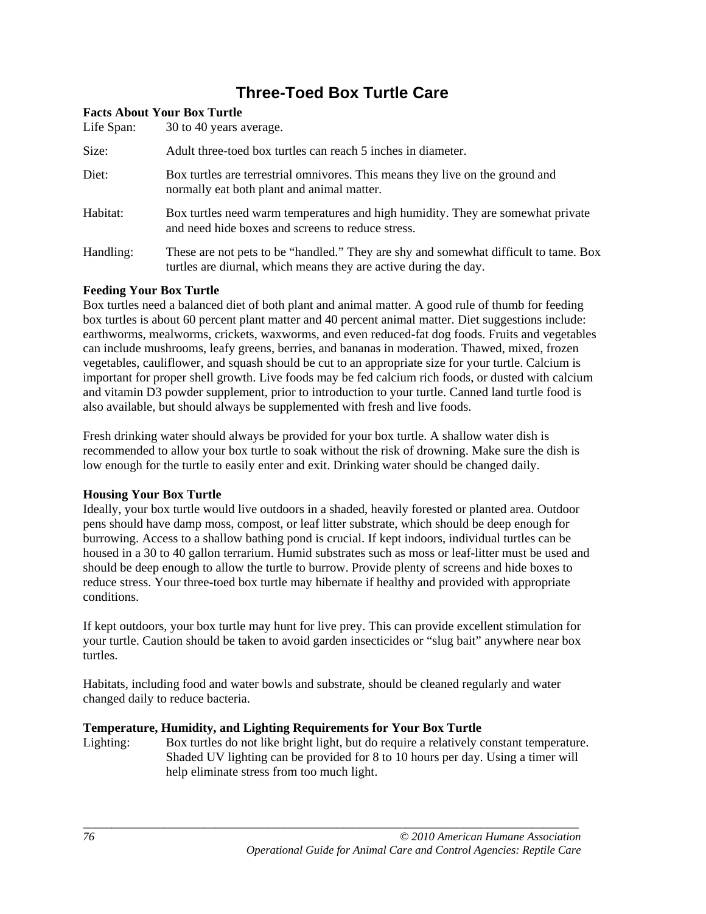# Three-Toed Box Turtle Care

**Facts About Your Box Turtle**

Life Span: 30 to 40 years average.

Size: Adult three-toed box turtles can reach 5 inches in diameter.

Diet: Box turtles are terrestrial omnivores. This means they live on the ground and normally eat both plant and animal matter.

Habitat: Box turtles need warm temperatures and high humidity. They are somewhat private and need hide boxes and screens to reduce stress.

Handling: These are not pets to be "handled." They are shy and somewhat difficult to tame. Box turtles are diurnal, which means they are active during the day.

**Feeding Your Box Turtle**

Box turtles need a balanced diet of both plant and animal matter. A good rule of thumb for feeding box turtles is about 60 percent plant matter and 40 percent animal matter. Diet suggestions include: earthworms, mealworms, crickets, waxworms, and even reduced-fat dog foods. Fruits and vegetables can include mushrooms, leafy greens, berries, and bananas in moderation. Thawed, mixed, frozen vegetables, cauliflower, and squash should be cut to an appropriate size for your turtle. Calcium is important for proper shell growth. Live foods may be fed calcium rich foods, or dusted with calcium and vitamin D3 powder supplement, prior to introduction to your turtle. Canned land turtle food is also available, but should always be supplemented with fresh and live foods.

Fresh drinking water should always be provided for your box turtle. A shallow water dish is recommended to allow your box turtle to soak without the risk of drowning. Make sure the dish is low enough for the turtle to easily enter and exit. Drinking water should be changed daily.

**Housing Your Box Turtle**

Ideally, your box turtle would live outdoors in a shaded, heavily forested or planted area. Outdoor pens should have damp moss, compost, or leaf litter substrate, which should be deep enough for burrowing. Access to a shallow bathing pond is crucial. If kept indoors, individual turtles can be housed in a 30 to 40 gallon terrarium. Humid substrates such as moss or leaf-litter must be used and should be deep enough to allow the turtle to burrow. Provide plenty of screens and hide boxes to reduce stress. Your three-toed box turtle may hibernate if healthy and provided with appropriate conditions.

If kept outdoors, your box turtle may hunt for live prey. This can provide excellent stimulation for your turtle. Caution should be taken to avoid garden insecticides or "slug bait" anywhere near box turtles.

Habitats, including food and water bowls and substrate, should be cleaned regularly and water changed daily to reduce bacteria.

**Temperature, Humidity, and Lighting Requirements for Your Box Turtle**

Lighting: Box turtles do not like bright light, but do require a relatively constant temperature. Shaded UV lighting can be provided for 8 to 10 hours per day. Using a timer will help eliminate stress from too much light.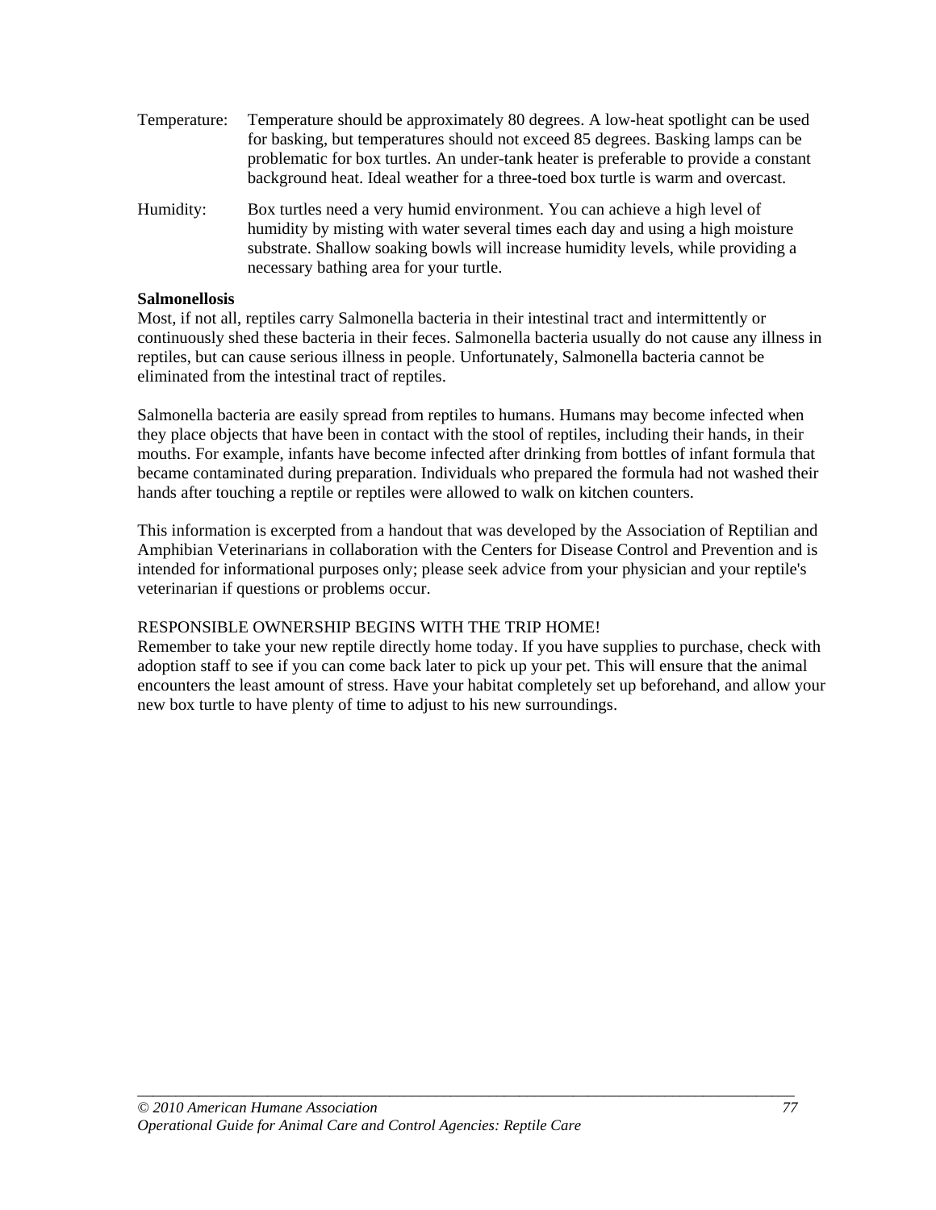Temperature: Temperature should be approximately 80 degrees. A low-heat spotlight can be used for basking, but temperatures should not exceed 85 degrees. Basking lamps can be problematic for box turtles. An under-tank heater is preferable to provide a constant background heat. Ideal weather for a three-toed box turtle is warm and overcast.

Humidity: Box turtles need a very humid environment. You can achieve a high level of humidity by misting with water several times each day and using a high moisture substrate. Shallow soaking bowls will increase humidity levels, while providing a necessary bathing area for your turtle.

**Salmonellosis**

Most, if not all, reptiles carry Salmonella bacteria in their intestinal tract and intermittently or continuously shed these bacteria in their feces. Salmonella bacteria usually do not cause any illness in reptiles, but can cause serious illness in people. Unfortunately, Salmonella bacteria cannot be eliminated from the intestinal tract of reptiles.

Salmonella bacteria are easily spread from reptiles to humans. Humans may become infected when they place objects that have been in contact with the stool of reptiles, including their hands, in their mouths. For example, infants have become infected after drinking from bottles of infant formula that became contaminated during preparation. Individuals who prepared the formula had not washed their hands after touching a reptile or reptiles were allowed to walk on kitchen counters.

This information is excerpted from a handout that was developed by the Association of Reptilian and Amphibian Veterinarians in collaboration with the Centers for Disease Control and Prevention and is intended for informational purposes only; please seek advice from your physician and your reptile's veterinarian if questions or problems occur.

RESPONSIBLE OWNERSHIP BEGINS WITH THE TRIP HOME!

Remember to take your new reptile directly home today. If you have supplies to purchase, check with adoption staff to see if you can come back later to pick up your pet. This will ensure that the animal encounters the least amount of stress. Have your habitat completely set up beforehand, and allow your new box turtle to have plenty of time to adjust to his new surroundings.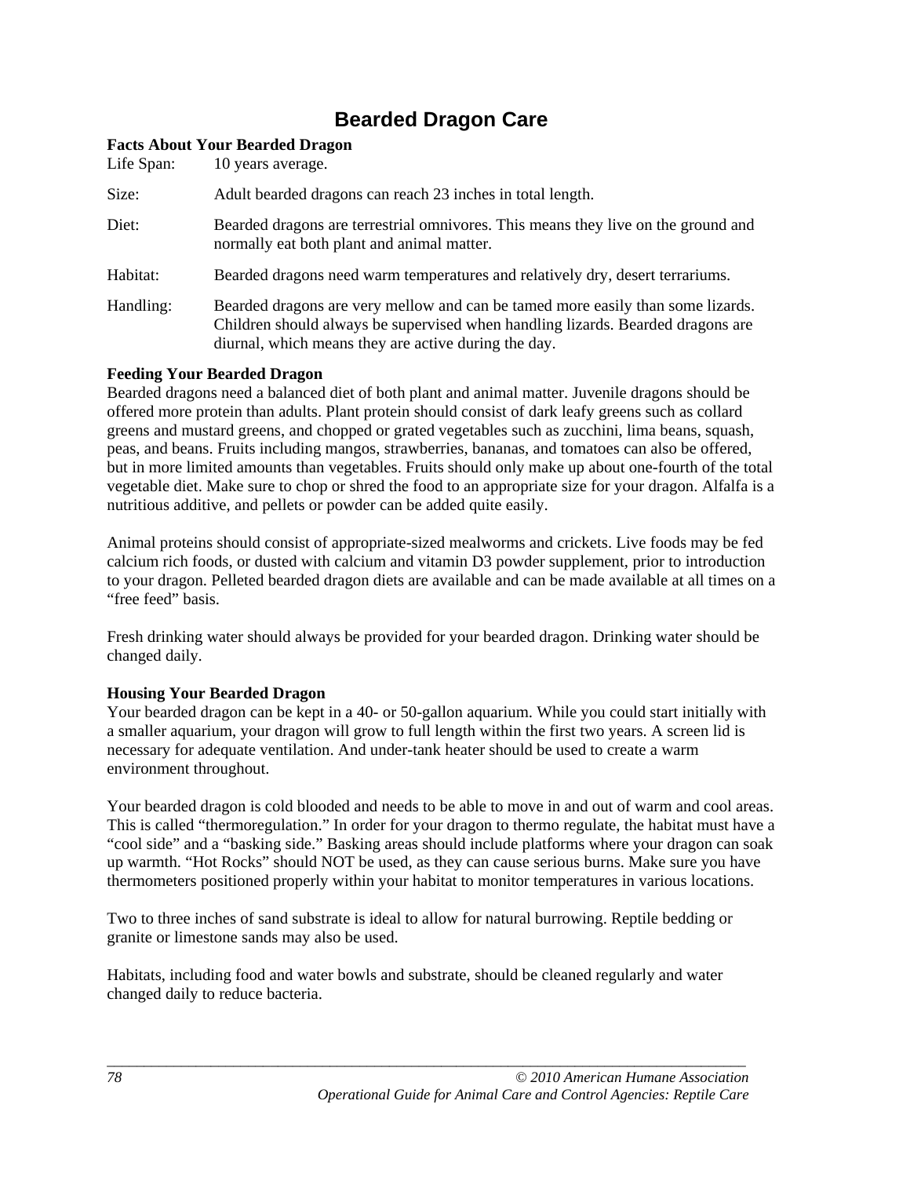# Bearded Dragon Care

**Facts About Your Bearded Dragon**

| | |
|---|---|
| Life Span: | 10 years average. |
| Size: | Adult bearded dragons can reach 23 inches in total length. |
| Diet: | Bearded dragons are terrestrial omnivores. This means they live on the ground and normally eat both plant and animal matter. |
| Habitat: | Bearded dragons need warm temperatures and relatively dry, desert terrariums. |
| Handling: | Bearded dragons are very mellow and can be tamed more easily than some lizards. Children should always be supervised when handling lizards. Bearded dragons are diurnal, which means they are active during the day. |

**Feeding Your Bearded Dragon**

Bearded dragons need a balanced diet of both plant and animal matter. Juvenile dragons should be offered more protein than adults. Plant protein should consist of dark leafy greens such as collard greens and mustard greens, and chopped or grated vegetables such as zucchini, lima beans, squash, peas, and beans. Fruits including mangos, strawberries, bananas, and tomatoes can also be offered, but in more limited amounts than vegetables. Fruits should only make up about one-fourth of the total vegetable diet. Make sure to chop or shred the food to an appropriate size for your dragon. Alfalfa is a nutritious additive, and pellets or powder can be added quite easily.

Animal proteins should consist of appropriate-sized mealworms and crickets. Live foods may be fed calcium rich foods, or dusted with calcium and vitamin D3 powder supplement, prior to introduction to your dragon. Pelleted bearded dragon diets are available and can be made available at all times on a "free feed" basis.

Fresh drinking water should always be provided for your bearded dragon. Drinking water should be changed daily.

**Housing Your Bearded Dragon**

Your bearded dragon can be kept in a 40- or 50-gallon aquarium. While you could start initially with a smaller aquarium, your dragon will grow to full length within the first two years. A screen lid is necessary for adequate ventilation. And under-tank heater should be used to create a warm environment throughout.

Your bearded dragon is cold blooded and needs to be able to move in and out of warm and cool areas. This is called "thermoregulation." In order for your dragon to thermo regulate, the habitat must have a "cool side" and a "basking side." Basking areas should include platforms where your dragon can soak up warmth. "Hot Rocks" should NOT be used, as they can cause serious burns. Make sure you have thermometers positioned properly within your habitat to monitor temperatures in various locations.

Two to three inches of sand substrate is ideal to allow for natural burrowing. Reptile bedding or granite or limestone sands may also be used.

Habitats, including food and water bowls and substrate, should be cleaned regularly and water changed daily to reduce bacteria.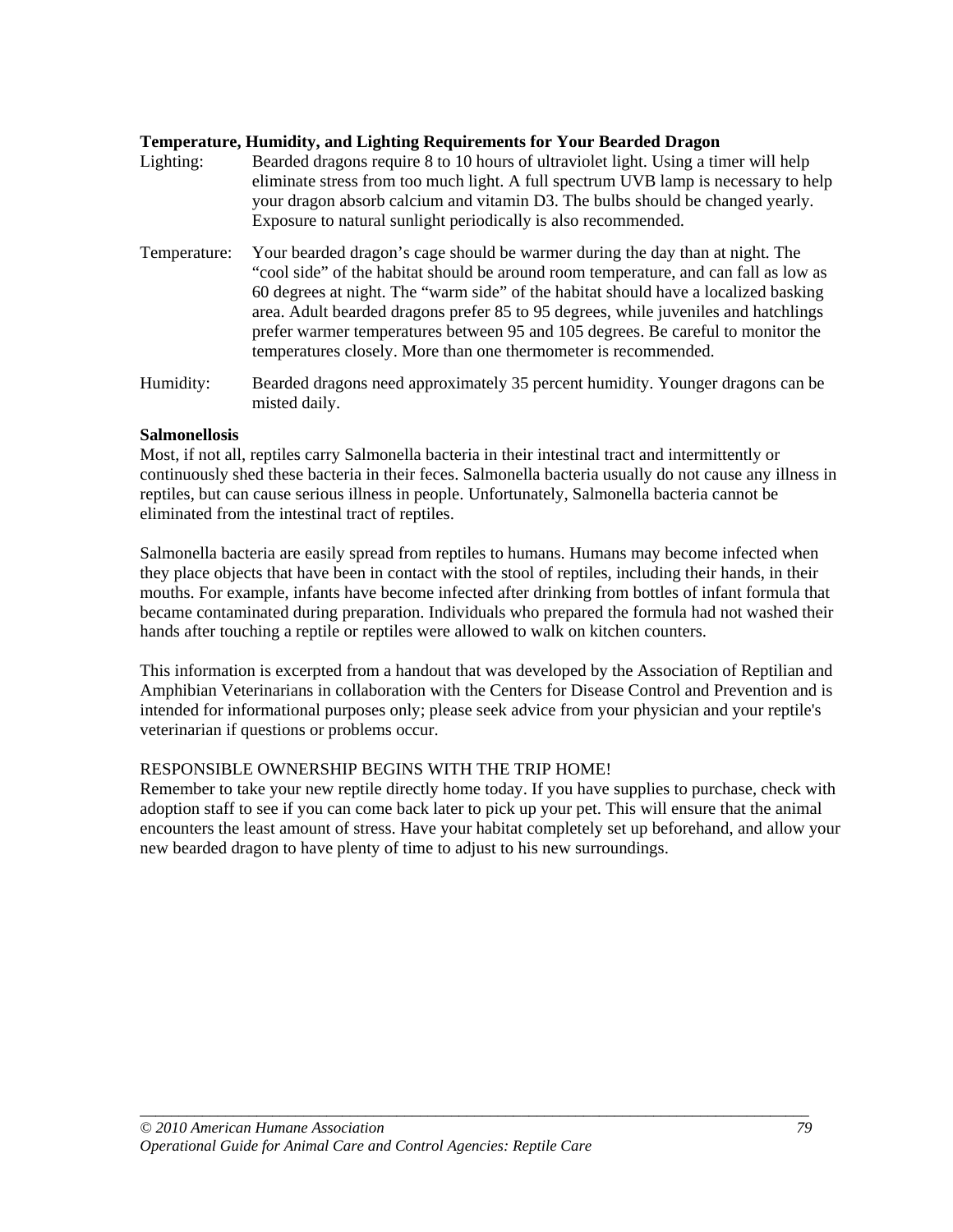**Temperature, Humidity, and Lighting Requirements for Your Bearded Dragon**

Lighting: Bearded dragons require 8 to 10 hours of ultraviolet light. Using a timer will help eliminate stress from too much light. A full spectrum UVB lamp is necessary to help your dragon absorb calcium and vitamin D3. The bulbs should be changed yearly. Exposure to natural sunlight periodically is also recommended.

Temperature: Your bearded dragon's cage should be warmer during the day than at night. The "cool side" of the habitat should be around room temperature, and can fall as low as 60 degrees at night. The "warm side" of the habitat should have a localized basking area. Adult bearded dragons prefer 85 to 95 degrees, while juveniles and hatchlings prefer warmer temperatures between 95 and 105 degrees. Be careful to monitor the temperatures closely. More than one thermometer is recommended.

Humidity: Bearded dragons need approximately 35 percent humidity. Younger dragons can be misted daily.

**Salmonellosis**

Most, if not all, reptiles carry Salmonella bacteria in their intestinal tract and intermittently or continuously shed these bacteria in their feces. Salmonella bacteria usually do not cause any illness in reptiles, but can cause serious illness in people. Unfortunately, Salmonella bacteria cannot be eliminated from the intestinal tract of reptiles.

Salmonella bacteria are easily spread from reptiles to humans. Humans may become infected when they place objects that have been in contact with the stool of reptiles, including their hands, in their mouths. For example, infants have become infected after drinking from bottles of infant formula that became contaminated during preparation. Individuals who prepared the formula had not washed their hands after touching a reptile or reptiles were allowed to walk on kitchen counters.

This information is excerpted from a handout that was developed by the Association of Reptilian and Amphibian Veterinarians in collaboration with the Centers for Disease Control and Prevention and is intended for informational purposes only; please seek advice from your physician and your reptile's veterinarian if questions or problems occur.

RESPONSIBLE OWNERSHIP BEGINS WITH THE TRIP HOME!

Remember to take your new reptile directly home today. If you have supplies to purchase, check with adoption staff to see if you can come back later to pick up your pet. This will ensure that the animal encounters the least amount of stress. Have your habitat completely set up beforehand, and allow your new bearded dragon to have plenty of time to adjust to his new surroundings.